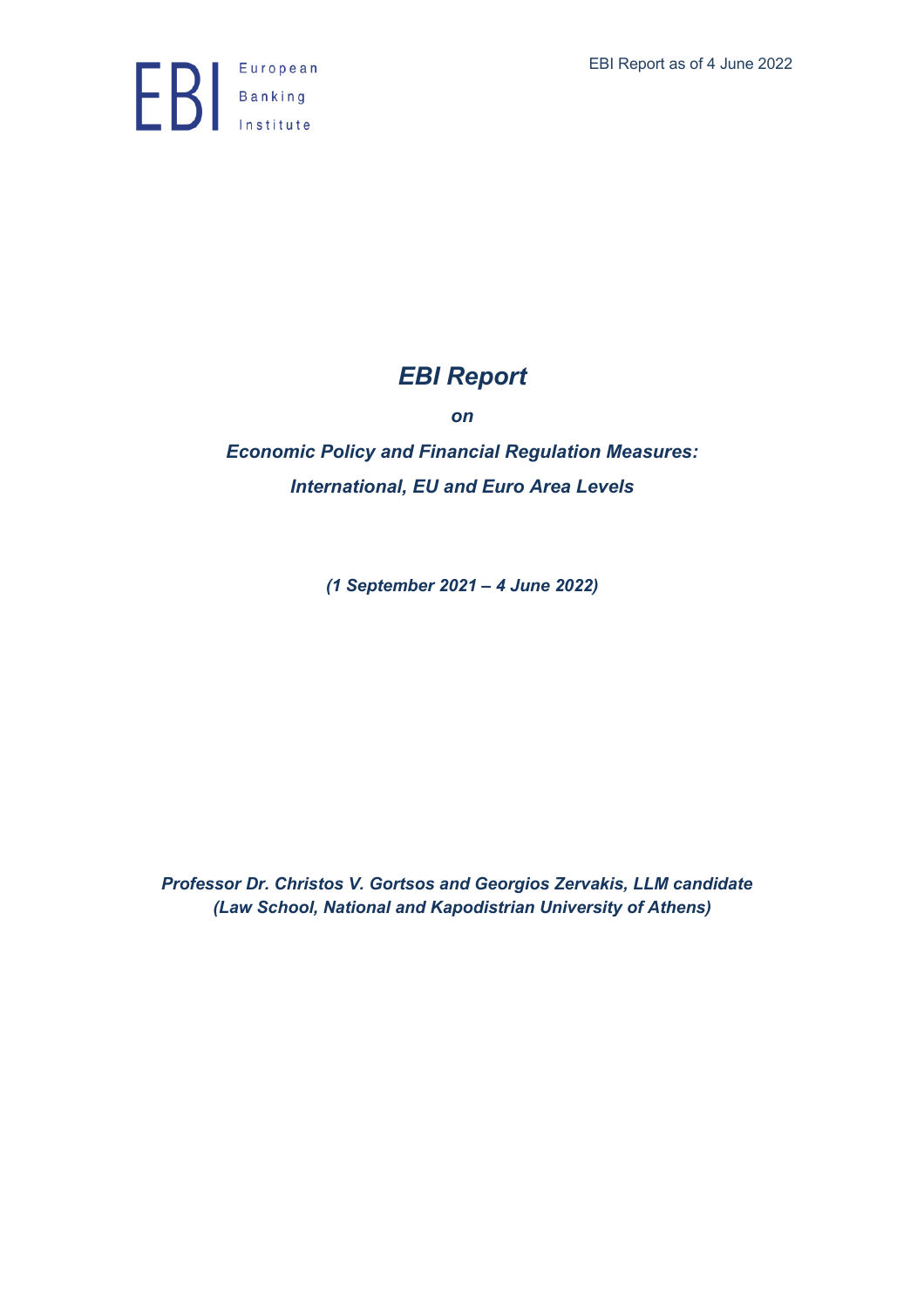European Banking Institute

EBI Report as of 4 June 2022

# *EBI Report*

***on***

***Economic Policy and Financial Regulation Measures: International, EU and Euro Area Levels***

***(1 September 2021 – 4 June 2022)***

***Professor Dr. Christos V. Gortsos and Georgios Zervakis, LLM candidate (Law School, National and Kapodistrian University of Athens)***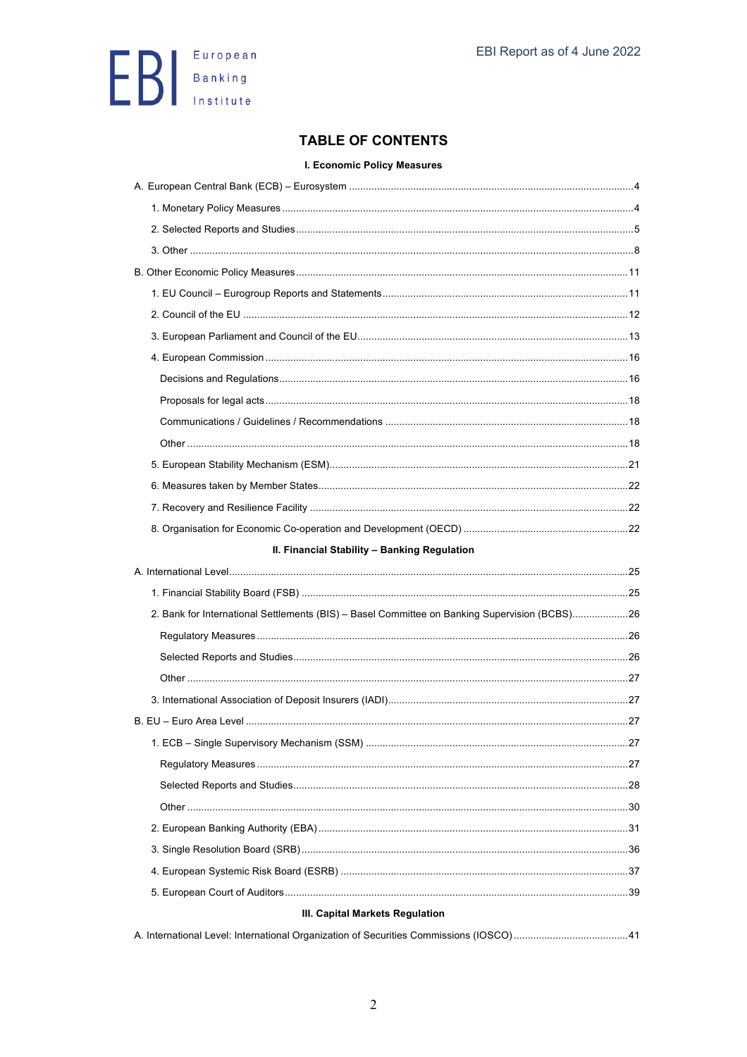# TABLE OF CONTENTS

## I. Economic Policy Measures

A. European Central Bank (ECB) – Eurosystem .......... 4

- 1. Monetary Policy Measures .......... 4
- 2. Selected Reports and Studies .......... 5
- 3. Other .......... 8

B. Other Economic Policy Measures .......... 11

- 1. EU Council – Eurogroup Reports and Statements .......... 11
- 2. Council of the EU .......... 12
- 3. European Parliament and Council of the EU .......... 13
- 4. European Commission .......... 16
  - Decisions and Regulations .......... 16
  - Proposals for legal acts .......... 18
  - Communications / Guidelines / Recommendations .......... 18
  - Other .......... 18
- 5. European Stability Mechanism (ESM) .......... 21
- 6. Measures taken by Member States .......... 22
- 7. Recovery and Resilience Facility .......... 22
- 8. Organisation for Economic Co-operation and Development (OECD) .......... 22

## II. Financial Stability – Banking Regulation

A. International Level .......... 25

- 1. Financial Stability Board (FSB) .......... 25
- 2. Bank for International Settlements (BIS) – Basel Committee on Banking Supervision (BCBS) .......... 26
  - Regulatory Measures .......... 26
  - Selected Reports and Studies .......... 26
  - Other .......... 27
- 3. International Association of Deposit Insurers (IADI) .......... 27

B. EU – Euro Area Level .......... 27

- 1. ECB – Single Supervisory Mechanism (SSM) .......... 27
  - Regulatory Measures .......... 27
  - Selected Reports and Studies .......... 28
  - Other .......... 30
- 2. European Banking Authority (EBA) .......... 31
- 3. Single Resolution Board (SRB) .......... 36
- 4. European Systemic Risk Board (ESRB) .......... 37
- 5. European Court of Auditors .......... 39

## III. Capital Markets Regulation

A. International Level: International Organization of Securities Commissions (IOSCO) .......... 41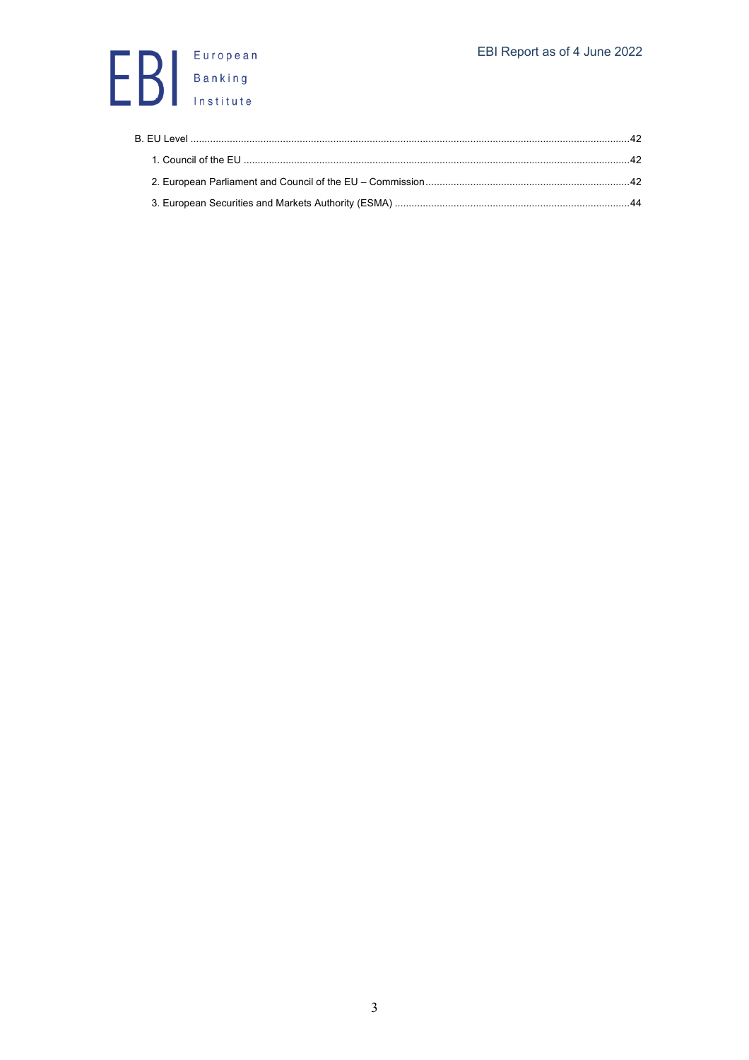B. EU Level ....................................................................................................................................................42

1. Council of the EU ..........................................................................................................................................42

2. European Parliament and Council of the EU – Commission ..........................................................................42

3. European Securities and Markets Authority (ESMA) ....................................................................................44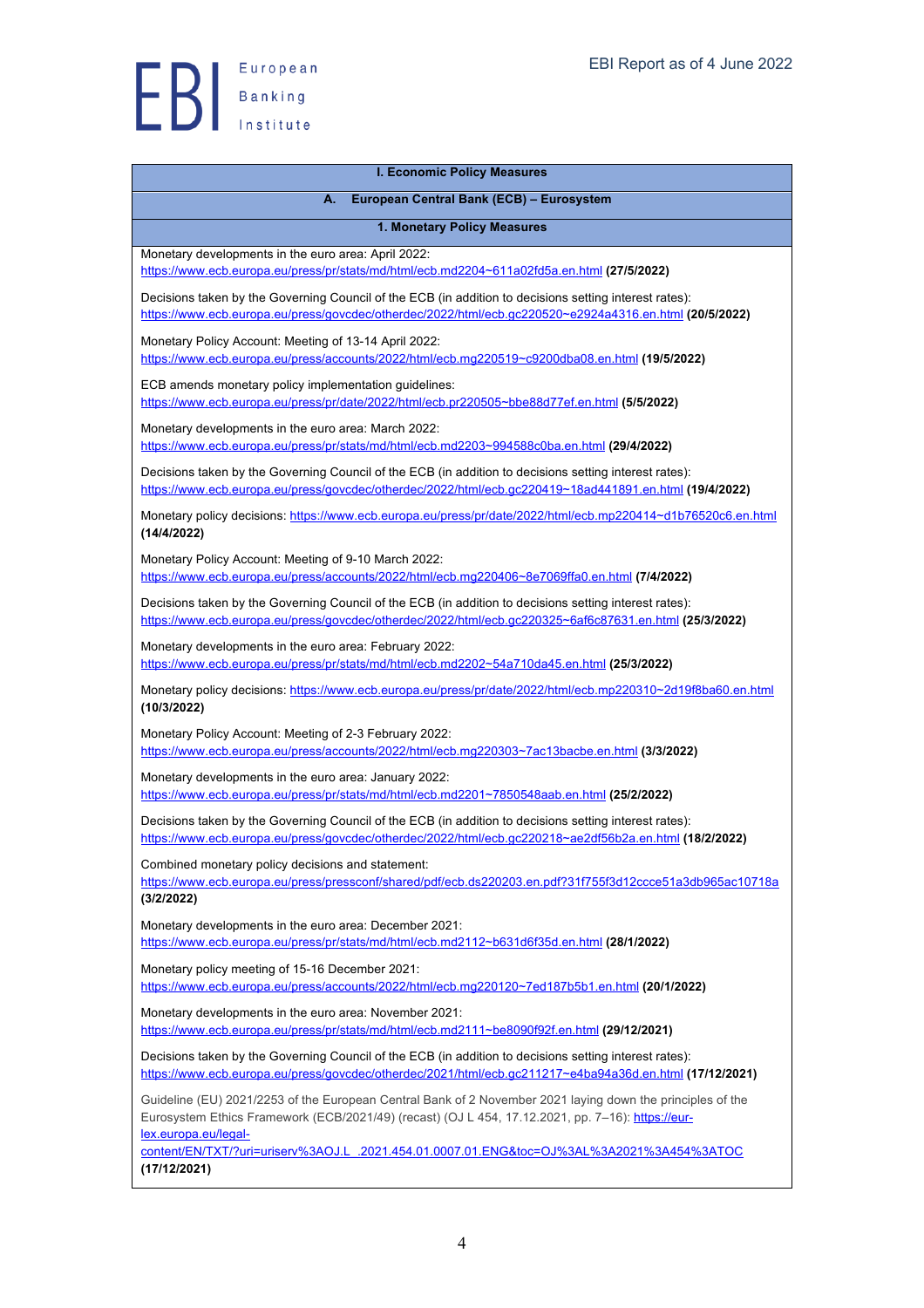## I. Economic Policy Measures

### A. European Central Bank (ECB) – Eurosystem

#### 1. Monetary Policy Measures

Monetary developments in the euro area: April 2022:
https://www.ecb.europa.eu/press/pr/stats/md/html/ecb.md2204~611a02fd5a.en.html **(27/5/2022)**

Decisions taken by the Governing Council of the ECB (in addition to decisions setting interest rates):
https://www.ecb.europa.eu/press/govcdec/otherdec/2022/html/ecb.gc220520~e2924a4316.en.html **(20/5/2022)**

Monetary Policy Account: Meeting of 13-14 April 2022:
https://www.ecb.europa.eu/press/accounts/2022/html/ecb.mg220519~c9200dba08.en.html **(19/5/2022)**

ECB amends monetary policy implementation guidelines:
https://www.ecb.europa.eu/press/pr/date/2022/html/ecb.pr220505~bbe88d77ef.en.html **(5/5/2022)**

Monetary developments in the euro area: March 2022:
https://www.ecb.europa.eu/press/pr/stats/md/html/ecb.md2203~994588c0ba.en.html **(29/4/2022)**

Decisions taken by the Governing Council of the ECB (in addition to decisions setting interest rates):
https://www.ecb.europa.eu/press/govcdec/otherdec/2022/html/ecb.gc220419~18ad441891.en.html **(19/4/2022)**

Monetary policy decisions: https://www.ecb.europa.eu/press/pr/date/2022/html/ecb.mp220414~d1b76520c6.en.html **(14/4/2022)**

Monetary Policy Account: Meeting of 9-10 March 2022:
https://www.ecb.europa.eu/press/accounts/2022/html/ecb.mg220406~8e7069ffa0.en.html **(7/4/2022)**

Decisions taken by the Governing Council of the ECB (in addition to decisions setting interest rates):
https://www.ecb.europa.eu/press/govcdec/otherdec/2022/html/ecb.gc220325~6af6c87631.en.html **(25/3/2022)**

Monetary developments in the euro area: February 2022:
https://www.ecb.europa.eu/press/pr/stats/md/html/ecb.md2202~54a710da45.en.html **(25/3/2022)**

Monetary policy decisions: https://www.ecb.europa.eu/press/pr/date/2022/html/ecb.mp220310~2d19f8ba60.en.html **(10/3/2022)**

Monetary Policy Account: Meeting of 2-3 February 2022:
https://www.ecb.europa.eu/press/accounts/2022/html/ecb.mg220303~7ac13bacbe.en.html **(3/3/2022)**

Monetary developments in the euro area: January 2022:
https://www.ecb.europa.eu/press/pr/stats/md/html/ecb.md2201~7850548aab.en.html **(25/2/2022)**

Decisions taken by the Governing Council of the ECB (in addition to decisions setting interest rates):
https://www.ecb.europa.eu/press/govcdec/otherdec/2022/html/ecb.gc220218~ae2df56b2a.en.html **(18/2/2022)**

Combined monetary policy decisions and statement:
https://www.ecb.europa.eu/press/pressconf/shared/pdf/ecb.ds220203.en.pdf?31f755f3d12ccce51a3db965ac10718a **(3/2/2022)**

Monetary developments in the euro area: December 2021:
https://www.ecb.europa.eu/press/pr/stats/md/html/ecb.md2112~b631d6f35d.en.html **(28/1/2022)**

Monetary policy meeting of 15-16 December 2021:
https://www.ecb.europa.eu/press/accounts/2022/html/ecb.mg220120~7ed187b5b1.en.html **(20/1/2022)**

Monetary developments in the euro area: November 2021:
https://www.ecb.europa.eu/press/pr/stats/md/html/ecb.md2111~be8090f92f.en.html **(29/12/2021)**

Decisions taken by the Governing Council of the ECB (in addition to decisions setting interest rates):
https://www.ecb.europa.eu/press/govcdec/otherdec/2021/html/ecb.gc211217~e4ba94a36d.en.html **(17/12/2021)**

Guideline (EU) 2021/2253 of the European Central Bank of 2 November 2021 laying down the principles of the Eurosystem Ethics Framework (ECB/2021/49) (recast) (OJ L 454, 17.12.2021, pp. 7–16): https://eur-lex.europa.eu/legal-content/EN/TXT/?uri=uriserv%3AOJ.L_.2021.454.01.0007.01.ENG&toc=OJ%3AL%3A2021%3A454%3ATOC **(17/12/2021)**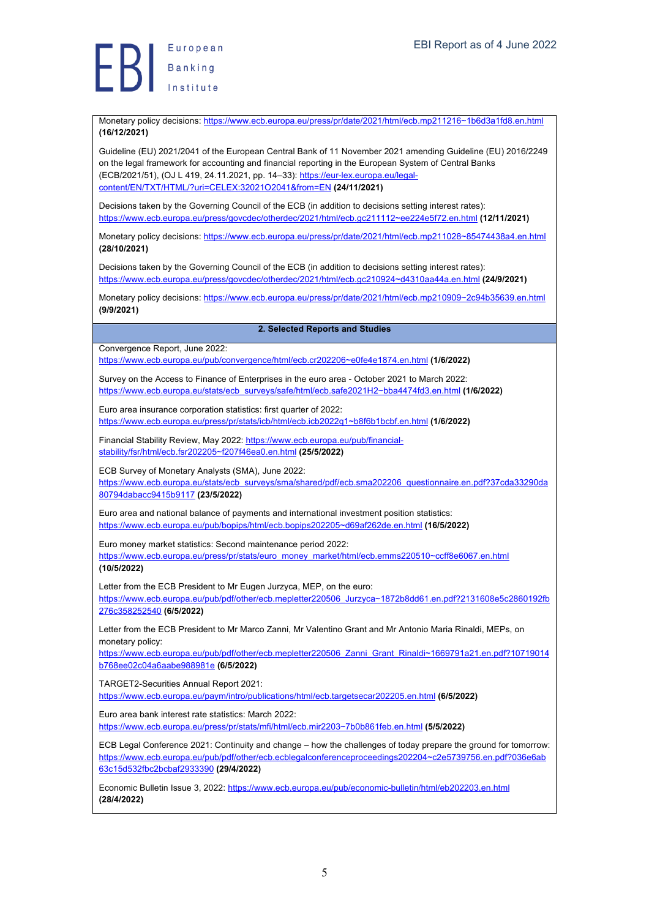Monetary policy decisions: https://www.ecb.europa.eu/press/pr/date/2021/html/ecb.mp211216~1b6d3a1fd8.en.html **(16/12/2021)**

Guideline (EU) 2021/2041 of the European Central Bank of 11 November 2021 amending Guideline (EU) 2016/2249 on the legal framework for accounting and financial reporting in the European System of Central Banks (ECB/2021/51), (OJ L 419, 24.11.2021, pp. 14–33): https://eur-lex.europa.eu/legal-content/EN/TXT/HTML/?uri=CELEX:32021O2041&from=EN **(24/11/2021)**

Decisions taken by the Governing Council of the ECB (in addition to decisions setting interest rates): https://www.ecb.europa.eu/press/govcdec/otherdec/2021/html/ecb.gc211112~ee224e5f72.en.html **(12/11/2021)**

Monetary policy decisions: https://www.ecb.europa.eu/press/pr/date/2021/html/ecb.mp211028~85474438a4.en.html **(28/10/2021)**

Decisions taken by the Governing Council of the ECB (in addition to decisions setting interest rates): https://www.ecb.europa.eu/press/govcdec/otherdec/2021/html/ecb.gc210924~d4310aa44a.en.html **(24/9/2021)**

Monetary policy decisions: https://www.ecb.europa.eu/press/pr/date/2021/html/ecb.mp210909~2c94b35639.en.html **(9/9/2021)**

## 2. Selected Reports and Studies

Convergence Report, June 2022: https://www.ecb.europa.eu/pub/convergence/html/ecb.cr202206~e0fe4e1874.en.html **(1/6/2022)**

Survey on the Access to Finance of Enterprises in the euro area - October 2021 to March 2022: https://www.ecb.europa.eu/stats/ecb_surveys/safe/html/ecb.safe2021H2~bba4474fd3.en.html **(1/6/2022)**

Euro area insurance corporation statistics: first quarter of 2022: https://www.ecb.europa.eu/press/pr/stats/icb/html/ecb.icb2022q1~b8f6b1bcbf.en.html **(1/6/2022)**

Financial Stability Review, May 2022: https://www.ecb.europa.eu/pub/financial-stability/fsr/html/ecb.fsr202205~f207f46ea0.en.html **(25/5/2022)**

ECB Survey of Monetary Analysts (SMA), June 2022: https://www.ecb.europa.eu/stats/ecb_surveys/sma/shared/pdf/ecb.sma202206_questionnaire.en.pdf?37cda33290da80794dabacc9415b9117 **(23/5/2022)**

Euro area and national balance of payments and international investment position statistics: https://www.ecb.europa.eu/pub/bopips/html/ecb.bopips202205~d69af262de.en.html **(16/5/2022)**

Euro money market statistics: Second maintenance period 2022: https://www.ecb.europa.eu/press/pr/stats/euro_money_market/html/ecb.emms220510~ccff8e6067.en.html **(10/5/2022)**

Letter from the ECB President to Mr Eugen Jurzyca, MEP, on the euro: https://www.ecb.europa.eu/pub/pdf/other/ecb.mepletter220506_Jurzyca~1872b8dd61.en.pdf?2131608e5c2860192fb276c358252540 **(6/5/2022)**

Letter from the ECB President to Mr Marco Zanni, Mr Valentino Grant and Mr Antonio Maria Rinaldi, MEPs, on monetary policy: https://www.ecb.europa.eu/pub/pdf/other/ecb.mepletter220506_Zanni_Grant_Rinaldi~1669791a21.en.pdf?10719014b768ee02c04a6aabe988981e **(6/5/2022)**

TARGET2-Securities Annual Report 2021: https://www.ecb.europa.eu/paym/intro/publications/html/ecb.targetsecar202205.en.html **(6/5/2022)**

Euro area bank interest rate statistics: March 2022: https://www.ecb.europa.eu/press/pr/stats/mfi/html/ecb.mir2203~7b0b861feb.en.html **(5/5/2022)**

ECB Legal Conference 2021: Continuity and change – how the challenges of today prepare the ground for tomorrow: https://www.ecb.europa.eu/pub/pdf/other/ecb.ecblegalconferenceproceedings202204~c2e5739756.en.pdf?036e6ab63c15d532fbc2bcbaf2933390 **(29/4/2022)**

Economic Bulletin Issue 3, 2022: https://www.ecb.europa.eu/pub/economic-bulletin/html/eb202203.en.html **(28/4/2022)**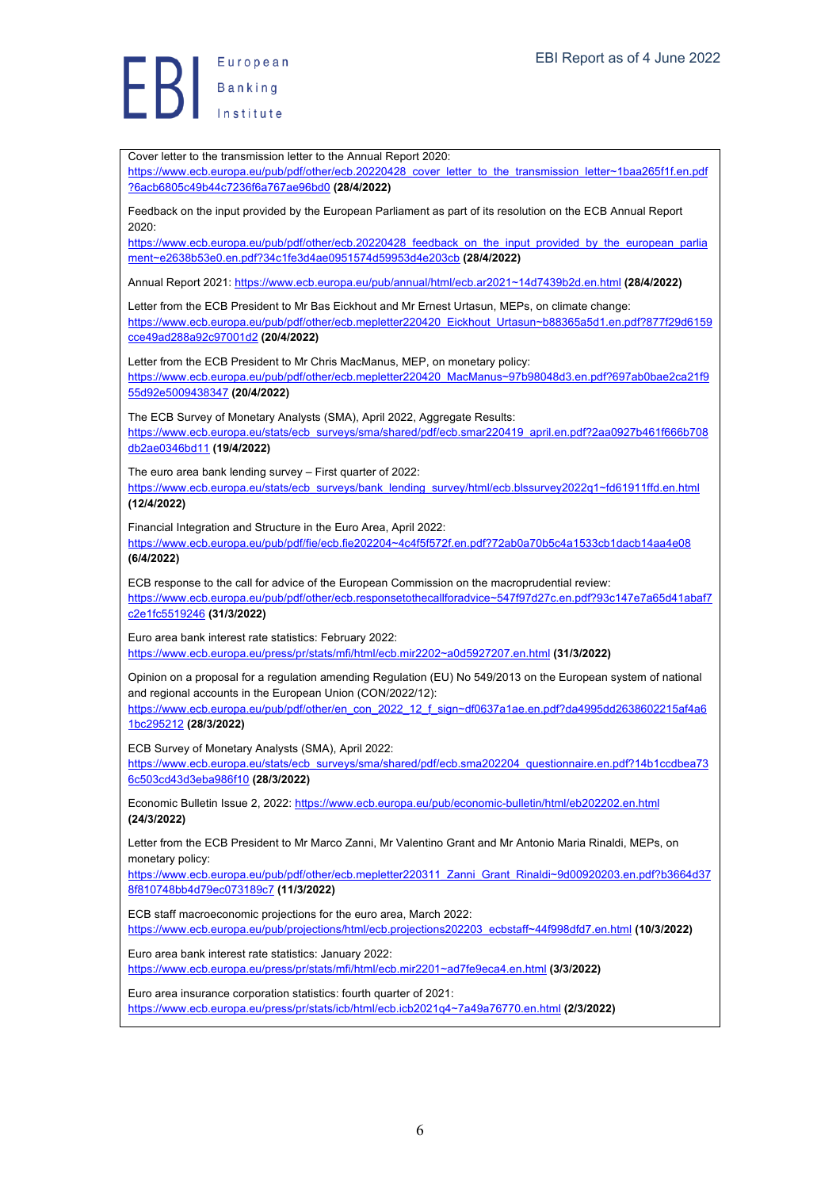Cover letter to the transmission letter to the Annual Report 2020: https://www.ecb.europa.eu/pub/pdf/other/ecb.20220428_cover_letter_to_the_transmission_letter~1baa265f1f.en.pdf?6acb6805c49b44c7236f6a767ae96bd0 **(28/4/2022)**

Feedback on the input provided by the European Parliament as part of its resolution on the ECB Annual Report 2020: https://www.ecb.europa.eu/pub/pdf/other/ecb.20220428_feedback_on_the_input_provided_by_the_european_parliament~e2638b53e0.en.pdf?34c1fe3d4ae0951574d59953d4e203cb **(28/4/2022)**

Annual Report 2021: https://www.ecb.europa.eu/pub/annual/html/ecb.ar2021~14d7439b2d.en.html **(28/4/2022)**

Letter from the ECB President to Mr Bas Eickhout and Mr Ernest Urtasun, MEPs, on climate change: https://www.ecb.europa.eu/pub/pdf/other/ecb.mepletter220420_Eickhout_Urtasun~b88365a5d1.en.pdf?877f29d6159cce49ad288a92c97001d2 **(20/4/2022)**

Letter from the ECB President to Mr Chris MacManus, MEP, on monetary policy: https://www.ecb.europa.eu/pub/pdf/other/ecb.mepletter220420_MacManus~97b98048d3.en.pdf?697ab0bae2ca21f955d92e5009438347 **(20/4/2022)**

The ECB Survey of Monetary Analysts (SMA), April 2022, Aggregate Results: https://www.ecb.europa.eu/stats/ecb_surveys/sma/shared/pdf/ecb.smar220419_april.en.pdf?2aa0927b461f666b708db2ae0346bd11 **(19/4/2022)**

The euro area bank lending survey – First quarter of 2022: https://www.ecb.europa.eu/stats/ecb_surveys/bank_lending_survey/html/ecb.blssurvey2022q1~fd61911ffd.en.html **(12/4/2022)**

Financial Integration and Structure in the Euro Area, April 2022: https://www.ecb.europa.eu/pub/pdf/fie/ecb.fie202204~4c4f5f572f.en.pdf?72ab0a70b5c4a1533cb1dacb14aa4e08 **(6/4/2022)**

ECB response to the call for advice of the European Commission on the macroprudential review: https://www.ecb.europa.eu/pub/pdf/other/ecb.responsetothecallforadvice~547f97d27c.en.pdf?93c147e7a65d41abaf7c2e1fc5519246 **(31/3/2022)**

Euro area bank interest rate statistics: February 2022: https://www.ecb.europa.eu/press/pr/stats/mfi/html/ecb.mir2202~a0d5927207.en.html **(31/3/2022)**

Opinion on a proposal for a regulation amending Regulation (EU) No 549/2013 on the European system of national and regional accounts in the European Union (CON/2022/12): https://www.ecb.europa.eu/pub/pdf/other/en_con_2022_12_f_sign~df0637a1ae.en.pdf?da4995dd2638602215af4a61bc295212 **(28/3/2022)**

ECB Survey of Monetary Analysts (SMA), April 2022: https://www.ecb.europa.eu/stats/ecb_surveys/sma/shared/pdf/ecb.sma202204_questionnaire.en.pdf?14b1ccdbea736c503cd43d3eba986f10 **(28/3/2022)**

Economic Bulletin Issue 2, 2022: https://www.ecb.europa.eu/pub/economic-bulletin/html/eb202202.en.html **(24/3/2022)**

Letter from the ECB President to Mr Marco Zanni, Mr Valentino Grant and Mr Antonio Maria Rinaldi, MEPs, on monetary policy: https://www.ecb.europa.eu/pub/pdf/other/ecb.mepletter220311_Zanni_Grant_Rinaldi~9d00920203.en.pdf?b3664d378f810748bb4d79ec073189c7 **(11/3/2022)**

ECB staff macroeconomic projections for the euro area, March 2022: https://www.ecb.europa.eu/pub/projections/html/ecb.projections202203_ecbstaff~44f998dfd7.en.html **(10/3/2022)**

Euro area bank interest rate statistics: January 2022: https://www.ecb.europa.eu/press/pr/stats/mfi/html/ecb.mir2201~ad7fe9eca4.en.html **(3/3/2022)**

Euro area insurance corporation statistics: fourth quarter of 2021: https://www.ecb.europa.eu/press/pr/stats/icb/html/ecb.icb2021q4~7a49a76770.en.html **(2/3/2022)**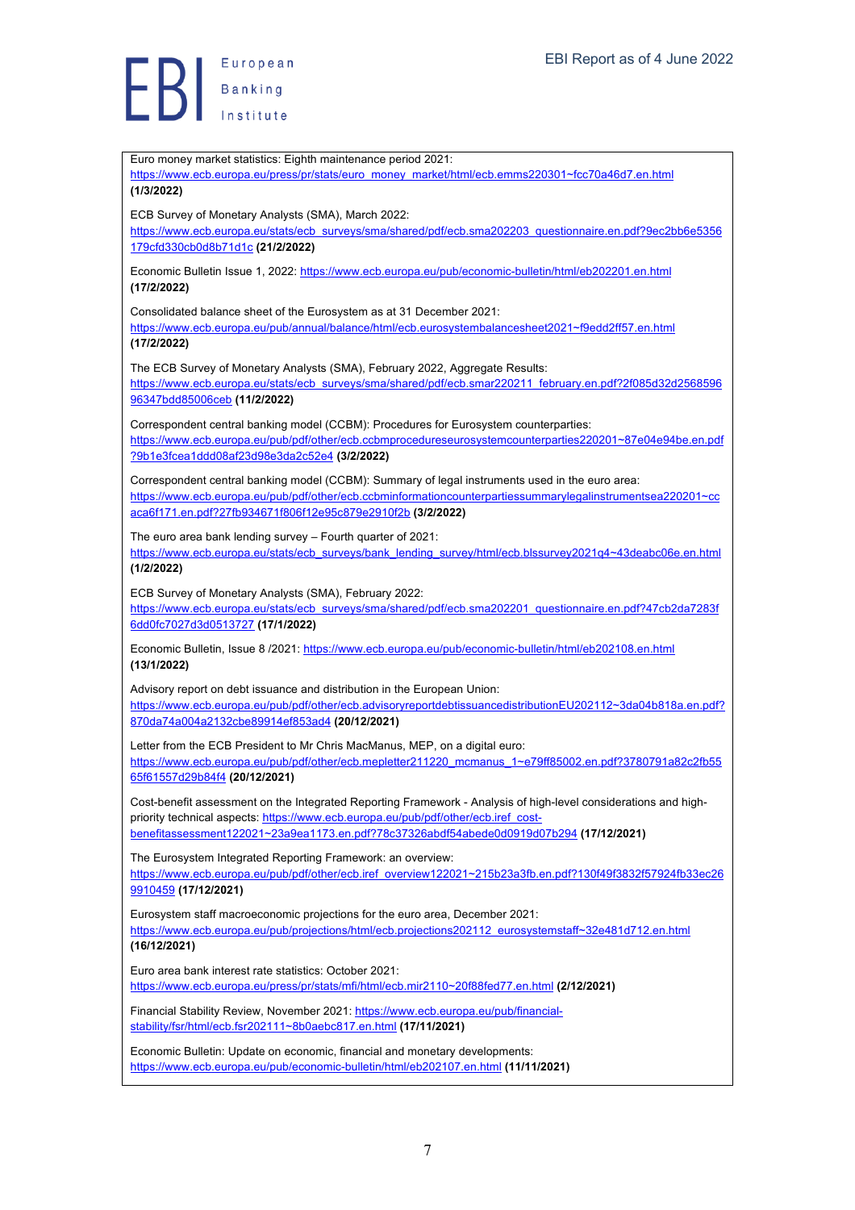Euro money market statistics: Eighth maintenance period 2021: https://www.ecb.europa.eu/press/pr/stats/euro_money_market/html/ecb.emms220301~fcc70a46d7.en.html **(1/3/2022)**

ECB Survey of Monetary Analysts (SMA), March 2022: https://www.ecb.europa.eu/stats/ecb_surveys/sma/shared/pdf/ecb.sma202203_questionnaire.en.pdf?9ec2bb6e5356179cfd330cb0d8b71d1c **(21/2/2022)**

Economic Bulletin Issue 1, 2022: https://www.ecb.europa.eu/pub/economic-bulletin/html/eb202201.en.html **(17/2/2022)**

Consolidated balance sheet of the Eurosystem as at 31 December 2021: https://www.ecb.europa.eu/pub/annual/balance/html/ecb.eurosystembalancesheet2021~f9edd2ff57.en.html **(17/2/2022)**

The ECB Survey of Monetary Analysts (SMA), February 2022, Aggregate Results: https://www.ecb.europa.eu/stats/ecb_surveys/sma/shared/pdf/ecb.smar220211_february.en.pdf?2f085d32d256859696347bdd85006ceb **(11/2/2022)**

Correspondent central banking model (CCBM): Procedures for Eurosystem counterparties: https://www.ecb.europa.eu/pub/pdf/other/ecb.ccbmprocedureseurosystemcounterparties220201~87e04e94be.en.pdf?9b1e3fcea1ddd08af23d98e3da2c52e4 **(3/2/2022)**

Correspondent central banking model (CCBM): Summary of legal instruments used in the euro area: https://www.ecb.europa.eu/pub/pdf/other/ecb.ccbminformationcounterpartiessummarylegalinstrumentsea220201~ccaca6f171.en.pdf?27fb934671f806f12e95c879e2910f2b **(3/2/2022)**

The euro area bank lending survey – Fourth quarter of 2021: https://www.ecb.europa.eu/stats/ecb_surveys/bank_lending_survey/html/ecb.blssurvey2021q4~43deabc06e.en.html **(1/2/2022)**

ECB Survey of Monetary Analysts (SMA), February 2022: https://www.ecb.europa.eu/stats/ecb_surveys/sma/shared/pdf/ecb.sma202201_questionnaire.en.pdf?47cb2da7283f6dd0fc7027d3d0513727 **(17/1/2022)**

Economic Bulletin, Issue 8 /2021: https://www.ecb.europa.eu/pub/economic-bulletin/html/eb202108.en.html **(13/1/2022)**

Advisory report on debt issuance and distribution in the European Union: https://www.ecb.europa.eu/pub/pdf/other/ecb.advisoryreportdebtissuancedistributionEU202112~3da04b818a.en.pdf?870da74a004a2132cbe89914ef853ad4 **(20/12/2021)**

Letter from the ECB President to Mr Chris MacManus, MEP, on a digital euro: https://www.ecb.europa.eu/pub/pdf/other/ecb.mepletter211220_mcmanus_1~e79ff85002.en.pdf?3780791a82c2fb5565f61557d29b84f4 **(20/12/2021)**

Cost-benefit assessment on the Integrated Reporting Framework - Analysis of high-level considerations and high-priority technical aspects: https://www.ecb.europa.eu/pub/pdf/other/ecb.iref_cost-benefitassessment122021~23a9ea1173.en.pdf?78c37326abdf54abede0d0919d07b294 **(17/12/2021)**

The Eurosystem Integrated Reporting Framework: an overview: https://www.ecb.europa.eu/pub/pdf/other/ecb.iref_overview122021~215b23a3fb.en.pdf?130f49f3832f57924fb33ec269910459 **(17/12/2021)**

Eurosystem staff macroeconomic projections for the euro area, December 2021: https://www.ecb.europa.eu/pub/projections/html/ecb.projections202112_eurosystemstaff~32e481d712.en.html **(16/12/2021)**

Euro area bank interest rate statistics: October 2021: https://www.ecb.europa.eu/press/pr/stats/mfi/html/ecb.mir2110~20f88fed77.en.html **(2/12/2021)**

Financial Stability Review, November 2021: https://www.ecb.europa.eu/pub/financial-stability/fsr/html/ecb.fsr202111~8b0aebc817.en.html **(17/11/2021)**

Economic Bulletin: Update on economic, financial and monetary developments: https://www.ecb.europa.eu/pub/economic-bulletin/html/eb202107.en.html **(11/11/2021)**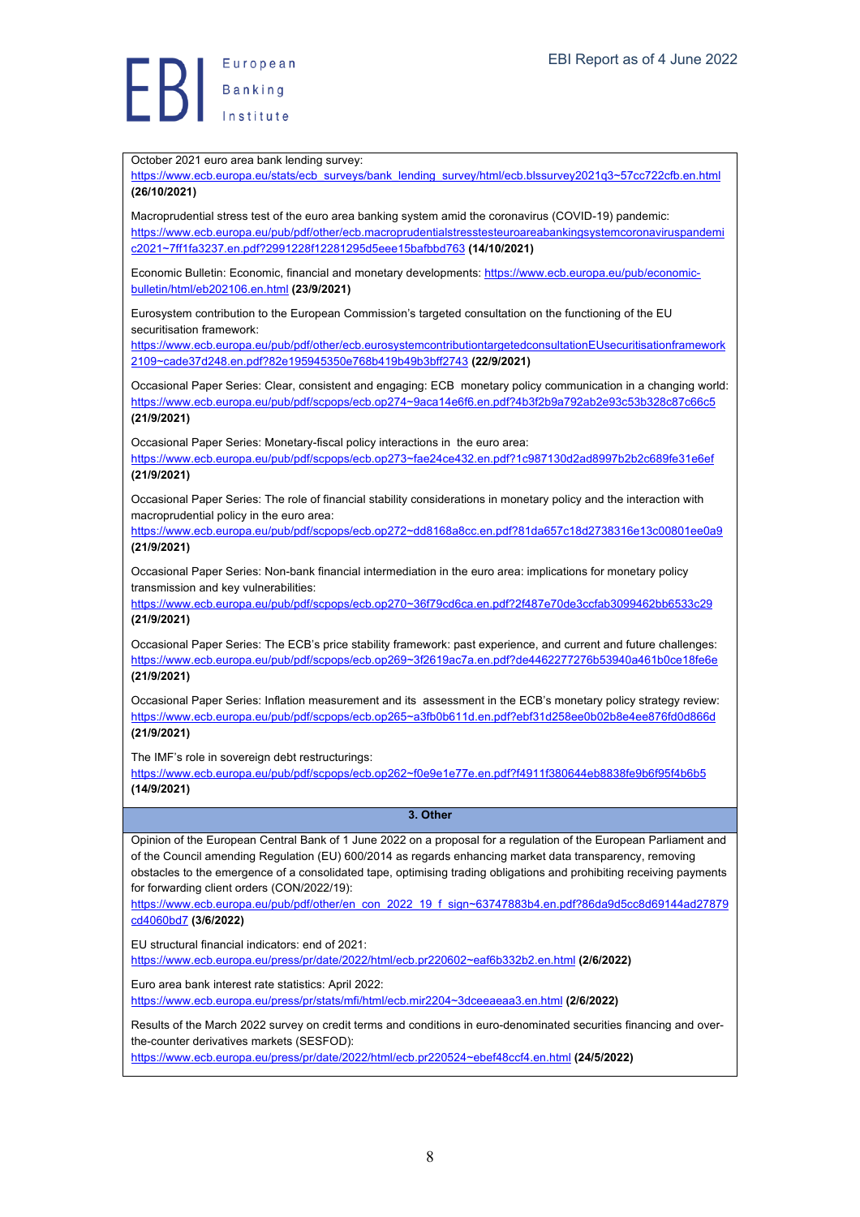October 2021 euro area bank lending survey: https://www.ecb.europa.eu/stats/ecb_surveys/bank_lending_survey/html/ecb.blssurvey2021q3~57cc722cfb.en.html **(26/10/2021)**

Macroprudential stress test of the euro area banking system amid the coronavirus (COVID-19) pandemic: https://www.ecb.europa.eu/pub/pdf/other/ecb.macroprudentialstresstesteuroareabankingsystemcoronaviruspandemic2021~7ff1fa3237.en.pdf?2991228f12281295d5eee15bafbbd763 **(14/10/2021)**

Economic Bulletin: Economic, financial and monetary developments: https://www.ecb.europa.eu/pub/economic-bulletin/html/eb202106.en.html **(23/9/2021)**

Eurosystem contribution to the European Commission's targeted consultation on the functioning of the EU securitisation framework: https://www.ecb.europa.eu/pub/pdf/other/ecb.eurosystemcontributiontargetedconsultationEUsecuritisationframework2109~cade37d248.en.pdf?82e195945350e768b419b49b3bff2743 **(22/9/2021)**

Occasional Paper Series: Clear, consistent and engaging: ECB monetary policy communication in a changing world: https://www.ecb.europa.eu/pub/pdf/scpops/ecb.op274~9aca14e6f6.en.pdf?4b3f2b9a792ab2e93c53b328c87c66c5 **(21/9/2021)**

Occasional Paper Series: Monetary-fiscal policy interactions in the euro area: https://www.ecb.europa.eu/pub/pdf/scpops/ecb.op273~fae24ce432.en.pdf?1c987130d2ad8997b2b2c689fe31e6ef **(21/9/2021)**

Occasional Paper Series: The role of financial stability considerations in monetary policy and the interaction with macroprudential policy in the euro area: https://www.ecb.europa.eu/pub/pdf/scpops/ecb.op272~dd8168a8cc.en.pdf?81da657c18d2738316e13c00801ee0a9 **(21/9/2021)**

Occasional Paper Series: Non-bank financial intermediation in the euro area: implications for monetary policy transmission and key vulnerabilities: https://www.ecb.europa.eu/pub/pdf/scpops/ecb.op270~36f79cd6ca.en.pdf?2f487e70de3ccfab3099462bb6533c29 **(21/9/2021)**

Occasional Paper Series: The ECB's price stability framework: past experience, and current and future challenges: https://www.ecb.europa.eu/pub/pdf/scpops/ecb.op269~3f2619ac7a.en.pdf?de4462277276b53940a461b0ce18fe6e **(21/9/2021)**

Occasional Paper Series: Inflation measurement and its assessment in the ECB's monetary policy strategy review: https://www.ecb.europa.eu/pub/pdf/scpops/ecb.op265~a3fb0b611d.en.pdf?ebf31d258ee0b02b8e4ee876fd0d866d **(21/9/2021)**

The IMF's role in sovereign debt restructurings: https://www.ecb.europa.eu/pub/pdf/scpops/ecb.op262~f0e9e1e77e.en.pdf?f4911f380644eb8838fe9b6f95f4b6b5 **(14/9/2021)**

## 3. Other

Opinion of the European Central Bank of 1 June 2022 on a proposal for a regulation of the European Parliament and of the Council amending Regulation (EU) 600/2014 as regards enhancing market data transparency, removing obstacles to the emergence of a consolidated tape, optimising trading obligations and prohibiting receiving payments for forwarding client orders (CON/2022/19): https://www.ecb.europa.eu/pub/pdf/other/en_con_2022_19_f_sign~63747883b4.en.pdf?86da9d5cc8d69144ad27879cd4060bd7 **(3/6/2022)**

EU structural financial indicators: end of 2021: https://www.ecb.europa.eu/press/pr/date/2022/html/ecb.pr220602~eaf6b332b2.en.html **(2/6/2022)**

Euro area bank interest rate statistics: April 2022: https://www.ecb.europa.eu/press/pr/stats/mfi/html/ecb.mir2204~3dceeaeaa3.en.html **(2/6/2022)**

Results of the March 2022 survey on credit terms and conditions in euro-denominated securities financing and over-the-counter derivatives markets (SESFOD): https://www.ecb.europa.eu/press/pr/date/2022/html/ecb.pr220524~ebef48ccf4.en.html **(24/5/2022)**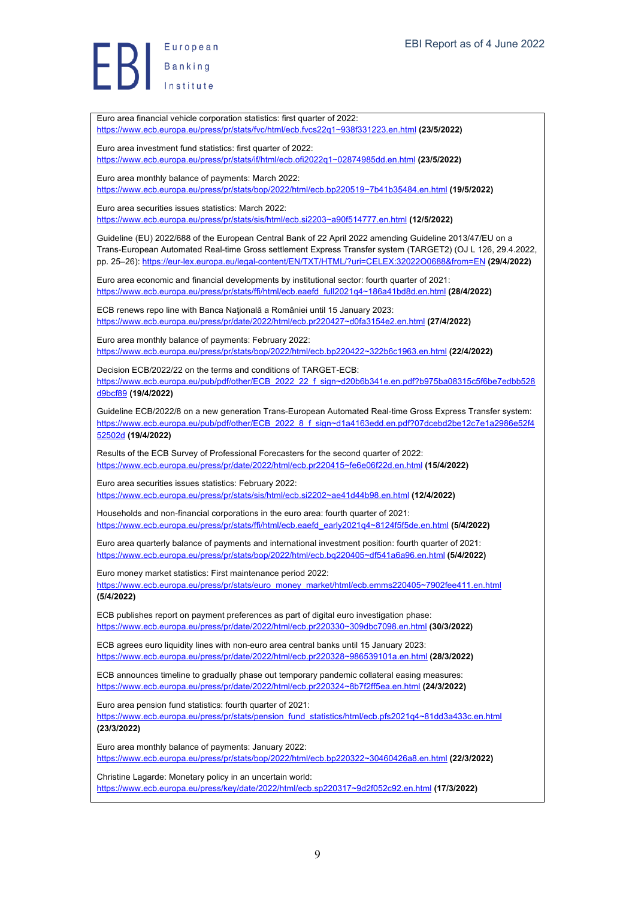Euro area financial vehicle corporation statistics: first quarter of 2022:
https://www.ecb.europa.eu/press/pr/stats/fvc/html/ecb.fvcs22q1~938f331223.en.html **(23/5/2022)**

Euro area investment fund statistics: first quarter of 2022:
https://www.ecb.europa.eu/press/pr/stats/if/html/ecb.ofi2022q1~02874985dd.en.html **(23/5/2022)**

Euro area monthly balance of payments: March 2022:
https://www.ecb.europa.eu/press/pr/stats/bop/2022/html/ecb.bp220519~7b41b35484.en.html **(19/5/2022)**

Euro area securities issues statistics: March 2022:
https://www.ecb.europa.eu/press/pr/stats/sis/html/ecb.si2203~a90f514777.en.html **(12/5/2022)**

Guideline (EU) 2022/688 of the European Central Bank of 22 April 2022 amending Guideline 2013/47/EU on a Trans-European Automated Real-time Gross settlement Express Transfer system (TARGET2) (OJ L 126, 29.4.2022, pp. 25–26): https://eur-lex.europa.eu/legal-content/EN/TXT/HTML/?uri=CELEX:32022O0688&from=EN **(29/4/2022)**

Euro area economic and financial developments by institutional sector: fourth quarter of 2021:
https://www.ecb.europa.eu/press/pr/stats/ffi/html/ecb.eaefd_full2021q4~186a41bd8d.en.html **(28/4/2022)**

ECB renews repo line with Banca Naţională a României until 15 January 2023:
https://www.ecb.europa.eu/press/pr/date/2022/html/ecb.pr220427~d0fa3154e2.en.html **(27/4/2022)**

Euro area monthly balance of payments: February 2022:
https://www.ecb.europa.eu/press/pr/stats/bop/2022/html/ecb.bp220422~322b6c1963.en.html **(22/4/2022)**

Decision ECB/2022/22 on the terms and conditions of TARGET-ECB:
https://www.ecb.europa.eu/pub/pdf/other/ECB_2022_22_f_sign~d20b6b341e.en.pdf?b975ba08315c5f6be7edbb528d9bcf89 **(19/4/2022)**

Guideline ECB/2022/8 on a new generation Trans-European Automated Real-time Gross Express Transfer system:
https://www.ecb.europa.eu/pub/pdf/other/ECB_2022_8_f_sign~d1a4163edd.en.pdf?07dcebd2be12c7e1a2986e52f452502d **(19/4/2022)**

Results of the ECB Survey of Professional Forecasters for the second quarter of 2022:
https://www.ecb.europa.eu/press/pr/date/2022/html/ecb.pr220415~fe6e06f22d.en.html **(15/4/2022)**

Euro area securities issues statistics: February 2022:
https://www.ecb.europa.eu/press/pr/stats/sis/html/ecb.si2202~ae41d44b98.en.html **(12/4/2022)**

Households and non-financial corporations in the euro area: fourth quarter of 2021:
https://www.ecb.europa.eu/press/pr/stats/ffi/html/ecb.eaefd_early2021q4~8124f5f5de.en.html **(5/4/2022)**

Euro area quarterly balance of payments and international investment position: fourth quarter of 2021:
https://www.ecb.europa.eu/press/pr/stats/bop/2022/html/ecb.bq220405~df541a6a96.en.html **(5/4/2022)**

Euro money market statistics: First maintenance period 2022:
https://www.ecb.europa.eu/press/pr/stats/euro_money_market/html/ecb.emms220405~7902fee411.en.html **(5/4/2022)**

ECB publishes report on payment preferences as part of digital euro investigation phase:
https://www.ecb.europa.eu/press/pr/date/2022/html/ecb.pr220330~309dbc7098.en.html **(30/3/2022)**

ECB agrees euro liquidity lines with non-euro area central banks until 15 January 2023:
https://www.ecb.europa.eu/press/pr/date/2022/html/ecb.pr220328~986539101a.en.html **(28/3/2022)**

ECB announces timeline to gradually phase out temporary pandemic collateral easing measures:
https://www.ecb.europa.eu/press/pr/date/2022/html/ecb.pr220324~8b7f2ff5ea.en.html **(24/3/2022)**

Euro area pension fund statistics: fourth quarter of 2021:
https://www.ecb.europa.eu/press/pr/stats/pension_fund_statistics/html/ecb.pfs2021q4~81dd3a433c.en.html **(23/3/2022)**

Euro area monthly balance of payments: January 2022:
https://www.ecb.europa.eu/press/pr/stats/bop/2022/html/ecb.bp220322~30460426a8.en.html **(22/3/2022)**

Christine Lagarde: Monetary policy in an uncertain world:
https://www.ecb.europa.eu/press/key/date/2022/html/ecb.sp220317~9d2f052c92.en.html **(17/3/2022)**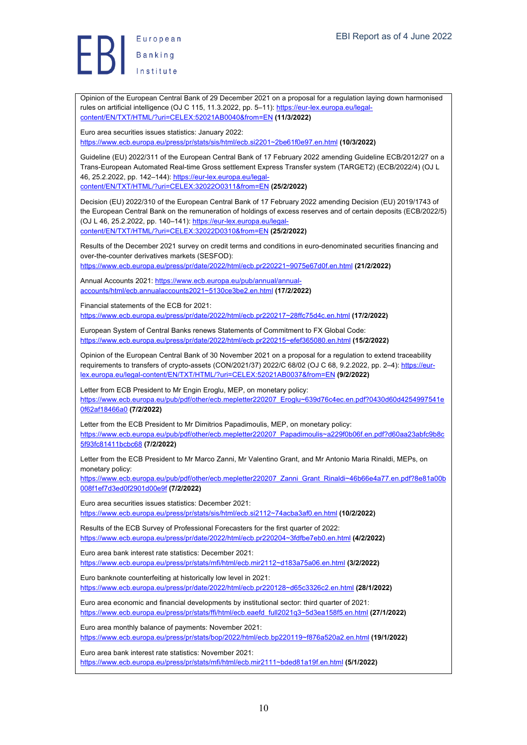Opinion of the European Central Bank of 29 December 2021 on a proposal for a regulation laying down harmonised rules on artificial intelligence (OJ C 115, 11.3.2022, pp. 5–11): https://eur-lex.europa.eu/legal-content/EN/TXT/HTML/?uri=CELEX:52021AB0040&from=EN **(11/3/2022)**

Euro area securities issues statistics: January 2022: https://www.ecb.europa.eu/press/pr/stats/sis/html/ecb.si2201~2be61f0e97.en.html **(10/3/2022)**

Guideline (EU) 2022/311 of the European Central Bank of 17 February 2022 amending Guideline ECB/2012/27 on a Trans-European Automated Real-time Gross settlement Express Transfer system (TARGET2) (ECB/2022/4) (OJ L 46, 25.2.2022, pp. 142–144): https://eur-lex.europa.eu/legal-content/EN/TXT/HTML/?uri=CELEX:32022O0311&from=EN **(25/2/2022)**

Decision (EU) 2022/310 of the European Central Bank of 17 February 2022 amending Decision (EU) 2019/1743 of the European Central Bank on the remuneration of holdings of excess reserves and of certain deposits (ECB/2022/5) (OJ L 46, 25.2.2022, pp. 140–141): https://eur-lex.europa.eu/legal-content/EN/TXT/HTML/?uri=CELEX:32022D0310&from=EN **(25/2/2022)**

Results of the December 2021 survey on credit terms and conditions in euro-denominated securities financing and over-the-counter derivatives markets (SESFOD): https://www.ecb.europa.eu/press/pr/date/2022/html/ecb.pr220221~9075e67d0f.en.html **(21/2/2022)**

Annual Accounts 2021: https://www.ecb.europa.eu/pub/annual/annual-accounts/html/ecb.annualaccounts2021~5130ce3be2.en.html **(17/2/2022)**

Financial statements of the ECB for 2021: https://www.ecb.europa.eu/press/pr/date/2022/html/ecb.pr220217~28ffc75d4c.en.html **(17/2/2022)**

European System of Central Banks renews Statements of Commitment to FX Global Code: https://www.ecb.europa.eu/press/pr/date/2022/html/ecb.pr220215~efef365080.en.html **(15/2/2022)**

Opinion of the European Central Bank of 30 November 2021 on a proposal for a regulation to extend traceability requirements to transfers of crypto-assets (CON/2021/37) 2022/C 68/02 (OJ C 68, 9.2.2022, pp. 2–4): https://eur-lex.europa.eu/legal-content/EN/TXT/HTML/?uri=CELEX:52021AB0037&from=EN **(9/2/2022)**

Letter from ECB President to Mr Engin Eroglu, MEP, on monetary policy: https://www.ecb.europa.eu/pub/pdf/other/ecb.mepletter220207_Eroglu~639d76c4ec.en.pdf?0430d60d4254997541e0f62af18466a0 **(7/2/2022)**

Letter from the ECB President to Mr Dimitrios Papadimoulis, MEP, on monetary policy: https://www.ecb.europa.eu/pub/pdf/other/ecb.mepletter220207_Papadimoulis~a229f0b06f.en.pdf?d60aa23abfc9b8c5f93fc81411bcbc68 **(7/2/2022)**

Letter from the ECB President to Mr Marco Zanni, Mr Valentino Grant, and Mr Antonio Maria Rinaldi, MEPs, on monetary policy: https://www.ecb.europa.eu/pub/pdf/other/ecb.mepletter220207_Zanni_Grant_Rinaldi~46b66e4a77.en.pdf?8e81a00b008f1ef7d3ed0f2901d00e9f **(7/2/2022)**

Euro area securities issues statistics: December 2021: https://www.ecb.europa.eu/press/pr/stats/sis/html/ecb.si2112~74acba3af0.en.html **(10/2/2022)**

Results of the ECB Survey of Professional Forecasters for the first quarter of 2022: https://www.ecb.europa.eu/press/pr/date/2022/html/ecb.pr220204~3fdfbe7eb0.en.html **(4/2/2022)**

Euro area bank interest rate statistics: December 2021: https://www.ecb.europa.eu/press/pr/stats/mfi/html/ecb.mir2112~d183a75a06.en.html **(3/2/2022)**

Euro banknote counterfeiting at historically low level in 2021: https://www.ecb.europa.eu/press/pr/date/2022/html/ecb.pr220128~d65c3326c2.en.html **(28/1/2022)**

Euro area economic and financial developments by institutional sector: third quarter of 2021: https://www.ecb.europa.eu/press/pr/stats/ffi/html/ecb.eaefd_full2021q3~5d3ea158f5.en.html **(27/1/2022)**

Euro area monthly balance of payments: November 2021: https://www.ecb.europa.eu/press/pr/stats/bop/2022/html/ecb.bp220119~f876a520a2.en.html **(19/1/2022)**

Euro area bank interest rate statistics: November 2021: https://www.ecb.europa.eu/press/pr/stats/mfi/html/ecb.mir2111~bded81a19f.en.html **(5/1/2022)**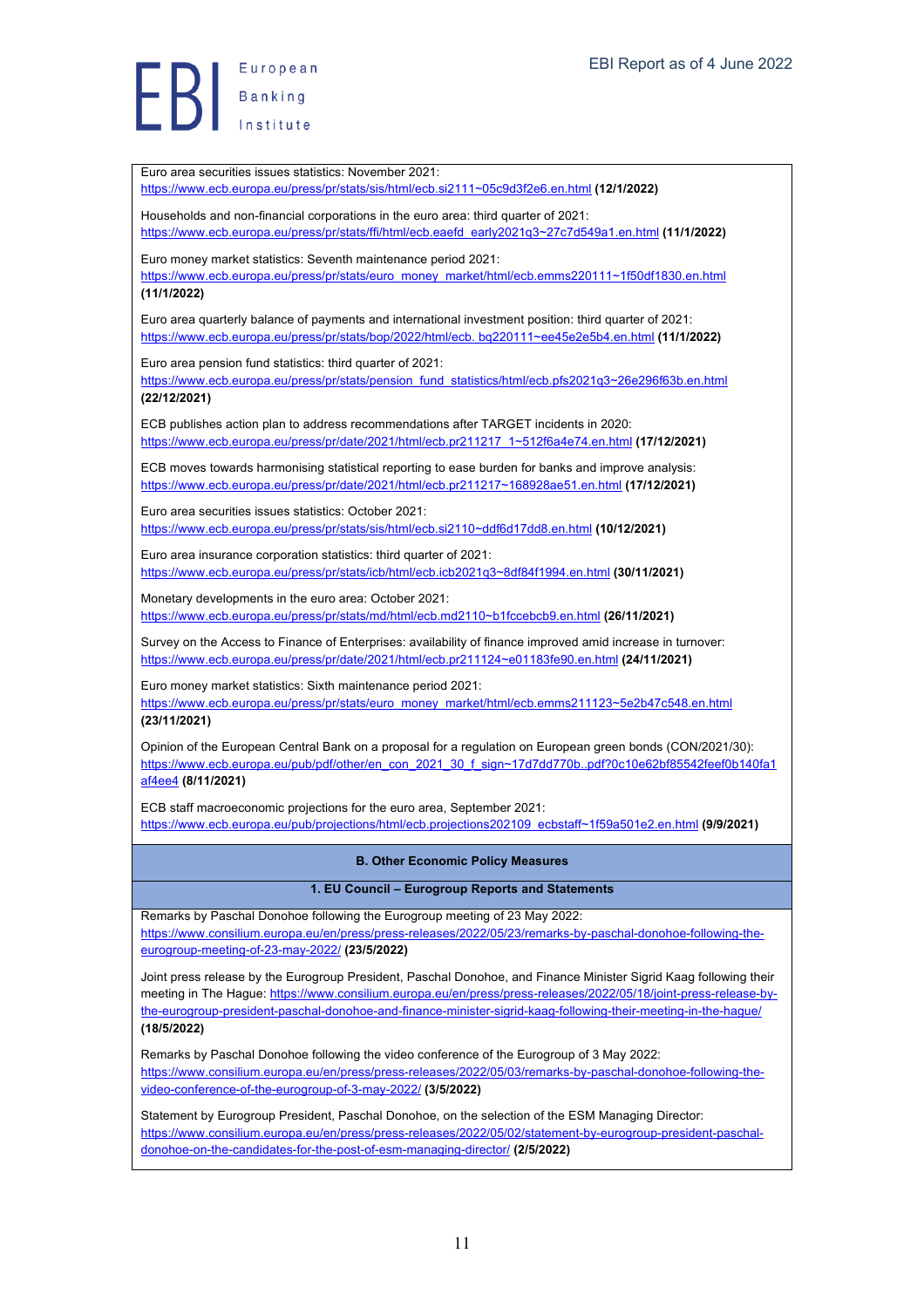Euro area securities issues statistics: November 2021: https://www.ecb.europa.eu/press/pr/stats/sis/html/ecb.si2111~05c9d3f2e6.en.html **(12/1/2022)**

Households and non-financial corporations in the euro area: third quarter of 2021: https://www.ecb.europa.eu/press/pr/stats/ffi/html/ecb.eaefd_early2021q3~27c7d549a1.en.html **(11/1/2022)**

Euro money market statistics: Seventh maintenance period 2021: https://www.ecb.europa.eu/press/pr/stats/euro_money_market/html/ecb.emms220111~1f50df1830.en.html **(11/1/2022)**

Euro area quarterly balance of payments and international investment position: third quarter of 2021: https://www.ecb.europa.eu/press/pr/stats/bop/2022/html/ecb.bq220111~ee45e2e5b4.en.html **(11/1/2022)**

Euro area pension fund statistics: third quarter of 2021: https://www.ecb.europa.eu/press/pr/stats/pension_fund_statistics/html/ecb.pfs2021q3~26e296f63b.en.html **(22/12/2021)**

ECB publishes action plan to address recommendations after TARGET incidents in 2020: https://www.ecb.europa.eu/press/pr/date/2021/html/ecb.pr211217_1~512f6a4e74.en.html **(17/12/2021)**

ECB moves towards harmonising statistical reporting to ease burden for banks and improve analysis: https://www.ecb.europa.eu/press/pr/date/2021/html/ecb.pr211217~168928ae51.en.html **(17/12/2021)**

Euro area securities issues statistics: October 2021: https://www.ecb.europa.eu/press/pr/stats/sis/html/ecb.si2110~ddf6d17dd8.en.html **(10/12/2021)**

Euro area insurance corporation statistics: third quarter of 2021: https://www.ecb.europa.eu/press/pr/stats/icb/html/ecb.icb2021q3~8df84f1994.en.html **(30/11/2021)**

Monetary developments in the euro area: October 2021: https://www.ecb.europa.eu/press/pr/stats/md/html/ecb.md2110~b1fccebcb9.en.html **(26/11/2021)**

Survey on the Access to Finance of Enterprises: availability of finance improved amid increase in turnover: https://www.ecb.europa.eu/press/pr/date/2021/html/ecb.pr211124~e01183fe90.en.html **(24/11/2021)**

Euro money market statistics: Sixth maintenance period 2021: https://www.ecb.europa.eu/press/pr/stats/euro_money_market/html/ecb.emms211123~5e2b47c548.en.html **(23/11/2021)**

Opinion of the European Central Bank on a proposal for a regulation on European green bonds (CON/2021/30): https://www.ecb.europa.eu/pub/pdf/other/en_con_2021_30_f_sign~17d7dd770b..pdf?0c10e62bf85542feef0b140fa1af4ee4 **(8/11/2021)**

ECB staff macroeconomic projections for the euro area, September 2021: https://www.ecb.europa.eu/pub/projections/html/ecb.projections202109_ecbstaff~1f59a501e2.en.html **(9/9/2021)**

## B. Other Economic Policy Measures

### 1. EU Council – Eurogroup Reports and Statements

Remarks by Paschal Donohoe following the Eurogroup meeting of 23 May 2022: https://www.consilium.europa.eu/en/press/press-releases/2022/05/23/remarks-by-paschal-donohoe-following-the-eurogroup-meeting-of-23-may-2022/ **(23/5/2022)**

Joint press release by the Eurogroup President, Paschal Donohoe, and Finance Minister Sigrid Kaag following their meeting in The Hague: https://www.consilium.europa.eu/en/press/press-releases/2022/05/18/joint-press-release-by-the-eurogroup-president-paschal-donohoe-and-finance-minister-sigrid-kaag-following-their-meeting-in-the-hague/ **(18/5/2022)**

Remarks by Paschal Donohoe following the video conference of the Eurogroup of 3 May 2022: https://www.consilium.europa.eu/en/press/press-releases/2022/05/03/remarks-by-paschal-donohoe-following-the-video-conference-of-the-eurogroup-of-3-may-2022/ **(3/5/2022)**

Statement by Eurogroup President, Paschal Donohoe, on the selection of the ESM Managing Director: https://www.consilium.europa.eu/en/press/press-releases/2022/05/02/statement-by-eurogroup-president-paschal-donohoe-on-the-candidates-for-the-post-of-esm-managing-director/ **(2/5/2022)**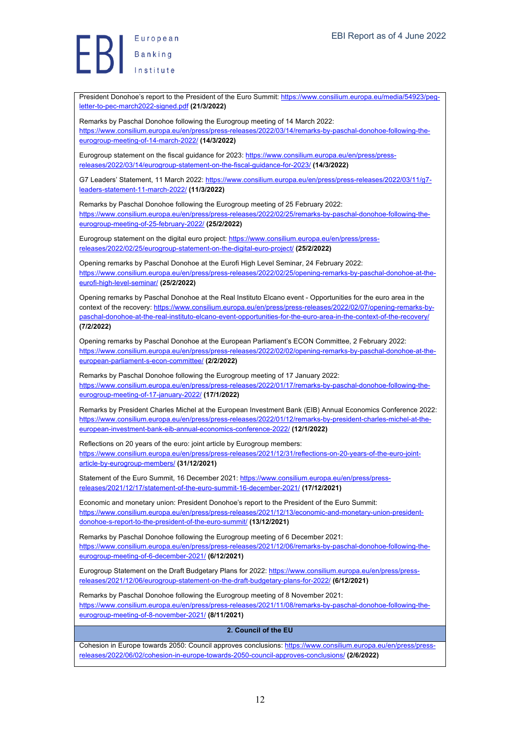President Donohoe's report to the President of the Euro Summit: https://www.consilium.europa.eu/media/54923/peg-letter-to-pec-march2022-signed.pdf **(21/3/2022)**

Remarks by Paschal Donohoe following the Eurogroup meeting of 14 March 2022: https://www.consilium.europa.eu/en/press/press-releases/2022/03/14/remarks-by-paschal-donohoe-following-the-eurogroup-meeting-of-14-march-2022/ **(14/3/2022)**

Eurogroup statement on the fiscal guidance for 2023: https://www.consilium.europa.eu/en/press/press-releases/2022/03/14/eurogroup-statement-on-the-fiscal-guidance-for-2023/ **(14/3/2022)**

G7 Leaders' Statement, 11 March 2022: https://www.consilium.europa.eu/en/press/press-releases/2022/03/11/g7-leaders-statement-11-march-2022/ **(11/3/2022)**

Remarks by Paschal Donohoe following the Eurogroup meeting of 25 February 2022: https://www.consilium.europa.eu/en/press/press-releases/2022/02/25/remarks-by-paschal-donohoe-following-the-eurogroup-meeting-of-25-february-2022/ **(25/2/2022)**

Eurogroup statement on the digital euro project: https://www.consilium.europa.eu/en/press/press-releases/2022/02/25/eurogroup-statement-on-the-digital-euro-project/ **(25/2/2022)**

Opening remarks by Paschal Donohoe at the Eurofi High Level Seminar, 24 February 2022: https://www.consilium.europa.eu/en/press/press-releases/2022/02/25/opening-remarks-by-paschal-donohoe-at-the-eurofi-high-level-seminar/ **(25/2/2022)**

Opening remarks by Paschal Donohoe at the Real Instituto Elcano event - Opportunities for the euro area in the context of the recovery: https://www.consilium.europa.eu/en/press/press-releases/2022/02/07/opening-remarks-by-paschal-donohoe-at-the-real-instituto-elcano-event-opportunities-for-the-euro-area-in-the-context-of-the-recovery/ **(7/2/2022)**

Opening remarks by Paschal Donohoe at the European Parliament's ECON Committee, 2 February 2022: https://www.consilium.europa.eu/en/press/press-releases/2022/02/02/opening-remarks-by-paschal-donohoe-at-the-european-parliament-s-econ-committee/ **(2/2/2022)**

Remarks by Paschal Donohoe following the Eurogroup meeting of 17 January 2022: https://www.consilium.europa.eu/en/press/press-releases/2022/01/17/remarks-by-paschal-donohoe-following-the-eurogroup-meeting-of-17-january-2022/ **(17/1/2022)**

Remarks by President Charles Michel at the European Investment Bank (EIB) Annual Economics Conference 2022: https://www.consilium.europa.eu/en/press/press-releases/2022/01/12/remarks-by-president-charles-michel-at-the-european-investment-bank-eib-annual-economics-conference-2022/ **(12/1/2022)**

Reflections on 20 years of the euro: joint article by Eurogroup members: https://www.consilium.europa.eu/en/press/press-releases/2021/12/31/reflections-on-20-years-of-the-euro-joint-article-by-eurogroup-members/ **(31/12/2021)**

Statement of the Euro Summit, 16 December 2021: https://www.consilium.europa.eu/en/press/press-releases/2021/12/17/statement-of-the-euro-summit-16-december-2021/ **(17/12/2021)**

Economic and monetary union: President Donohoe's report to the President of the Euro Summit: https://www.consilium.europa.eu/en/press/press-releases/2021/12/13/economic-and-monetary-union-president-donohoe-s-report-to-the-president-of-the-euro-summit/ **(13/12/2021)**

Remarks by Paschal Donohoe following the Eurogroup meeting of 6 December 2021: https://www.consilium.europa.eu/en/press/press-releases/2021/12/06/remarks-by-paschal-donohoe-following-the-eurogroup-meeting-of-6-december-2021/ **(6/12/2021)**

Eurogroup Statement on the Draft Budgetary Plans for 2022: https://www.consilium.europa.eu/en/press/press-releases/2021/12/06/eurogroup-statement-on-the-draft-budgetary-plans-for-2022/ **(6/12/2021)**

Remarks by Paschal Donohoe following the Eurogroup meeting of 8 November 2021: https://www.consilium.europa.eu/en/press/press-releases/2021/11/08/remarks-by-paschal-donohoe-following-the-eurogroup-meeting-of-8-november-2021/ **(8/11/2021)**

## 2. Council of the EU

Cohesion in Europe towards 2050: Council approves conclusions: https://www.consilium.europa.eu/en/press/press-releases/2022/06/02/cohesion-in-europe-towards-2050-council-approves-conclusions/ **(2/6/2022)**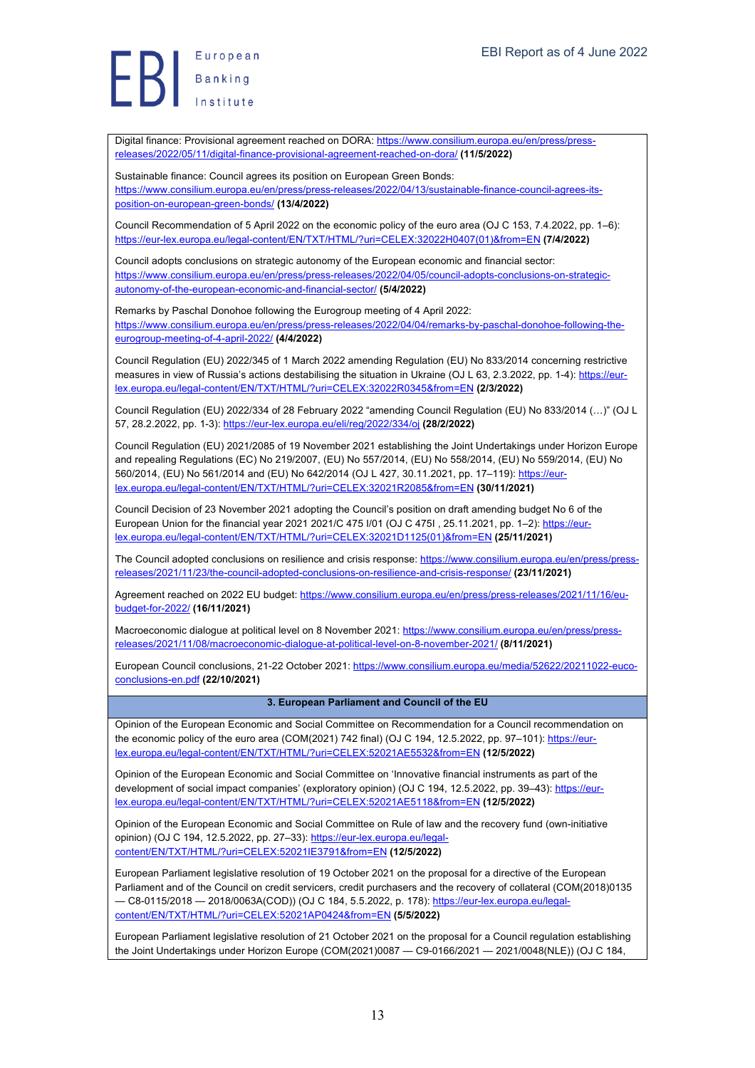Digital finance: Provisional agreement reached on DORA: https://www.consilium.europa.eu/en/press/press-releases/2022/05/11/digital-finance-provisional-agreement-reached-on-dora/ **(11/5/2022)**

Sustainable finance: Council agrees its position on European Green Bonds: https://www.consilium.europa.eu/en/press/press-releases/2022/04/13/sustainable-finance-council-agrees-its-position-on-european-green-bonds/ **(13/4/2022)**

Council Recommendation of 5 April 2022 on the economic policy of the euro area (OJ C 153, 7.4.2022, pp. 1–6): https://eur-lex.europa.eu/legal-content/EN/TXT/HTML/?uri=CELEX:32022H0407(01)&from=EN **(7/4/2022)**

Council adopts conclusions on strategic autonomy of the European economic and financial sector: https://www.consilium.europa.eu/en/press/press-releases/2022/04/05/council-adopts-conclusions-on-strategic-autonomy-of-the-european-economic-and-financial-sector/ **(5/4/2022)**

Remarks by Paschal Donohoe following the Eurogroup meeting of 4 April 2022: https://www.consilium.europa.eu/en/press/press-releases/2022/04/04/remarks-by-paschal-donohoe-following-the-eurogroup-meeting-of-4-april-2022/ **(4/4/2022)**

Council Regulation (EU) 2022/345 of 1 March 2022 amending Regulation (EU) No 833/2014 concerning restrictive measures in view of Russia's actions destabilising the situation in Ukraine (OJ L 63, 2.3.2022, pp. 1-4): https://eur-lex.europa.eu/legal-content/EN/TXT/HTML/?uri=CELEX:32022R0345&from=EN **(2/3/2022)**

Council Regulation (EU) 2022/334 of 28 February 2022 "amending Council Regulation (EU) No 833/2014 (…)" (OJ L 57, 28.2.2022, pp. 1-3): https://eur-lex.europa.eu/eli/reg/2022/334/oj **(28/2/2022)**

Council Regulation (EU) 2021/2085 of 19 November 2021 establishing the Joint Undertakings under Horizon Europe and repealing Regulations (EC) No 219/2007, (EU) No 557/2014, (EU) No 558/2014, (EU) No 559/2014, (EU) No 560/2014, (EU) No 561/2014 and (EU) No 642/2014 (OJ L 427, 30.11.2021, pp. 17–119): https://eur-lex.europa.eu/legal-content/EN/TXT/HTML/?uri=CELEX:32021R2085&from=EN **(30/11/2021)**

Council Decision of 23 November 2021 adopting the Council's position on draft amending budget No 6 of the European Union for the financial year 2021 2021/C 475 I/01 (OJ C 475I , 25.11.2021, pp. 1–2): https://eur-lex.europa.eu/legal-content/EN/TXT/HTML/?uri=CELEX:32021D1125(01)&from=EN **(25/11/2021)**

The Council adopted conclusions on resilience and crisis response: https://www.consilium.europa.eu/en/press/press-releases/2021/11/23/the-council-adopted-conclusions-on-resilience-and-crisis-response/ **(23/11/2021)**

Agreement reached on 2022 EU budget: https://www.consilium.europa.eu/en/press/press-releases/2021/11/16/eu-budget-for-2022/ **(16/11/2021)**

Macroeconomic dialogue at political level on 8 November 2021: https://www.consilium.europa.eu/en/press/press-releases/2021/11/08/macroeconomic-dialogue-at-political-level-on-8-november-2021/ **(8/11/2021)**

European Council conclusions, 21-22 October 2021: https://www.consilium.europa.eu/media/52622/20211022-euco-conclusions-en.pdf **(22/10/2021)**

**3. European Parliament and Council of the EU**

Opinion of the European Economic and Social Committee on Recommendation for a Council recommendation on the economic policy of the euro area (COM(2021) 742 final) (OJ C 194, 12.5.2022, pp. 97–101): https://eur-lex.europa.eu/legal-content/EN/TXT/HTML/?uri=CELEX:52021AE5532&from=EN **(12/5/2022)**

Opinion of the European Economic and Social Committee on 'Innovative financial instruments as part of the development of social impact companies' (exploratory opinion) (OJ C 194, 12.5.2022, pp. 39–43): https://eur-lex.europa.eu/legal-content/EN/TXT/HTML/?uri=CELEX:52021AE5118&from=EN **(12/5/2022)**

Opinion of the European Economic and Social Committee on Rule of law and the recovery fund (own-initiative opinion) (OJ C 194, 12.5.2022, pp. 27–33): https://eur-lex.europa.eu/legal-content/EN/TXT/HTML/?uri=CELEX:52021IE3791&from=EN **(12/5/2022)**

European Parliament legislative resolution of 19 October 2021 on the proposal for a directive of the European Parliament and of the Council on credit servicers, credit purchasers and the recovery of collateral (COM(2018)0135 — C8-0115/2018 — 2018/0063A(COD)) (OJ C 184, 5.5.2022, p. 178): https://eur-lex.europa.eu/legal-content/EN/TXT/HTML/?uri=CELEX:52021AP0424&from=EN **(5/5/2022)**

European Parliament legislative resolution of 21 October 2021 on the proposal for a Council regulation establishing the Joint Undertakings under Horizon Europe (COM(2021)0087 — C9-0166/2021 — 2021/0048(NLE)) (OJ C 184,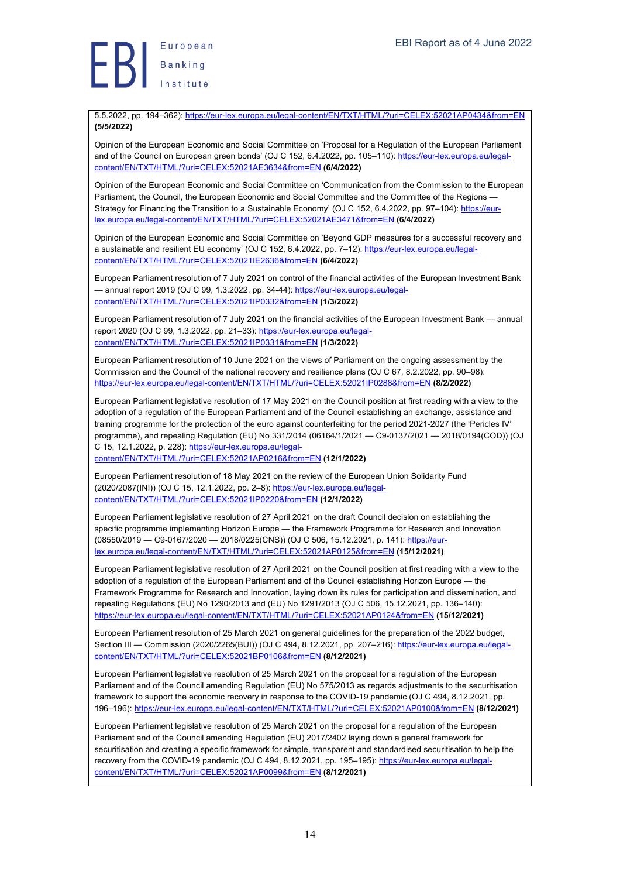5.5.2022, pp. 194–362): https://eur-lex.europa.eu/legal-content/EN/TXT/HTML/?uri=CELEX:52021AP0434&from=EN **(5/5/2022)**

Opinion of the European Economic and Social Committee on 'Proposal for a Regulation of the European Parliament and of the Council on European green bonds' (OJ C 152, 6.4.2022, pp. 105–110): https://eur-lex.europa.eu/legal-content/EN/TXT/HTML/?uri=CELEX:52021AE3634&from=EN **(6/4/2022)**

Opinion of the European Economic and Social Committee on 'Communication from the Commission to the European Parliament, the Council, the European Economic and Social Committee and the Committee of the Regions — Strategy for Financing the Transition to a Sustainable Economy' (OJ C 152, 6.4.2022, pp. 97–104): https://eur-lex.europa.eu/legal-content/EN/TXT/HTML/?uri=CELEX:52021AE3471&from=EN **(6/4/2022)**

Opinion of the European Economic and Social Committee on 'Beyond GDP measures for a successful recovery and a sustainable and resilient EU economy' (OJ C 152, 6.4.2022, pp. 7–12): https://eur-lex.europa.eu/legal-content/EN/TXT/HTML/?uri=CELEX:52021IE2636&from=EN **(6/4/2022)**

European Parliament resolution of 7 July 2021 on control of the financial activities of the European Investment Bank — annual report 2019 (OJ C 99, 1.3.2022, pp. 34-44): https://eur-lex.europa.eu/legal-content/EN/TXT/HTML/?uri=CELEX:52021IP0332&from=EN **(1/3/2022)**

European Parliament resolution of 7 July 2021 on the financial activities of the European Investment Bank — annual report 2020 (OJ C 99, 1.3.2022, pp. 21–33): https://eur-lex.europa.eu/legal-content/EN/TXT/HTML/?uri=CELEX:52021IP0331&from=EN **(1/3/2022)**

European Parliament resolution of 10 June 2021 on the views of Parliament on the ongoing assessment by the Commission and the Council of the national recovery and resilience plans (OJ C 67, 8.2.2022, pp. 90–98): https://eur-lex.europa.eu/legal-content/EN/TXT/HTML/?uri=CELEX:52021IP0288&from=EN **(8/2/2022)**

European Parliament legislative resolution of 17 May 2021 on the Council position at first reading with a view to the adoption of a regulation of the European Parliament and of the Council establishing an exchange, assistance and training programme for the protection of the euro against counterfeiting for the period 2021-2027 (the 'Pericles IV' programme), and repealing Regulation (EU) No 331/2014 (06164/1/2021 — C9-0137/2021 — 2018/0194(COD)) (OJ C 15, 12.1.2022, p. 228): https://eur-lex.europa.eu/legal-content/EN/TXT/HTML/?uri=CELEX:52021AP0216&from=EN **(12/1/2022)**

European Parliament resolution of 18 May 2021 on the review of the European Union Solidarity Fund (2020/2087(INI)) (OJ C 15, 12.1.2022, pp. 2–8): https://eur-lex.europa.eu/legal-content/EN/TXT/HTML/?uri=CELEX:52021IP0220&from=EN **(12/1/2022)**

European Parliament legislative resolution of 27 April 2021 on the draft Council decision on establishing the specific programme implementing Horizon Europe — the Framework Programme for Research and Innovation (08550/2019 — C9-0167/2020 — 2018/0225(CNS)) (OJ C 506, 15.12.2021, p. 141): https://eur-lex.europa.eu/legal-content/EN/TXT/HTML/?uri=CELEX:52021AP0125&from=EN **(15/12/2021)**

European Parliament legislative resolution of 27 April 2021 on the Council position at first reading with a view to the adoption of a regulation of the European Parliament and of the Council establishing Horizon Europe — the Framework Programme for Research and Innovation, laying down its rules for participation and dissemination, and repealing Regulations (EU) No 1290/2013 and (EU) No 1291/2013 (OJ C 506, 15.12.2021, pp. 136–140): https://eur-lex.europa.eu/legal-content/EN/TXT/HTML/?uri=CELEX:52021AP0124&from=EN **(15/12/2021)**

European Parliament resolution of 25 March 2021 on general guidelines for the preparation of the 2022 budget, Section III — Commission (2020/2265(BUI)) (OJ C 494, 8.12.2021, pp. 207–216): https://eur-lex.europa.eu/legal-content/EN/TXT/HTML/?uri=CELEX:52021BP0106&from=EN **(8/12/2021)**

European Parliament legislative resolution of 25 March 2021 on the proposal for a regulation of the European Parliament and of the Council amending Regulation (EU) No 575/2013 as regards adjustments to the securitisation framework to support the economic recovery in response to the COVID-19 pandemic (OJ C 494, 8.12.2021, pp. 196–196): https://eur-lex.europa.eu/legal-content/EN/TXT/HTML/?uri=CELEX:52021AP0100&from=EN **(8/12/2021)**

European Parliament legislative resolution of 25 March 2021 on the proposal for a regulation of the European Parliament and of the Council amending Regulation (EU) 2017/2402 laying down a general framework for securitisation and creating a specific framework for simple, transparent and standardised securitisation to help the recovery from the COVID-19 pandemic (OJ C 494, 8.12.2021, pp. 195–195): https://eur-lex.europa.eu/legal-content/EN/TXT/HTML/?uri=CELEX:52021AP0099&from=EN **(8/12/2021)**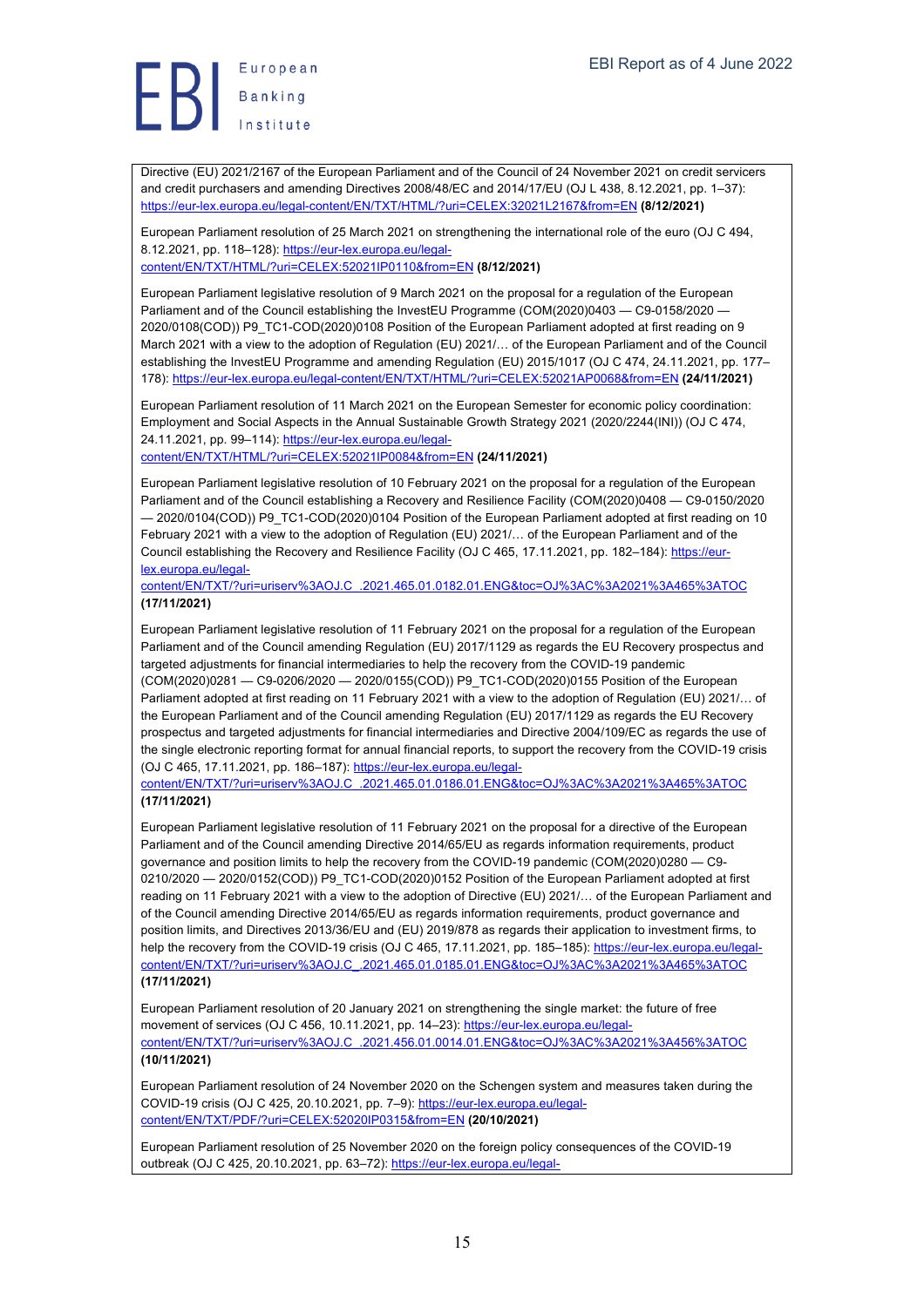Directive (EU) 2021/2167 of the European Parliament and of the Council of 24 November 2021 on credit servicers and credit purchasers and amending Directives 2008/48/EC and 2014/17/EU (OJ L 438, 8.12.2021, pp. 1–37): https://eur-lex.europa.eu/legal-content/EN/TXT/HTML/?uri=CELEX:32021L2167&from=EN **(8/12/2021)**

European Parliament resolution of 25 March 2021 on strengthening the international role of the euro (OJ C 494, 8.12.2021, pp. 118–128): https://eur-lex.europa.eu/legal-content/EN/TXT/HTML/?uri=CELEX:52021IP0110&from=EN **(8/12/2021)**

European Parliament legislative resolution of 9 March 2021 on the proposal for a regulation of the European Parliament and of the Council establishing the InvestEU Programme (COM(2020)0403 — C9-0158/2020 — 2020/0108(COD)) P9_TC1-COD(2020)0108 Position of the European Parliament adopted at first reading on 9 March 2021 with a view to the adoption of Regulation (EU) 2021/… of the European Parliament and of the Council establishing the InvestEU Programme and amending Regulation (EU) 2015/1017 (OJ C 474, 24.11.2021, pp. 177–178): https://eur-lex.europa.eu/legal-content/EN/TXT/HTML/?uri=CELEX:52021AP0068&from=EN **(24/11/2021)**

European Parliament resolution of 11 March 2021 on the European Semester for economic policy coordination: Employment and Social Aspects in the Annual Sustainable Growth Strategy 2021 (2020/2244(INI)) (OJ C 474, 24.11.2021, pp. 99–114): https://eur-lex.europa.eu/legal-content/EN/TXT/HTML/?uri=CELEX:52021IP0084&from=EN **(24/11/2021)**

European Parliament legislative resolution of 10 February 2021 on the proposal for a regulation of the European Parliament and of the Council establishing a Recovery and Resilience Facility (COM(2020)0408 — C9-0150/2020 — 2020/0104(COD)) P9_TC1-COD(2020)0104 Position of the European Parliament adopted at first reading on 10 February 2021 with a view to the adoption of Regulation (EU) 2021/… of the European Parliament and of the Council establishing the Recovery and Resilience Facility (OJ C 465, 17.11.2021, pp. 182–184): https://eur-lex.europa.eu/legal-content/EN/TXT/?uri=uriserv%3AOJ.C_.2021.465.01.0182.01.ENG&toc=OJ%3AC%3A2021%3A465%3ATOC **(17/11/2021)**

European Parliament legislative resolution of 11 February 2021 on the proposal for a regulation of the European Parliament and of the Council amending Regulation (EU) 2017/1129 as regards the EU Recovery prospectus and targeted adjustments for financial intermediaries to help the recovery from the COVID-19 pandemic (COM(2020)0281 — C9-0206/2020 — 2020/0155(COD)) P9_TC1-COD(2020)0155 Position of the European Parliament adopted at first reading on 11 February 2021 with a view to the adoption of Regulation (EU) 2021/… of the European Parliament and of the Council amending Regulation (EU) 2017/1129 as regards the EU Recovery prospectus and targeted adjustments for financial intermediaries and Directive 2004/109/EC as regards the use of the single electronic reporting format for annual financial reports, to support the recovery from the COVID-19 crisis (OJ C 465, 17.11.2021, pp. 186–187): https://eur-lex.europa.eu/legal-content/EN/TXT/?uri=uriserv%3AOJ.C_.2021.465.01.0186.01.ENG&toc=OJ%3AC%3A2021%3A465%3ATOC **(17/11/2021)**

European Parliament legislative resolution of 11 February 2021 on the proposal for a directive of the European Parliament and of the Council amending Directive 2014/65/EU as regards information requirements, product governance and position limits to help the recovery from the COVID-19 pandemic (COM(2020)0280 — C9-0210/2020 — 2020/0152(COD)) P9_TC1-COD(2020)0152 Position of the European Parliament adopted at first reading on 11 February 2021 with a view to the adoption of Directive (EU) 2021/… of the European Parliament and of the Council amending Directive 2014/65/EU as regards information requirements, product governance and position limits, and Directives 2013/36/EU and (EU) 2019/878 as regards their application to investment firms, to help the recovery from the COVID-19 crisis (OJ C 465, 17.11.2021, pp. 185–185): https://eur-lex.europa.eu/legal-content/EN/TXT/?uri=uriserv%3AOJ.C_.2021.465.01.0185.01.ENG&toc=OJ%3AC%3A2021%3A465%3ATOC **(17/11/2021)**

European Parliament resolution of 20 January 2021 on strengthening the single market: the future of free movement of services (OJ C 456, 10.11.2021, pp. 14–23): https://eur-lex.europa.eu/legal-content/EN/TXT/?uri=uriserv%3AOJ.C_.2021.456.01.0014.01.ENG&toc=OJ%3AC%3A2021%3A456%3ATOC **(10/11/2021)**

European Parliament resolution of 24 November 2020 on the Schengen system and measures taken during the COVID-19 crisis (OJ C 425, 20.10.2021, pp. 7–9): https://eur-lex.europa.eu/legal-content/EN/TXT/PDF/?uri=CELEX:52020IP0315&from=EN **(20/10/2021)**

European Parliament resolution of 25 November 2020 on the foreign policy consequences of the COVID-19 outbreak (OJ C 425, 20.10.2021, pp. 63–72): https://eur-lex.europa.eu/legal-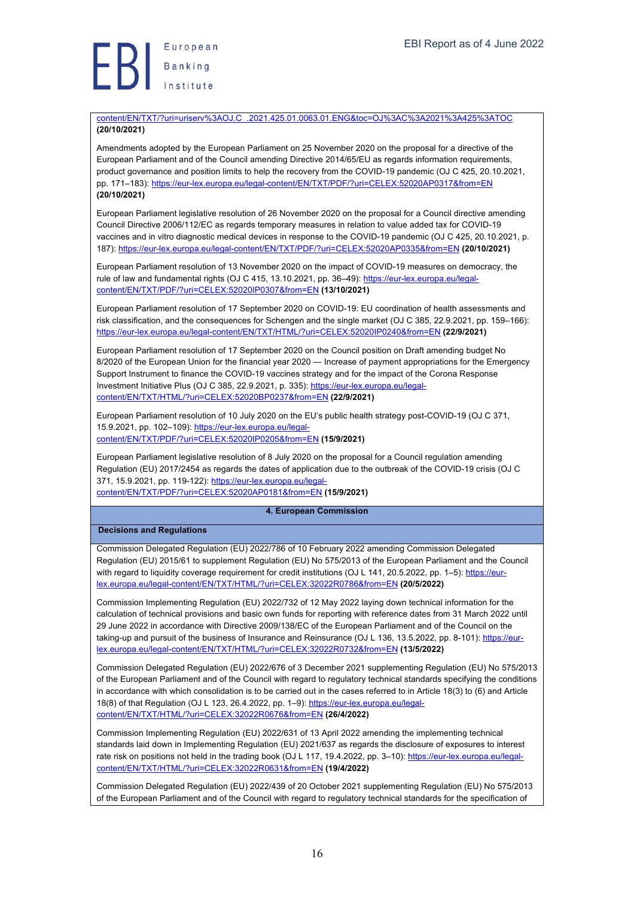content/EN/TXT/?uri=uriserv%3AOJ.C_.2021.425.01.0063.01.ENG&toc=OJ%3AC%3A2021%3A425%3ATOC **(20/10/2021)**

Amendments adopted by the European Parliament on 25 November 2020 on the proposal for a directive of the European Parliament and of the Council amending Directive 2014/65/EU as regards information requirements, product governance and position limits to help the recovery from the COVID-19 pandemic (OJ C 425, 20.10.2021, pp. 171–183): https://eur-lex.europa.eu/legal-content/EN/TXT/PDF/?uri=CELEX:52020AP0317&from=EN **(20/10/2021)**

European Parliament legislative resolution of 26 November 2020 on the proposal for a Council directive amending Council Directive 2006/112/EC as regards temporary measures in relation to value added tax for COVID-19 vaccines and in vitro diagnostic medical devices in response to the COVID-19 pandemic (OJ C 425, 20.10.2021, p. 187): https://eur-lex.europa.eu/legal-content/EN/TXT/PDF/?uri=CELEX:52020AP0335&from=EN **(20/10/2021)**

European Parliament resolution of 13 November 2020 on the impact of COVID-19 measures on democracy, the rule of law and fundamental rights (OJ C 415, 13.10.2021, pp. 36–49): https://eur-lex.europa.eu/legal-content/EN/TXT/PDF/?uri=CELEX:52020IP0307&from=EN **(13/10/2021)**

European Parliament resolution of 17 September 2020 on COVID-19: EU coordination of health assessments and risk classification, and the consequences for Schengen and the single market (OJ C 385, 22.9.2021, pp. 159–166): https://eur-lex.europa.eu/legal-content/EN/TXT/HTML/?uri=CELEX:52020IP0240&from=EN **(22/9/2021)**

European Parliament resolution of 17 September 2020 on the Council position on Draft amending budget No 8/2020 of the European Union for the financial year 2020 — Increase of payment appropriations for the Emergency Support Instrument to finance the COVID-19 vaccines strategy and for the impact of the Corona Response Investment Initiative Plus (OJ C 385, 22.9.2021, p. 335): https://eur-lex.europa.eu/legal-content/EN/TXT/HTML/?uri=CELEX:52020BP0237&from=EN **(22/9/2021)**

European Parliament resolution of 10 July 2020 on the EU's public health strategy post-COVID-19 (OJ C 371, 15.9.2021, pp. 102–109): https://eur-lex.europa.eu/legal-content/EN/TXT/PDF/?uri=CELEX:52020IP0205&from=EN **(15/9/2021)**

European Parliament legislative resolution of 8 July 2020 on the proposal for a Council regulation amending Regulation (EU) 2017/2454 as regards the dates of application due to the outbreak of the COVID-19 crisis (OJ C 371, 15.9.2021, pp. 119-122): https://eur-lex.europa.eu/legal-content/EN/TXT/PDF/?uri=CELEX:52020AP0181&from=EN **(15/9/2021)**

## 4. European Commission

### Decisions and Regulations

Commission Delegated Regulation (EU) 2022/786 of 10 February 2022 amending Commission Delegated Regulation (EU) 2015/61 to supplement Regulation (EU) No 575/2013 of the European Parliament and the Council with regard to liquidity coverage requirement for credit institutions (OJ L 141, 20.5.2022, pp. 1–5): https://eur-lex.europa.eu/legal-content/EN/TXT/HTML/?uri=CELEX:32022R0786&from=EN **(20/5/2022)**

Commission Implementing Regulation (EU) 2022/732 of 12 May 2022 laying down technical information for the calculation of technical provisions and basic own funds for reporting with reference dates from 31 March 2022 until 29 June 2022 in accordance with Directive 2009/138/EC of the European Parliament and of the Council on the taking-up and pursuit of the business of Insurance and Reinsurance (OJ L 136, 13.5.2022, pp. 8-101): https://eur-lex.europa.eu/legal-content/EN/TXT/HTML/?uri=CELEX:32022R0732&from=EN **(13/5/2022)**

Commission Delegated Regulation (EU) 2022/676 of 3 December 2021 supplementing Regulation (EU) No 575/2013 of the European Parliament and of the Council with regard to regulatory technical standards specifying the conditions in accordance with which consolidation is to be carried out in the cases referred to in Article 18(3) to (6) and Article 18(8) of that Regulation (OJ L 123, 26.4.2022, pp. 1–9): https://eur-lex.europa.eu/legal-content/EN/TXT/HTML/?uri=CELEX:32022R0676&from=EN **(26/4/2022)**

Commission Implementing Regulation (EU) 2022/631 of 13 April 2022 amending the implementing technical standards laid down in Implementing Regulation (EU) 2021/637 as regards the disclosure of exposures to interest rate risk on positions not held in the trading book (OJ L 117, 19.4.2022, pp. 3–10): https://eur-lex.europa.eu/legal-content/EN/TXT/HTML/?uri=CELEX:32022R0631&from=EN **(19/4/2022)**

Commission Delegated Regulation (EU) 2022/439 of 20 October 2021 supplementing Regulation (EU) No 575/2013 of the European Parliament and of the Council with regard to regulatory technical standards for the specification of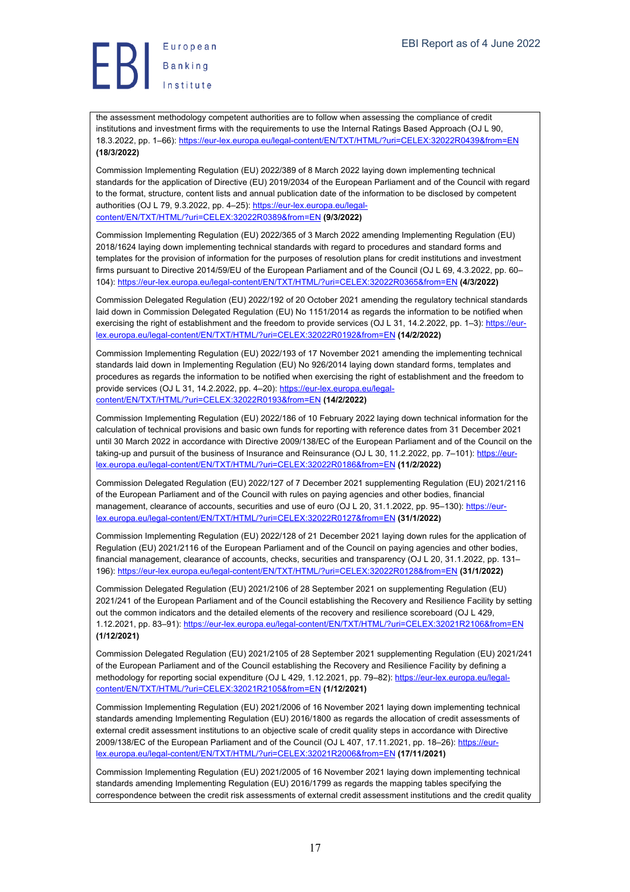the assessment methodology competent authorities are to follow when assessing the compliance of credit institutions and investment firms with the requirements to use the Internal Ratings Based Approach (OJ L 90, 18.3.2022, pp. 1–66): https://eur-lex.europa.eu/legal-content/EN/TXT/HTML/?uri=CELEX:32022R0439&from=EN **(18/3/2022)**

Commission Implementing Regulation (EU) 2022/389 of 8 March 2022 laying down implementing technical standards for the application of Directive (EU) 2019/2034 of the European Parliament and of the Council with regard to the format, structure, content lists and annual publication date of the information to be disclosed by competent authorities (OJ L 79, 9.3.2022, pp. 4–25): https://eur-lex.europa.eu/legal-content/EN/TXT/HTML/?uri=CELEX:32022R0389&from=EN **(9/3/2022)**

Commission Implementing Regulation (EU) 2022/365 of 3 March 2022 amending Implementing Regulation (EU) 2018/1624 laying down implementing technical standards with regard to procedures and standard forms and templates for the provision of information for the purposes of resolution plans for credit institutions and investment firms pursuant to Directive 2014/59/EU of the European Parliament and of the Council (OJ L 69, 4.3.2022, pp. 60–104): https://eur-lex.europa.eu/legal-content/EN/TXT/HTML/?uri=CELEX:32022R0365&from=EN **(4/3/2022)**

Commission Delegated Regulation (EU) 2022/192 of 20 October 2021 amending the regulatory technical standards laid down in Commission Delegated Regulation (EU) No 1151/2014 as regards the information to be notified when exercising the right of establishment and the freedom to provide services (OJ L 31, 14.2.2022, pp. 1–3): https://eur-lex.europa.eu/legal-content/EN/TXT/HTML/?uri=CELEX:32022R0192&from=EN **(14/2/2022)**

Commission Implementing Regulation (EU) 2022/193 of 17 November 2021 amending the implementing technical standards laid down in Implementing Regulation (EU) No 926/2014 laying down standard forms, templates and procedures as regards the information to be notified when exercising the right of establishment and the freedom to provide services (OJ L 31, 14.2.2022, pp. 4–20): https://eur-lex.europa.eu/legal-content/EN/TXT/HTML/?uri=CELEX:32022R0193&from=EN **(14/2/2022)**

Commission Implementing Regulation (EU) 2022/186 of 10 February 2022 laying down technical information for the calculation of technical provisions and basic own funds for reporting with reference dates from 31 December 2021 until 30 March 2022 in accordance with Directive 2009/138/EC of the European Parliament and of the Council on the taking-up and pursuit of the business of Insurance and Reinsurance (OJ L 30, 11.2.2022, pp. 7–101): https://eur-lex.europa.eu/legal-content/EN/TXT/HTML/?uri=CELEX:32022R0186&from=EN **(11/2/2022)**

Commission Delegated Regulation (EU) 2022/127 of 7 December 2021 supplementing Regulation (EU) 2021/2116 of the European Parliament and of the Council with rules on paying agencies and other bodies, financial management, clearance of accounts, securities and use of euro (OJ L 20, 31.1.2022, pp. 95–130): https://eur-lex.europa.eu/legal-content/EN/TXT/HTML/?uri=CELEX:32022R0127&from=EN **(31/1/2022)**

Commission Implementing Regulation (EU) 2022/128 of 21 December 2021 laying down rules for the application of Regulation (EU) 2021/2116 of the European Parliament and of the Council on paying agencies and other bodies, financial management, clearance of accounts, checks, securities and transparency (OJ L 20, 31.1.2022, pp. 131–196): https://eur-lex.europa.eu/legal-content/EN/TXT/HTML/?uri=CELEX:32022R0128&from=EN **(31/1/2022)**

Commission Delegated Regulation (EU) 2021/2106 of 28 September 2021 on supplementing Regulation (EU) 2021/241 of the European Parliament and of the Council establishing the Recovery and Resilience Facility by setting out the common indicators and the detailed elements of the recovery and resilience scoreboard (OJ L 429, 1.12.2021, pp. 83–91): https://eur-lex.europa.eu/legal-content/EN/TXT/HTML/?uri=CELEX:32021R2106&from=EN **(1/12/2021)**

Commission Delegated Regulation (EU) 2021/2105 of 28 September 2021 supplementing Regulation (EU) 2021/241 of the European Parliament and of the Council establishing the Recovery and Resilience Facility by defining a methodology for reporting social expenditure (OJ L 429, 1.12.2021, pp. 79–82): https://eur-lex.europa.eu/legal-content/EN/TXT/HTML/?uri=CELEX:32021R2105&from=EN **(1/12/2021)**

Commission Implementing Regulation (EU) 2021/2006 of 16 November 2021 laying down implementing technical standards amending Implementing Regulation (EU) 2016/1800 as regards the allocation of credit assessments of external credit assessment institutions to an objective scale of credit quality steps in accordance with Directive 2009/138/EC of the European Parliament and of the Council (OJ L 407, 17.11.2021, pp. 18–26): https://eur-lex.europa.eu/legal-content/EN/TXT/HTML/?uri=CELEX:32021R2006&from=EN **(17/11/2021)**

Commission Implementing Regulation (EU) 2021/2005 of 16 November 2021 laying down implementing technical standards amending Implementing Regulation (EU) 2016/1799 as regards the mapping tables specifying the correspondence between the credit risk assessments of external credit assessment institutions and the credit quality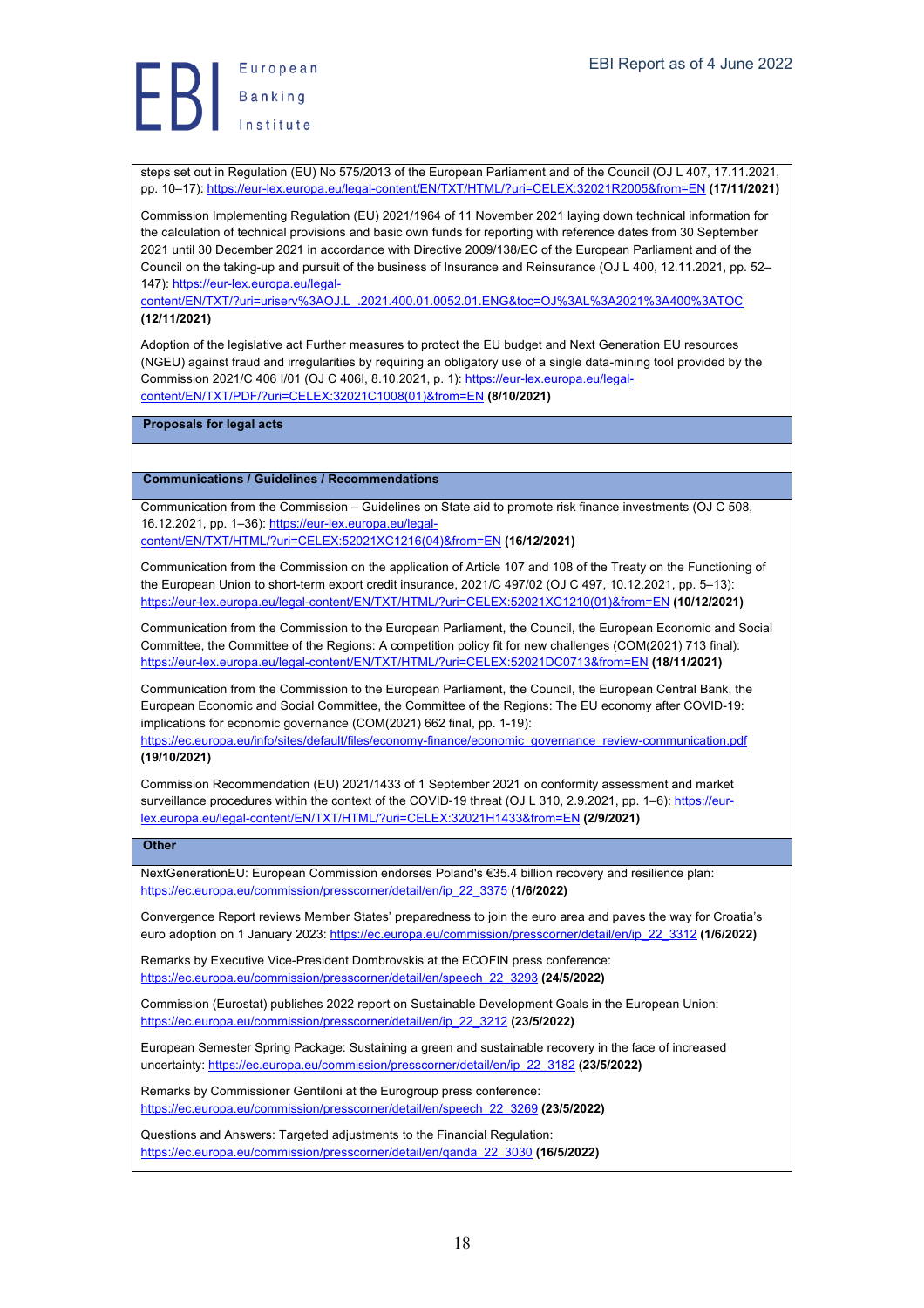steps set out in Regulation (EU) No 575/2013 of the European Parliament and of the Council (OJ L 407, 17.11.2021, pp. 10–17): https://eur-lex.europa.eu/legal-content/EN/TXT/HTML/?uri=CELEX:32021R2005&from=EN **(17/11/2021)**

Commission Implementing Regulation (EU) 2021/1964 of 11 November 2021 laying down technical information for the calculation of technical provisions and basic own funds for reporting with reference dates from 30 September 2021 until 30 December 2021 in accordance with Directive 2009/138/EC of the European Parliament and of the Council on the taking-up and pursuit of the business of Insurance and Reinsurance (OJ L 400, 12.11.2021, pp. 52–147): https://eur-lex.europa.eu/legal-content/EN/TXT/?uri=uriserv%3AOJ.L_.2021.400.01.0052.01.ENG&toc=OJ%3AL%3A2021%3A400%3ATOC **(12/11/2021)**

Adoption of the legislative act Further measures to protect the EU budget and Next Generation EU resources (NGEU) against fraud and irregularities by requiring an obligatory use of a single data-mining tool provided by the Commission 2021/C 406 I/01 (OJ C 406I, 8.10.2021, p. 1): https://eur-lex.europa.eu/legal-content/EN/TXT/PDF/?uri=CELEX:32021C1008(01)&from=EN **(8/10/2021)**

**Proposals for legal acts**

**Communications / Guidelines / Recommendations**

Communication from the Commission – Guidelines on State aid to promote risk finance investments (OJ C 508, 16.12.2021, pp. 1–36): https://eur-lex.europa.eu/legal-content/EN/TXT/HTML/?uri=CELEX:52021XC1216(04)&from=EN **(16/12/2021)**

Communication from the Commission on the application of Article 107 and 108 of the Treaty on the Functioning of the European Union to short-term export credit insurance, 2021/C 497/02 (OJ C 497, 10.12.2021, pp. 5–13): https://eur-lex.europa.eu/legal-content/EN/TXT/HTML/?uri=CELEX:52021XC1210(01)&from=EN **(10/12/2021)**

Communication from the Commission to the European Parliament, the Council, the European Economic and Social Committee, the Committee of the Regions: A competition policy fit for new challenges (COM(2021) 713 final): https://eur-lex.europa.eu/legal-content/EN/TXT/HTML/?uri=CELEX:52021DC0713&from=EN **(18/11/2021)**

Communication from the Commission to the European Parliament, the Council, the European Central Bank, the European Economic and Social Committee, the Committee of the Regions: The EU economy after COVID-19: implications for economic governance (COM(2021) 662 final, pp. 1-19): https://ec.europa.eu/info/sites/default/files/economy-finance/economic_governance_review-communication.pdf **(19/10/2021)**

Commission Recommendation (EU) 2021/1433 of 1 September 2021 on conformity assessment and market surveillance procedures within the context of the COVID-19 threat (OJ L 310, 2.9.2021, pp. 1–6): https://eur-lex.europa.eu/legal-content/EN/TXT/HTML/?uri=CELEX:32021H1433&from=EN **(2/9/2021)**

**Other**

NextGenerationEU: European Commission endorses Poland's €35.4 billion recovery and resilience plan: https://ec.europa.eu/commission/presscorner/detail/en/ip_22_3375 **(1/6/2022)**

Convergence Report reviews Member States' preparedness to join the euro area and paves the way for Croatia's euro adoption on 1 January 2023: https://ec.europa.eu/commission/presscorner/detail/en/ip_22_3312 **(1/6/2022)**

Remarks by Executive Vice-President Dombrovskis at the ECOFIN press conference: https://ec.europa.eu/commission/presscorner/detail/en/speech_22_3293 **(24/5/2022)**

Commission (Eurostat) publishes 2022 report on Sustainable Development Goals in the European Union: https://ec.europa.eu/commission/presscorner/detail/en/ip_22_3212 **(23/5/2022)**

European Semester Spring Package: Sustaining a green and sustainable recovery in the face of increased uncertainty: https://ec.europa.eu/commission/presscorner/detail/en/ip_22_3182 **(23/5/2022)**

Remarks by Commissioner Gentiloni at the Eurogroup press conference: https://ec.europa.eu/commission/presscorner/detail/en/speech_22_3269 **(23/5/2022)**

Questions and Answers: Targeted adjustments to the Financial Regulation: https://ec.europa.eu/commission/presscorner/detail/en/qanda_22_3030 **(16/5/2022)**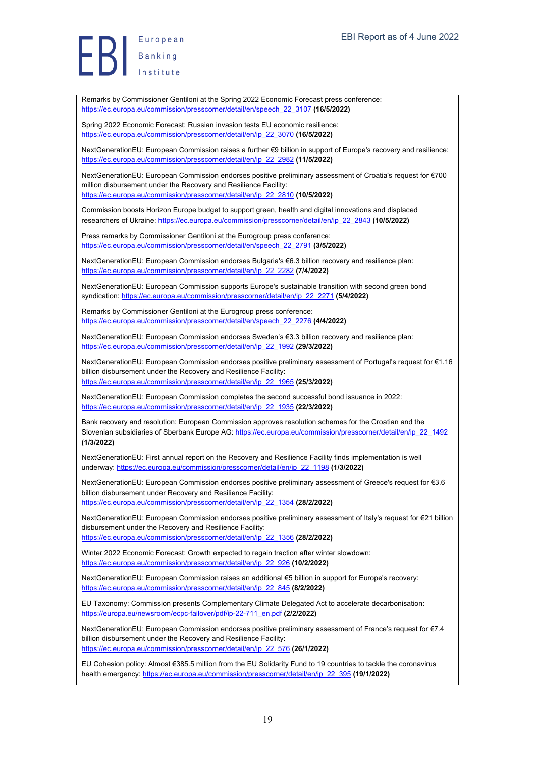Remarks by Commissioner Gentiloni at the Spring 2022 Economic Forecast press conference: https://ec.europa.eu/commission/presscorner/detail/en/speech_22_3107 **(16/5/2022)**

Spring 2022 Economic Forecast: Russian invasion tests EU economic resilience: https://ec.europa.eu/commission/presscorner/detail/en/ip_22_3070 **(16/5/2022)**

NextGenerationEU: European Commission raises a further €9 billion in support of Europe's recovery and resilience: https://ec.europa.eu/commission/presscorner/detail/en/ip_22_2982 **(11/5/2022)**

NextGenerationEU: European Commission endorses positive preliminary assessment of Croatia's request for €700 million disbursement under the Recovery and Resilience Facility: https://ec.europa.eu/commission/presscorner/detail/en/ip_22_2810 **(10/5/2022)**

Commission boosts Horizon Europe budget to support green, health and digital innovations and displaced researchers of Ukraine: https://ec.europa.eu/commission/presscorner/detail/en/ip_22_2843 **(10/5/2022)**

Press remarks by Commissioner Gentiloni at the Eurogroup press conference: https://ec.europa.eu/commission/presscorner/detail/en/speech_22_2791 **(3/5/2022)**

NextGenerationEU: European Commission endorses Bulgaria's €6.3 billion recovery and resilience plan: https://ec.europa.eu/commission/presscorner/detail/en/ip_22_2282 **(7/4/2022)**

NextGenerationEU: European Commission supports Europe's sustainable transition with second green bond syndication: https://ec.europa.eu/commission/presscorner/detail/en/ip_22_2271 **(5/4/2022)**

Remarks by Commissioner Gentiloni at the Eurogroup press conference: https://ec.europa.eu/commission/presscorner/detail/en/speech_22_2276 **(4/4/2022)**

NextGenerationEU: European Commission endorses Sweden's €3.3 billion recovery and resilience plan: https://ec.europa.eu/commission/presscorner/detail/en/ip_22_1992 **(29/3/2022)**

NextGenerationEU: European Commission endorses positive preliminary assessment of Portugal's request for €1.16 billion disbursement under the Recovery and Resilience Facility: https://ec.europa.eu/commission/presscorner/detail/en/ip_22_1965 **(25/3/2022)**

NextGenerationEU: European Commission completes the second successful bond issuance in 2022: https://ec.europa.eu/commission/presscorner/detail/en/ip_22_1935 **(22/3/2022)**

Bank recovery and resolution: European Commission approves resolution schemes for the Croatian and the Slovenian subsidiaries of Sberbank Europe AG: https://ec.europa.eu/commission/presscorner/detail/en/ip_22_1492 **(1/3/2022)**

NextGenerationEU: First annual report on the Recovery and Resilience Facility finds implementation is well underway: https://ec.europa.eu/commission/presscorner/detail/en/ip_22_1198 **(1/3/2022)**

NextGenerationEU: European Commission endorses positive preliminary assessment of Greece's request for €3.6 billion disbursement under Recovery and Resilience Facility: https://ec.europa.eu/commission/presscorner/detail/en/ip_22_1354 **(28/2/2022)**

NextGenerationEU: European Commission endorses positive preliminary assessment of Italy's request for €21 billion disbursement under the Recovery and Resilience Facility: https://ec.europa.eu/commission/presscorner/detail/en/ip_22_1356 **(28/2/2022)**

Winter 2022 Economic Forecast: Growth expected to regain traction after winter slowdown: https://ec.europa.eu/commission/presscorner/detail/en/ip_22_926 **(10/2/2022)**

NextGenerationEU: European Commission raises an additional €5 billion in support for Europe's recovery: https://ec.europa.eu/commission/presscorner/detail/en/ip_22_845 **(8/2/2022)**

EU Taxonomy: Commission presents Complementary Climate Delegated Act to accelerate decarbonisation: https://europa.eu/newsroom/ecpc-failover/pdf/ip-22-711_en.pdf **(2/2/2022)**

NextGenerationEU: European Commission endorses positive preliminary assessment of France's request for €7.4 billion disbursement under the Recovery and Resilience Facility: https://ec.europa.eu/commission/presscorner/detail/en/ip_22_576 **(26/1/2022)**

EU Cohesion policy: Almost €385.5 million from the EU Solidarity Fund to 19 countries to tackle the coronavirus health emergency: https://ec.europa.eu/commission/presscorner/detail/en/ip_22_395 **(19/1/2022)**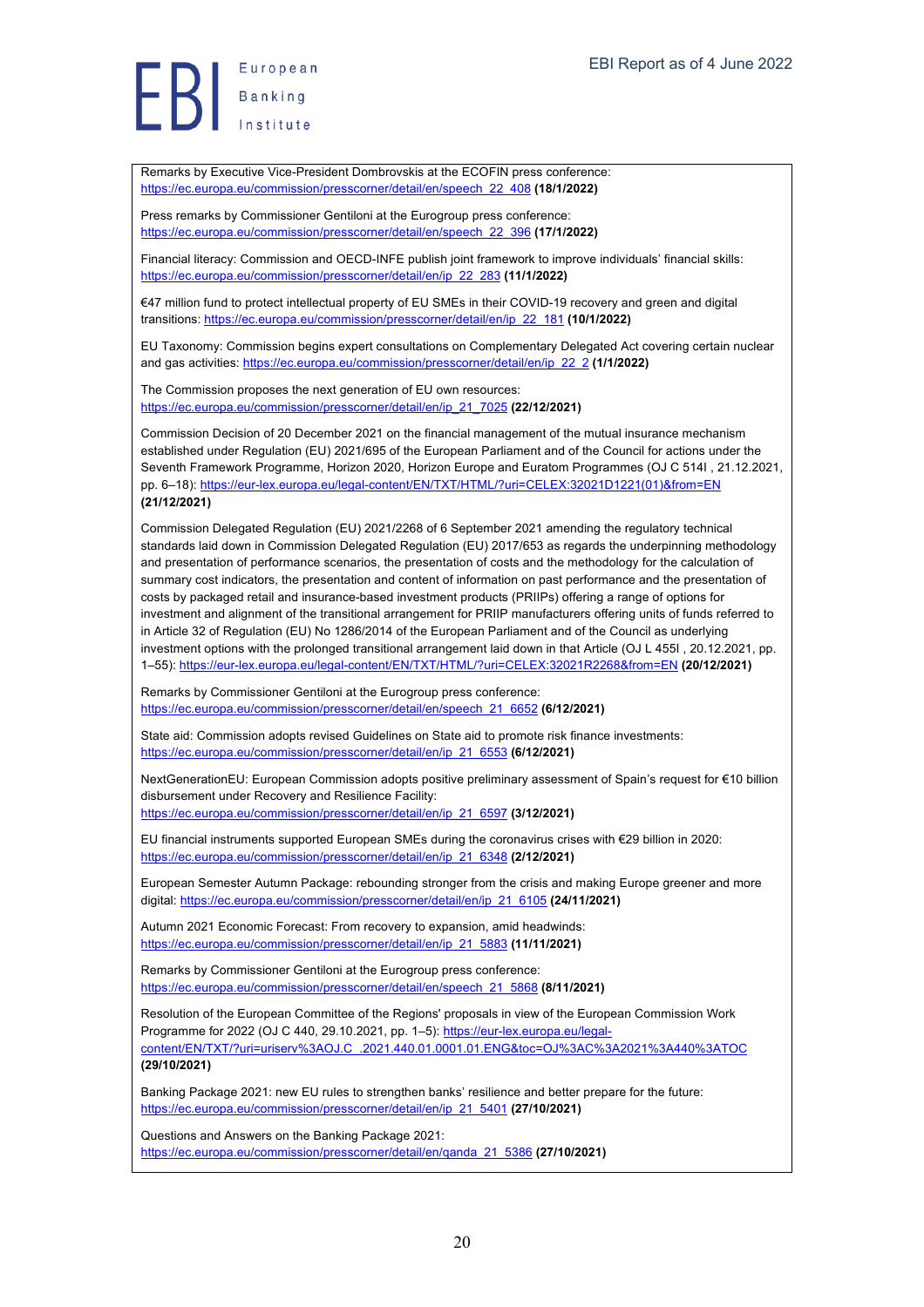Remarks by Executive Vice-President Dombrovskis at the ECOFIN press conference: https://ec.europa.eu/commission/presscorner/detail/en/speech_22_408 **(18/1/2022)**

Press remarks by Commissioner Gentiloni at the Eurogroup press conference: https://ec.europa.eu/commission/presscorner/detail/en/speech_22_396 **(17/1/2022)**

Financial literacy: Commission and OECD-INFE publish joint framework to improve individuals' financial skills: https://ec.europa.eu/commission/presscorner/detail/en/ip_22_283 **(11/1/2022)**

€47 million fund to protect intellectual property of EU SMEs in their COVID-19 recovery and green and digital transitions: https://ec.europa.eu/commission/presscorner/detail/en/ip_22_181 **(10/1/2022)**

EU Taxonomy: Commission begins expert consultations on Complementary Delegated Act covering certain nuclear and gas activities: https://ec.europa.eu/commission/presscorner/detail/en/ip_22_2 **(1/1/2022)**

The Commission proposes the next generation of EU own resources: https://ec.europa.eu/commission/presscorner/detail/en/ip_21_7025 **(22/12/2021)**

Commission Decision of 20 December 2021 on the financial management of the mutual insurance mechanism established under Regulation (EU) 2021/695 of the European Parliament and of the Council for actions under the Seventh Framework Programme, Horizon 2020, Horizon Europe and Euratom Programmes (OJ C 514I , 21.12.2021, pp. 6–18): https://eur-lex.europa.eu/legal-content/EN/TXT/HTML/?uri=CELEX:32021D1221(01)&from=EN **(21/12/2021)**

Commission Delegated Regulation (EU) 2021/2268 of 6 September 2021 amending the regulatory technical standards laid down in Commission Delegated Regulation (EU) 2017/653 as regards the underpinning methodology and presentation of performance scenarios, the presentation of costs and the methodology for the calculation of summary cost indicators, the presentation and content of information on past performance and the presentation of costs by packaged retail and insurance-based investment products (PRIIPs) offering a range of options for investment and alignment of the transitional arrangement for PRIIP manufacturers offering units of funds referred to in Article 32 of Regulation (EU) No 1286/2014 of the European Parliament and of the Council as underlying investment options with the prolonged transitional arrangement laid down in that Article (OJ L 455I , 20.12.2021, pp. 1–55): https://eur-lex.europa.eu/legal-content/EN/TXT/HTML/?uri=CELEX:32021R2268&from=EN **(20/12/2021)**

Remarks by Commissioner Gentiloni at the Eurogroup press conference: https://ec.europa.eu/commission/presscorner/detail/en/speech_21_6652 **(6/12/2021)**

State aid: Commission adopts revised Guidelines on State aid to promote risk finance investments: https://ec.europa.eu/commission/presscorner/detail/en/ip_21_6553 **(6/12/2021)**

NextGenerationEU: European Commission adopts positive preliminary assessment of Spain's request for €10 billion disbursement under Recovery and Resilience Facility: https://ec.europa.eu/commission/presscorner/detail/en/ip_21_6597 **(3/12/2021)**

EU financial instruments supported European SMEs during the coronavirus crises with €29 billion in 2020: https://ec.europa.eu/commission/presscorner/detail/en/ip_21_6348 **(2/12/2021)**

European Semester Autumn Package: rebounding stronger from the crisis and making Europe greener and more digital: https://ec.europa.eu/commission/presscorner/detail/en/ip_21_6105 **(24/11/2021)**

Autumn 2021 Economic Forecast: From recovery to expansion, amid headwinds: https://ec.europa.eu/commission/presscorner/detail/en/ip_21_5883 **(11/11/2021)**

Remarks by Commissioner Gentiloni at the Eurogroup press conference: https://ec.europa.eu/commission/presscorner/detail/en/speech_21_5868 **(8/11/2021)**

Resolution of the European Committee of the Regions' proposals in view of the European Commission Work Programme for 2022 (OJ C 440, 29.10.2021, pp. 1–5): https://eur-lex.europa.eu/legal-content/EN/TXT/?uri=uriserv%3AOJ.C_.2021.440.01.0001.01.ENG&toc=OJ%3AC%3A2021%3A440%3ATOC **(29/10/2021)**

Banking Package 2021: new EU rules to strengthen banks' resilience and better prepare for the future: https://ec.europa.eu/commission/presscorner/detail/en/ip_21_5401 **(27/10/2021)**

Questions and Answers on the Banking Package 2021: https://ec.europa.eu/commission/presscorner/detail/en/qanda_21_5386 **(27/10/2021)**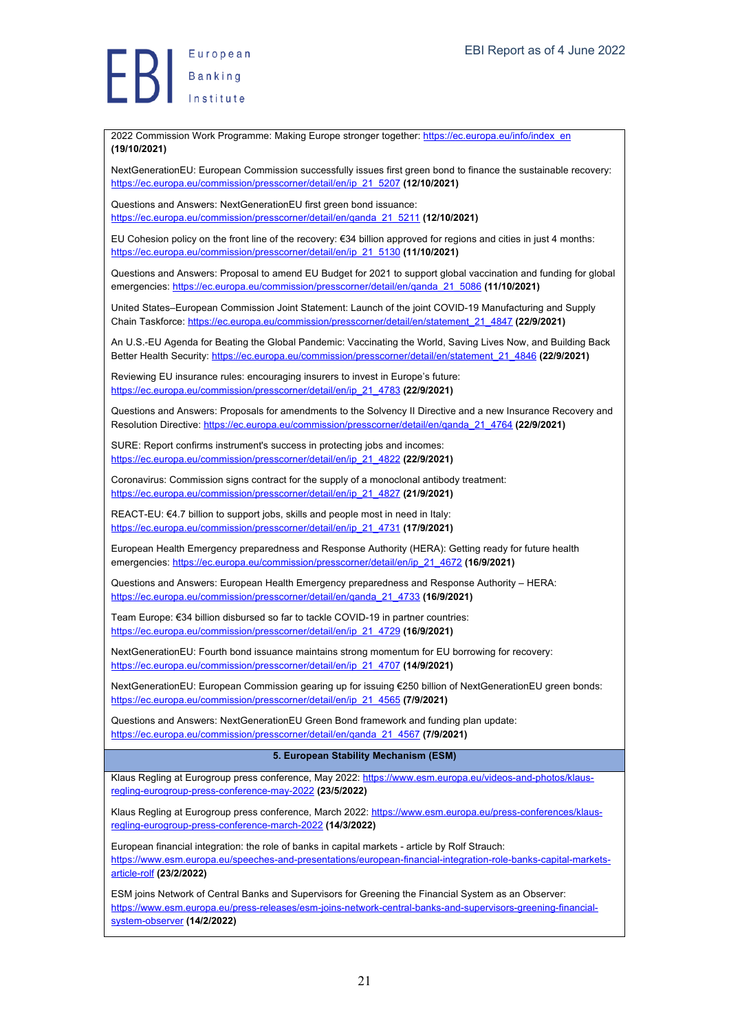2022 Commission Work Programme: Making Europe stronger together: https://ec.europa.eu/info/index_en **(19/10/2021)**

NextGenerationEU: European Commission successfully issues first green bond to finance the sustainable recovery: https://ec.europa.eu/commission/presscorner/detail/en/ip_21_5207 **(12/10/2021)**

Questions and Answers: NextGenerationEU first green bond issuance: https://ec.europa.eu/commission/presscorner/detail/en/qanda_21_5211 **(12/10/2021)**

EU Cohesion policy on the front line of the recovery: €34 billion approved for regions and cities in just 4 months: https://ec.europa.eu/commission/presscorner/detail/en/ip_21_5130 **(11/10/2021)**

Questions and Answers: Proposal to amend EU Budget for 2021 to support global vaccination and funding for global emergencies: https://ec.europa.eu/commission/presscorner/detail/en/qanda_21_5086 **(11/10/2021)**

United States–European Commission Joint Statement: Launch of the joint COVID-19 Manufacturing and Supply Chain Taskforce: https://ec.europa.eu/commission/presscorner/detail/en/statement_21_4847 **(22/9/2021)**

An U.S.-EU Agenda for Beating the Global Pandemic: Vaccinating the World, Saving Lives Now, and Building Back Better Health Security: https://ec.europa.eu/commission/presscorner/detail/en/statement_21_4846 **(22/9/2021)**

Reviewing EU insurance rules: encouraging insurers to invest in Europe's future: https://ec.europa.eu/commission/presscorner/detail/en/ip_21_4783 **(22/9/2021)**

Questions and Answers: Proposals for amendments to the Solvency II Directive and a new Insurance Recovery and Resolution Directive: https://ec.europa.eu/commission/presscorner/detail/en/qanda_21_4764 **(22/9/2021)**

SURE: Report confirms instrument's success in protecting jobs and incomes: https://ec.europa.eu/commission/presscorner/detail/en/ip_21_4822 **(22/9/2021)**

Coronavirus: Commission signs contract for the supply of a monoclonal antibody treatment: https://ec.europa.eu/commission/presscorner/detail/en/ip_21_4827 **(21/9/2021)**

REACT-EU: €4.7 billion to support jobs, skills and people most in need in Italy: https://ec.europa.eu/commission/presscorner/detail/en/ip_21_4731 **(17/9/2021)**

European Health Emergency preparedness and Response Authority (HERA): Getting ready for future health emergencies: https://ec.europa.eu/commission/presscorner/detail/en/ip_21_4672 **(16/9/2021)**

Questions and Answers: European Health Emergency preparedness and Response Authority – HERA: https://ec.europa.eu/commission/presscorner/detail/en/qanda_21_4733 **(16/9/2021)**

Team Europe: €34 billion disbursed so far to tackle COVID-19 in partner countries: https://ec.europa.eu/commission/presscorner/detail/en/ip_21_4729 **(16/9/2021)**

NextGenerationEU: Fourth bond issuance maintains strong momentum for EU borrowing for recovery: https://ec.europa.eu/commission/presscorner/detail/en/ip_21_4707 **(14/9/2021)**

NextGenerationEU: European Commission gearing up for issuing €250 billion of NextGenerationEU green bonds: https://ec.europa.eu/commission/presscorner/detail/en/ip_21_4565 **(7/9/2021)**

Questions and Answers: NextGenerationEU Green Bond framework and funding plan update: https://ec.europa.eu/commission/presscorner/detail/en/qanda_21_4567 **(7/9/2021)**

## 5. European Stability Mechanism (ESM)

Klaus Regling at Eurogroup press conference, May 2022: https://www.esm.europa.eu/videos-and-photos/klaus-regling-eurogroup-press-conference-may-2022 **(23/5/2022)**

Klaus Regling at Eurogroup press conference, March 2022: https://www.esm.europa.eu/press-conferences/klaus-regling-eurogroup-press-conference-march-2022 **(14/3/2022)**

European financial integration: the role of banks in capital markets - article by Rolf Strauch: https://www.esm.europa.eu/speeches-and-presentations/european-financial-integration-role-banks-capital-markets-article-rolf **(23/2/2022)**

ESM joins Network of Central Banks and Supervisors for Greening the Financial System as an Observer: https://www.esm.europa.eu/press-releases/esm-joins-network-central-banks-and-supervisors-greening-financial-system-observer **(14/2/2022)**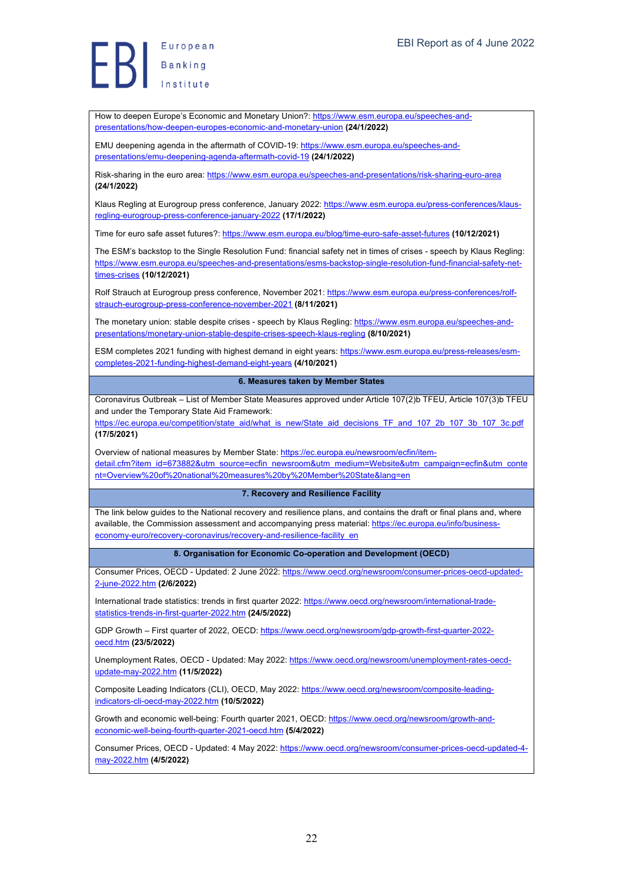How to deepen Europe's Economic and Monetary Union?: https://www.esm.europa.eu/speeches-and-presentations/how-deepen-europes-economic-and-monetary-union **(24/1/2022)**

EMU deepening agenda in the aftermath of COVID-19: https://www.esm.europa.eu/speeches-and-presentations/emu-deepening-agenda-aftermath-covid-19 **(24/1/2022)**

Risk-sharing in the euro area: https://www.esm.europa.eu/speeches-and-presentations/risk-sharing-euro-area **(24/1/2022)**

Klaus Regling at Eurogroup press conference, January 2022: https://www.esm.europa.eu/press-conferences/klaus-regling-eurogroup-press-conference-january-2022 **(17/1/2022)**

Time for euro safe asset futures?: https://www.esm.europa.eu/blog/time-euro-safe-asset-futures **(10/12/2021)**

The ESM's backstop to the Single Resolution Fund: financial safety net in times of crises - speech by Klaus Regling: https://www.esm.europa.eu/speeches-and-presentations/esms-backstop-single-resolution-fund-financial-safety-net-times-crises **(10/12/2021)**

Rolf Strauch at Eurogroup press conference, November 2021: https://www.esm.europa.eu/press-conferences/rolf-strauch-eurogroup-press-conference-november-2021 **(8/11/2021)**

The monetary union: stable despite crises - speech by Klaus Regling: https://www.esm.europa.eu/speeches-and-presentations/monetary-union-stable-despite-crises-speech-klaus-regling **(8/10/2021)**

ESM completes 2021 funding with highest demand in eight years: https://www.esm.europa.eu/press-releases/esm-completes-2021-funding-highest-demand-eight-years **(4/10/2021)**

## 6. Measures taken by Member States

Coronavirus Outbreak – List of Member State Measures approved under Article 107(2)b TFEU, Article 107(3)b TFEU and under the Temporary State Aid Framework: https://ec.europa.eu/competition/state_aid/what_is_new/State_aid_decisions_TF_and_107_2b_107_3b_107_3c.pdf **(17/5/2021)**

Overview of national measures by Member State: https://ec.europa.eu/newsroom/ecfin/item-detail.cfm?item_id=673882&utm_source=ecfin_newsroom&utm_medium=Website&utm_campaign=ecfin&utm_content=Overview%20of%20national%20measures%20by%20Member%20State&lang=en

## 7. Recovery and Resilience Facility

The link below guides to the National recovery and resilience plans, and contains the draft or final plans and, where available, the Commission assessment and accompanying press material: https://ec.europa.eu/info/business-economy-euro/recovery-coronavirus/recovery-and-resilience-facility_en

## 8. Organisation for Economic Co-operation and Development (OECD)

Consumer Prices, OECD - Updated: 2 June 2022: https://www.oecd.org/newsroom/consumer-prices-oecd-updated-2-june-2022.htm **(2/6/2022)**

International trade statistics: trends in first quarter 2022: https://www.oecd.org/newsroom/international-trade-statistics-trends-in-first-quarter-2022.htm **(24/5/2022)**

GDP Growth – First quarter of 2022, OECD: https://www.oecd.org/newsroom/gdp-growth-first-quarter-2022-oecd.htm **(23/5/2022)**

Unemployment Rates, OECD - Updated: May 2022: https://www.oecd.org/newsroom/unemployment-rates-oecd-update-may-2022.htm **(11/5/2022)**

Composite Leading Indicators (CLI), OECD, May 2022: https://www.oecd.org/newsroom/composite-leading-indicators-cli-oecd-may-2022.htm **(10/5/2022)**

Growth and economic well-being: Fourth quarter 2021, OECD: https://www.oecd.org/newsroom/growth-and-economic-well-being-fourth-quarter-2021-oecd.htm **(5/4/2022)**

Consumer Prices, OECD - Updated: 4 May 2022: https://www.oecd.org/newsroom/consumer-prices-oecd-updated-4-may-2022.htm **(4/5/2022)**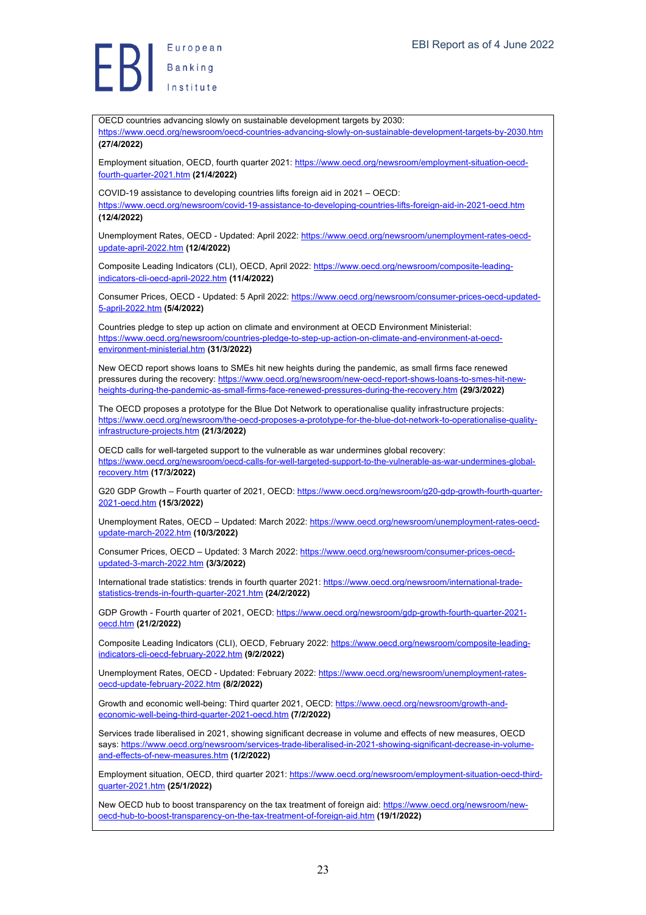OECD countries advancing slowly on sustainable development targets by 2030: https://www.oecd.org/newsroom/oecd-countries-advancing-slowly-on-sustainable-development-targets-by-2030.htm **(27/4/2022)**

Employment situation, OECD, fourth quarter 2021: https://www.oecd.org/newsroom/employment-situation-oecd-fourth-quarter-2021.htm **(21/4/2022)**

COVID-19 assistance to developing countries lifts foreign aid in 2021 – OECD: https://www.oecd.org/newsroom/covid-19-assistance-to-developing-countries-lifts-foreign-aid-in-2021-oecd.htm **(12/4/2022)**

Unemployment Rates, OECD - Updated: April 2022: https://www.oecd.org/newsroom/unemployment-rates-oecd-update-april-2022.htm **(12/4/2022)**

Composite Leading Indicators (CLI), OECD, April 2022: https://www.oecd.org/newsroom/composite-leading-indicators-cli-oecd-april-2022.htm **(11/4/2022)**

Consumer Prices, OECD - Updated: 5 April 2022: https://www.oecd.org/newsroom/consumer-prices-oecd-updated-5-april-2022.htm **(5/4/2022)**

Countries pledge to step up action on climate and environment at OECD Environment Ministerial: https://www.oecd.org/newsroom/countries-pledge-to-step-up-action-on-climate-and-environment-at-oecd-environment-ministerial.htm **(31/3/2022)**

New OECD report shows loans to SMEs hit new heights during the pandemic, as small firms face renewed pressures during the recovery: https://www.oecd.org/newsroom/new-oecd-report-shows-loans-to-smes-hit-new-heights-during-the-pandemic-as-small-firms-face-renewed-pressures-during-the-recovery.htm **(29/3/2022)**

The OECD proposes a prototype for the Blue Dot Network to operationalise quality infrastructure projects: https://www.oecd.org/newsroom/the-oecd-proposes-a-prototype-for-the-blue-dot-network-to-operationalise-quality-infrastructure-projects.htm **(21/3/2022)**

OECD calls for well-targeted support to the vulnerable as war undermines global recovery: https://www.oecd.org/newsroom/oecd-calls-for-well-targeted-support-to-the-vulnerable-as-war-undermines-global-recovery.htm **(17/3/2022)**

G20 GDP Growth – Fourth quarter of 2021, OECD: https://www.oecd.org/newsroom/g20-gdp-growth-fourth-quarter-2021-oecd.htm **(15/3/2022)**

Unemployment Rates, OECD – Updated: March 2022: https://www.oecd.org/newsroom/unemployment-rates-oecd-update-march-2022.htm **(10/3/2022)**

Consumer Prices, OECD – Updated: 3 March 2022: https://www.oecd.org/newsroom/consumer-prices-oecd-updated-3-march-2022.htm **(3/3/2022)**

International trade statistics: trends in fourth quarter 2021: https://www.oecd.org/newsroom/international-trade-statistics-trends-in-fourth-quarter-2021.htm **(24/2/2022)**

GDP Growth - Fourth quarter of 2021, OECD: https://www.oecd.org/newsroom/gdp-growth-fourth-quarter-2021-oecd.htm **(21/2/2022)**

Composite Leading Indicators (CLI), OECD, February 2022: https://www.oecd.org/newsroom/composite-leading-indicators-cli-oecd-february-2022.htm **(9/2/2022)**

Unemployment Rates, OECD - Updated: February 2022: https://www.oecd.org/newsroom/unemployment-rates-oecd-update-february-2022.htm **(8/2/2022)**

Growth and economic well-being: Third quarter 2021, OECD: https://www.oecd.org/newsroom/growth-and-economic-well-being-third-quarter-2021-oecd.htm **(7/2/2022)**

Services trade liberalised in 2021, showing significant decrease in volume and effects of new measures, OECD says: https://www.oecd.org/newsroom/services-trade-liberalised-in-2021-showing-significant-decrease-in-volume-and-effects-of-new-measures.htm **(1/2/2022)**

Employment situation, OECD, third quarter 2021: https://www.oecd.org/newsroom/employment-situation-oecd-third-quarter-2021.htm **(25/1/2022)**

New OECD hub to boost transparency on the tax treatment of foreign aid: https://www.oecd.org/newsroom/new-oecd-hub-to-boost-transparency-on-the-tax-treatment-of-foreign-aid.htm **(19/1/2022)**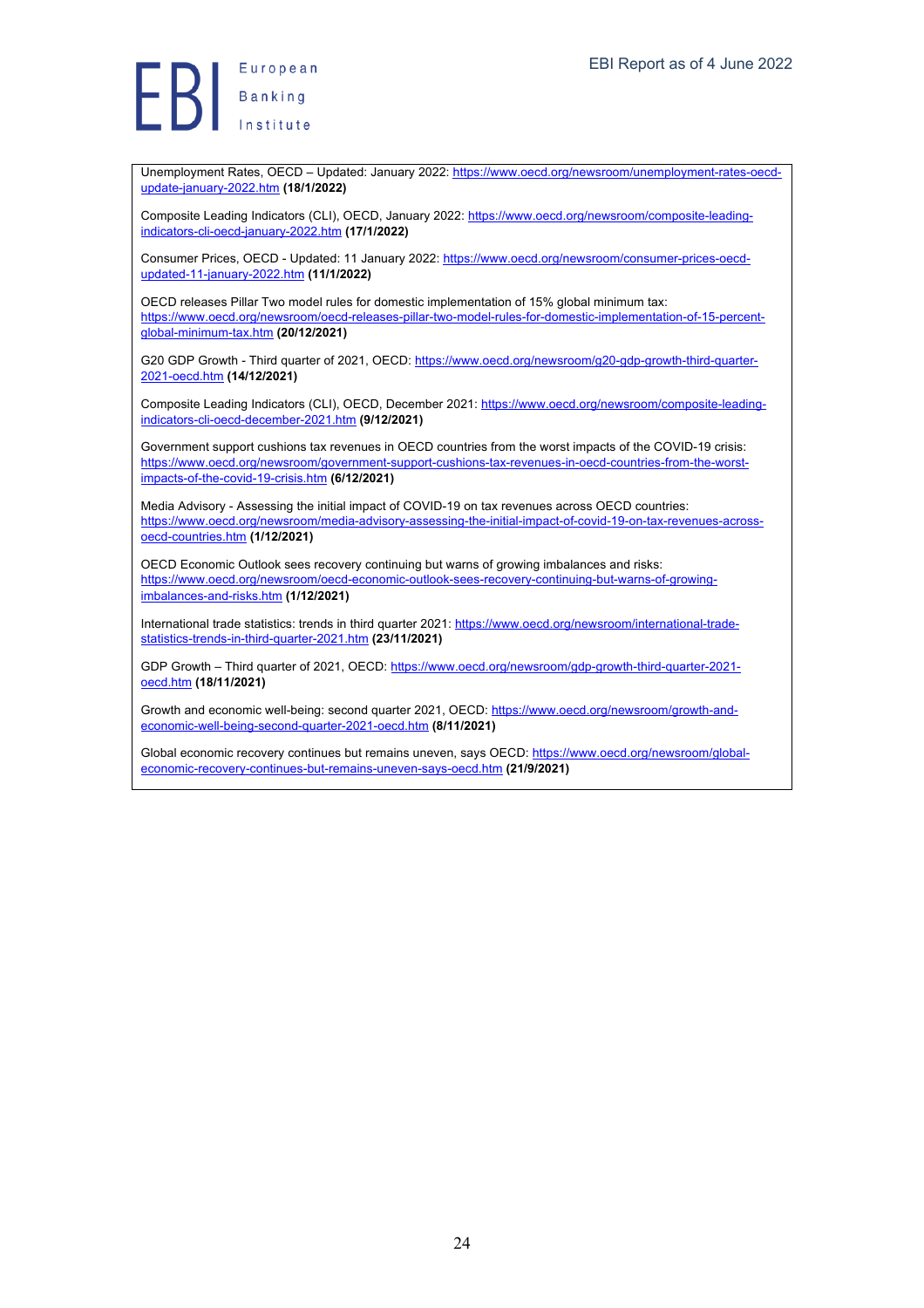Unemployment Rates, OECD – Updated: January 2022: https://www.oecd.org/newsroom/unemployment-rates-oecd-update-january-2022.htm **(18/1/2022)**

Composite Leading Indicators (CLI), OECD, January 2022: https://www.oecd.org/newsroom/composite-leading-indicators-cli-oecd-january-2022.htm **(17/1/2022)**

Consumer Prices, OECD - Updated: 11 January 2022: https://www.oecd.org/newsroom/consumer-prices-oecd-updated-11-january-2022.htm **(11/1/2022)**

OECD releases Pillar Two model rules for domestic implementation of 15% global minimum tax: https://www.oecd.org/newsroom/oecd-releases-pillar-two-model-rules-for-domestic-implementation-of-15-percent-global-minimum-tax.htm **(20/12/2021)**

G20 GDP Growth - Third quarter of 2021, OECD: https://www.oecd.org/newsroom/g20-gdp-growth-third-quarter-2021-oecd.htm **(14/12/2021)**

Composite Leading Indicators (CLI), OECD, December 2021: https://www.oecd.org/newsroom/composite-leading-indicators-cli-oecd-december-2021.htm **(9/12/2021)**

Government support cushions tax revenues in OECD countries from the worst impacts of the COVID-19 crisis: https://www.oecd.org/newsroom/government-support-cushions-tax-revenues-in-oecd-countries-from-the-worst-impacts-of-the-covid-19-crisis.htm **(6/12/2021)**

Media Advisory - Assessing the initial impact of COVID-19 on tax revenues across OECD countries: https://www.oecd.org/newsroom/media-advisory-assessing-the-initial-impact-of-covid-19-on-tax-revenues-across-oecd-countries.htm **(1/12/2021)**

OECD Economic Outlook sees recovery continuing but warns of growing imbalances and risks: https://www.oecd.org/newsroom/oecd-economic-outlook-sees-recovery-continuing-but-warns-of-growing-imbalances-and-risks.htm **(1/12/2021)**

International trade statistics: trends in third quarter 2021: https://www.oecd.org/newsroom/international-trade-statistics-trends-in-third-quarter-2021.htm **(23/11/2021)**

GDP Growth – Third quarter of 2021, OECD: https://www.oecd.org/newsroom/gdp-growth-third-quarter-2021-oecd.htm **(18/11/2021)**

Growth and economic well-being: second quarter 2021, OECD: https://www.oecd.org/newsroom/growth-and-economic-well-being-second-quarter-2021-oecd.htm **(8/11/2021)**

Global economic recovery continues but remains uneven, says OECD: https://www.oecd.org/newsroom/global-economic-recovery-continues-but-remains-uneven-says-oecd.htm **(21/9/2021)**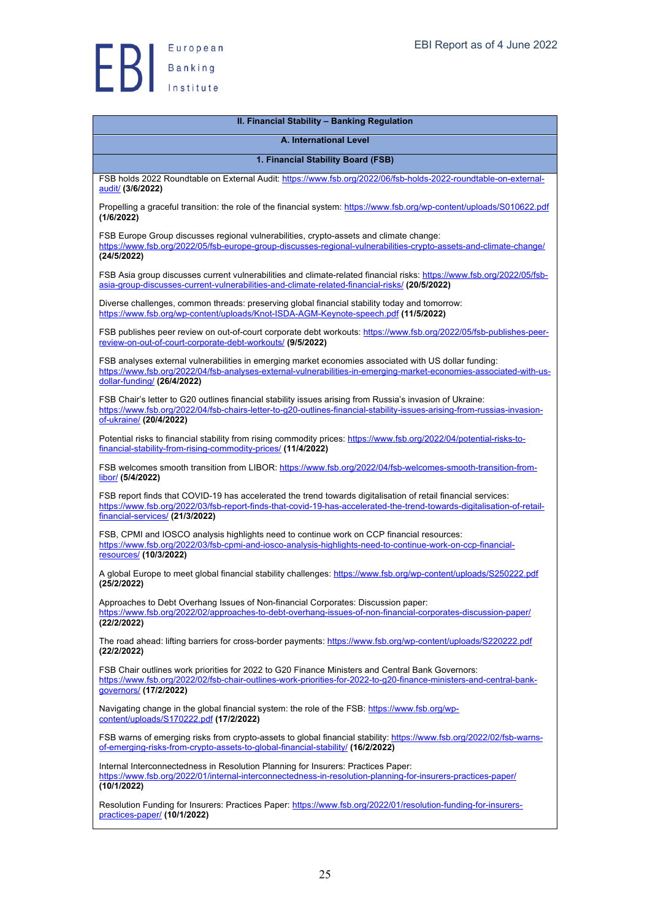## II. Financial Stability – Banking Regulation

### A. International Level

#### 1. Financial Stability Board (FSB)

FSB holds 2022 Roundtable on External Audit: https://www.fsb.org/2022/06/fsb-holds-2022-roundtable-on-external-audit/ **(3/6/2022)**

Propelling a graceful transition: the role of the financial system: https://www.fsb.org/wp-content/uploads/S010622.pdf **(1/6/2022)**

FSB Europe Group discusses regional vulnerabilities, crypto-assets and climate change: https://www.fsb.org/2022/05/fsb-europe-group-discusses-regional-vulnerabilities-crypto-assets-and-climate-change/ **(24/5/2022)**

FSB Asia group discusses current vulnerabilities and climate-related financial risks: https://www.fsb.org/2022/05/fsb-asia-group-discusses-current-vulnerabilities-and-climate-related-financial-risks/ **(20/5/2022)**

Diverse challenges, common threads: preserving global financial stability today and tomorrow: https://www.fsb.org/wp-content/uploads/Knot-ISDA-AGM-Keynote-speech.pdf **(11/5/2022)**

FSB publishes peer review on out-of-court corporate debt workouts: https://www.fsb.org/2022/05/fsb-publishes-peer-review-on-out-of-court-corporate-debt-workouts/ **(9/5/2022)**

FSB analyses external vulnerabilities in emerging market economies associated with US dollar funding: https://www.fsb.org/2022/04/fsb-analyses-external-vulnerabilities-in-emerging-market-economies-associated-with-us-dollar-funding/ **(26/4/2022)**

FSB Chair's letter to G20 outlines financial stability issues arising from Russia's invasion of Ukraine: https://www.fsb.org/2022/04/fsb-chairs-letter-to-g20-outlines-financial-stability-issues-arising-from-russias-invasion-of-ukraine/ **(20/4/2022)**

Potential risks to financial stability from rising commodity prices: https://www.fsb.org/2022/04/potential-risks-to-financial-stability-from-rising-commodity-prices/ **(11/4/2022)**

FSB welcomes smooth transition from LIBOR: https://www.fsb.org/2022/04/fsb-welcomes-smooth-transition-from-libor/ **(5/4/2022)**

FSB report finds that COVID-19 has accelerated the trend towards digitalisation of retail financial services: https://www.fsb.org/2022/03/fsb-report-finds-that-covid-19-has-accelerated-the-trend-towards-digitalisation-of-retail-financial-services/ **(21/3/2022)**

FSB, CPMI and IOSCO analysis highlights need to continue work on CCP financial resources: https://www.fsb.org/2022/03/fsb-cpmi-and-iosco-analysis-highlights-need-to-continue-work-on-ccp-financial-resources/ **(10/3/2022)**

A global Europe to meet global financial stability challenges: https://www.fsb.org/wp-content/uploads/S250222.pdf **(25/2/2022)**

Approaches to Debt Overhang Issues of Non-financial Corporates: Discussion paper: https://www.fsb.org/2022/02/approaches-to-debt-overhang-issues-of-non-financial-corporates-discussion-paper/ **(22/2/2022)**

The road ahead: lifting barriers for cross-border payments: https://www.fsb.org/wp-content/uploads/S220222.pdf **(22/2/2022)**

FSB Chair outlines work priorities for 2022 to G20 Finance Ministers and Central Bank Governors: https://www.fsb.org/2022/02/fsb-chair-outlines-work-priorities-for-2022-to-g20-finance-ministers-and-central-bank-governors/ **(17/2/2022)**

Navigating change in the global financial system: the role of the FSB: https://www.fsb.org/wp-content/uploads/S170222.pdf **(17/2/2022)**

FSB warns of emerging risks from crypto-assets to global financial stability: https://www.fsb.org/2022/02/fsb-warns-of-emerging-risks-from-crypto-assets-to-global-financial-stability/ **(16/2/2022)**

Internal Interconnectedness in Resolution Planning for Insurers: Practices Paper: https://www.fsb.org/2022/01/internal-interconnectedness-in-resolution-planning-for-insurers-practices-paper/ **(10/1/2022)**

Resolution Funding for Insurers: Practices Paper: https://www.fsb.org/2022/01/resolution-funding-for-insurers-practices-paper/ **(10/1/2022)**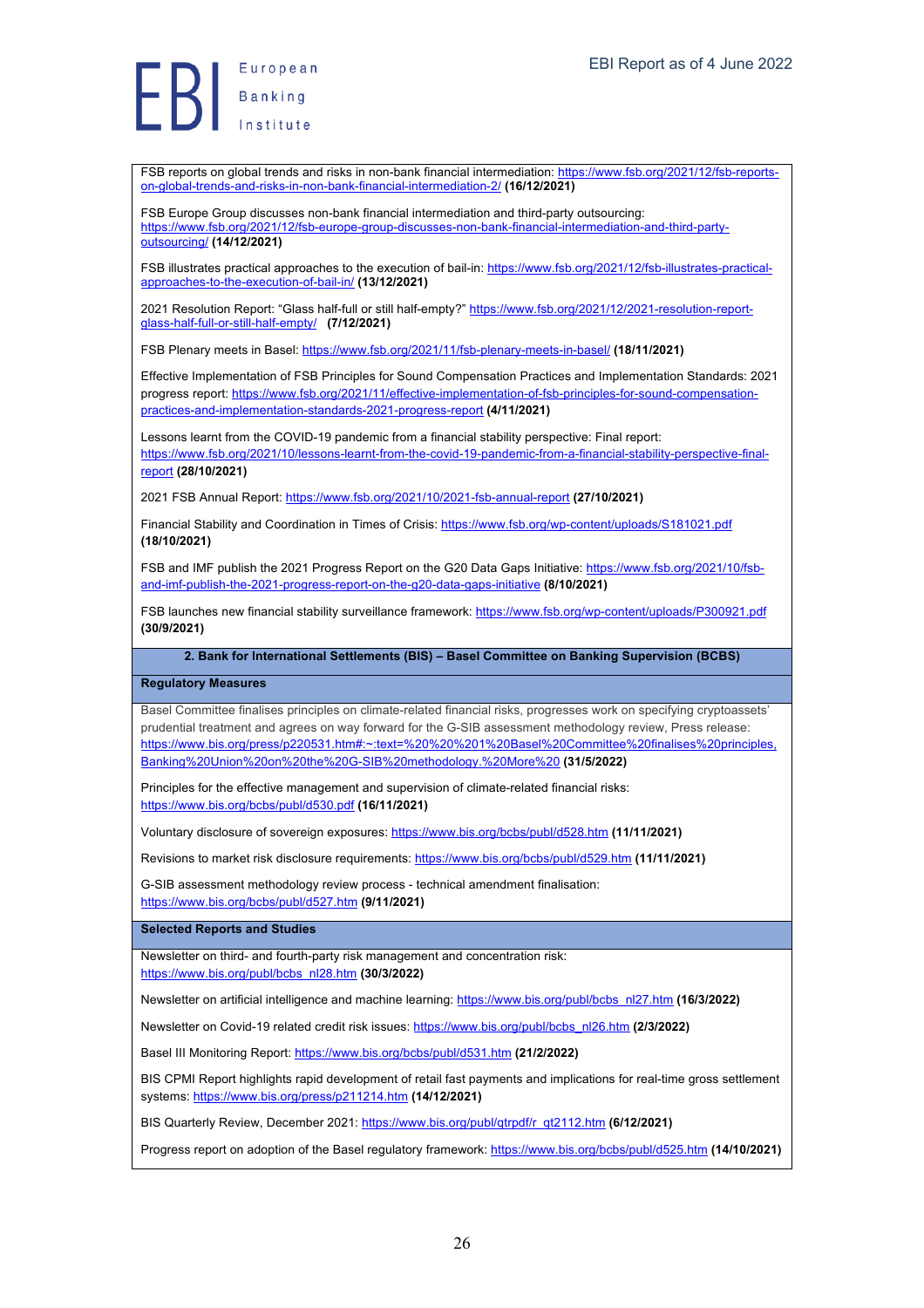FSB reports on global trends and risks in non-bank financial intermediation: https://www.fsb.org/2021/12/fsb-reports-on-global-trends-and-risks-in-non-bank-financial-intermediation-2/ **(16/12/2021)**

FSB Europe Group discusses non-bank financial intermediation and third-party outsourcing: https://www.fsb.org/2021/12/fsb-europe-group-discusses-non-bank-financial-intermediation-and-third-party-outsourcing/ **(14/12/2021)**

FSB illustrates practical approaches to the execution of bail-in: https://www.fsb.org/2021/12/fsb-illustrates-practical-approaches-to-the-execution-of-bail-in/ **(13/12/2021)**

2021 Resolution Report: "Glass half-full or still half-empty?" https://www.fsb.org/2021/12/2021-resolution-report-glass-half-full-or-still-half-empty/ **(7/12/2021)**

FSB Plenary meets in Basel: https://www.fsb.org/2021/11/fsb-plenary-meets-in-basel/ **(18/11/2021)**

Effective Implementation of FSB Principles for Sound Compensation Practices and Implementation Standards: 2021 progress report: https://www.fsb.org/2021/11/effective-implementation-of-fsb-principles-for-sound-compensation-practices-and-implementation-standards-2021-progress-report **(4/11/2021)**

Lessons learnt from the COVID-19 pandemic from a financial stability perspective: Final report: https://www.fsb.org/2021/10/lessons-learnt-from-the-covid-19-pandemic-from-a-financial-stability-perspective-final-report **(28/10/2021)**

2021 FSB Annual Report: https://www.fsb.org/2021/10/2021-fsb-annual-report **(27/10/2021)**

Financial Stability and Coordination in Times of Crisis: https://www.fsb.org/wp-content/uploads/S181021.pdf **(18/10/2021)**

FSB and IMF publish the 2021 Progress Report on the G20 Data Gaps Initiative: https://www.fsb.org/2021/10/fsb-and-imf-publish-the-2021-progress-report-on-the-g20-data-gaps-initiative **(8/10/2021)**

FSB launches new financial stability surveillance framework: https://www.fsb.org/wp-content/uploads/P300921.pdf **(30/9/2021)**

## 2. Bank for International Settlements (BIS) – Basel Committee on Banking Supervision (BCBS)

### Regulatory Measures

Basel Committee finalises principles on climate-related financial risks, progresses work on specifying cryptoassets' prudential treatment and agrees on way forward for the G-SIB assessment methodology review, Press release: https://www.bis.org/press/p220531.htm#:~:text=%20%20%201%20Basel%20Committee%20finalises%20principles,Banking%20Union%20on%20the%20G-SIB%20methodology.%20More%20 **(31/5/2022)**

Principles for the effective management and supervision of climate-related financial risks: https://www.bis.org/bcbs/publ/d530.pdf **(16/11/2021)**

Voluntary disclosure of sovereign exposures: https://www.bis.org/bcbs/publ/d528.htm **(11/11/2021)**

Revisions to market risk disclosure requirements: https://www.bis.org/bcbs/publ/d529.htm **(11/11/2021)**

G-SIB assessment methodology review process - technical amendment finalisation: https://www.bis.org/bcbs/publ/d527.htm **(9/11/2021)**

### Selected Reports and Studies

Newsletter on third- and fourth-party risk management and concentration risk: https://www.bis.org/publ/bcbs_nl28.htm **(30/3/2022)**

Newsletter on artificial intelligence and machine learning: https://www.bis.org/publ/bcbs_nl27.htm **(16/3/2022)**

Newsletter on Covid-19 related credit risk issues: https://www.bis.org/publ/bcbs_nl26.htm **(2/3/2022)**

Basel III Monitoring Report: https://www.bis.org/bcbs/publ/d531.htm **(21/2/2022)**

BIS CPMI Report highlights rapid development of retail fast payments and implications for real-time gross settlement systems: https://www.bis.org/press/p211214.htm **(14/12/2021)**

BIS Quarterly Review, December 2021: https://www.bis.org/publ/qtrpdf/r_qt2112.htm **(6/12/2021)**

Progress report on adoption of the Basel regulatory framework: https://www.bis.org/bcbs/publ/d525.htm **(14/10/2021)**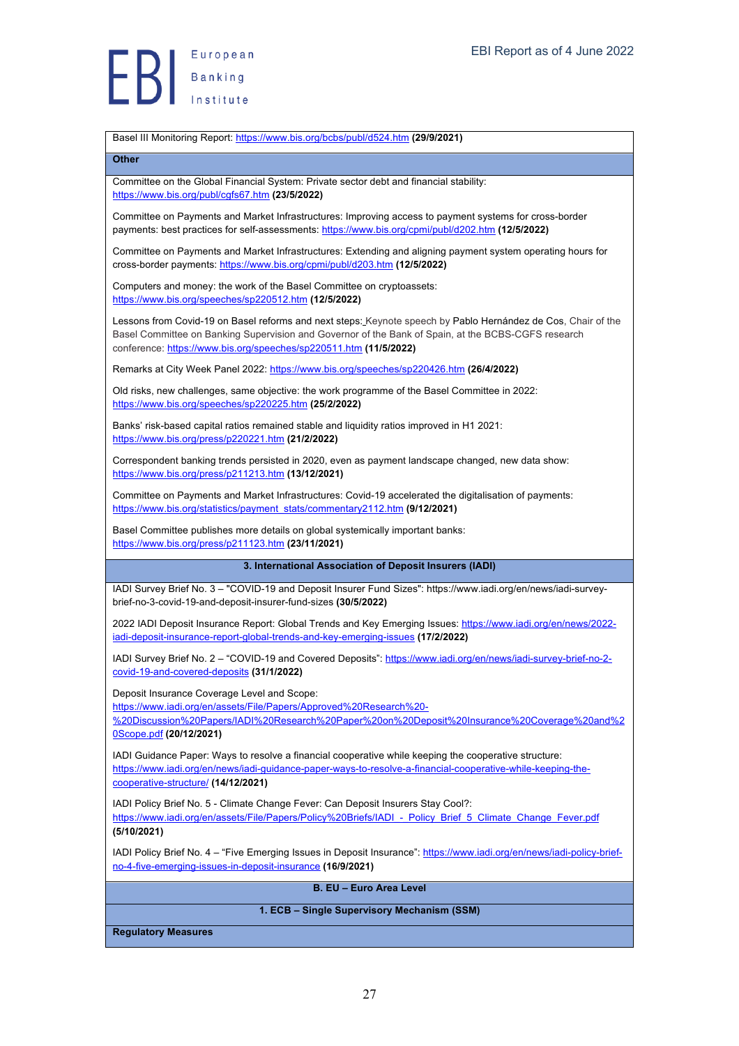Basel III Monitoring Report: https://www.bis.org/bcbs/publ/d524.htm **(29/9/2021)**

**Other**

Committee on the Global Financial System: Private sector debt and financial stability: https://www.bis.org/publ/cgfs67.htm **(23/5/2022)**

Committee on Payments and Market Infrastructures: Improving access to payment systems for cross-border payments: best practices for self-assessments: https://www.bis.org/cpmi/publ/d202.htm **(12/5/2022)**

Committee on Payments and Market Infrastructures: Extending and aligning payment system operating hours for cross-border payments: https://www.bis.org/cpmi/publ/d203.htm **(12/5/2022)**

Computers and money: the work of the Basel Committee on cryptoassets: https://www.bis.org/speeches/sp220512.htm **(12/5/2022)**

Lessons from Covid-19 on Basel reforms and next steps: Keynote speech by Pablo Hernández de Cos, Chair of the Basel Committee on Banking Supervision and Governor of the Bank of Spain, at the BCBS-CGFS research conference: https://www.bis.org/speeches/sp220511.htm **(11/5/2022)**

Remarks at City Week Panel 2022: https://www.bis.org/speeches/sp220426.htm **(26/4/2022)**

Old risks, new challenges, same objective: the work programme of the Basel Committee in 2022: https://www.bis.org/speeches/sp220225.htm **(25/2/2022)**

Banks' risk-based capital ratios remained stable and liquidity ratios improved in H1 2021: https://www.bis.org/press/p220221.htm **(21/2/2022)**

Correspondent banking trends persisted in 2020, even as payment landscape changed, new data show: https://www.bis.org/press/p211213.htm **(13/12/2021)**

Committee on Payments and Market Infrastructures: Covid-19 accelerated the digitalisation of payments: https://www.bis.org/statistics/payment_stats/commentary2112.htm **(9/12/2021)**

Basel Committee publishes more details on global systemically important banks: https://www.bis.org/press/p211123.htm **(23/11/2021)**

**3. International Association of Deposit Insurers (IADI)**

IADI Survey Brief No. 3 – "COVID-19 and Deposit Insurer Fund Sizes": https://www.iadi.org/en/news/iadi-survey-brief-no-3-covid-19-and-deposit-insurer-fund-sizes **(30/5/2022)**

2022 IADI Deposit Insurance Report: Global Trends and Key Emerging Issues: https://www.iadi.org/en/news/2022-iadi-deposit-insurance-report-global-trends-and-key-emerging-issues **(17/2/2022)**

IADI Survey Brief No. 2 – "COVID-19 and Covered Deposits": https://www.iadi.org/en/news/iadi-survey-brief-no-2-covid-19-and-covered-deposits **(31/1/2022)**

Deposit Insurance Coverage Level and Scope: https://www.iadi.org/en/assets/File/Papers/Approved%20Research%20-%20Discussion%20Papers/IADI%20Research%20Paper%20on%20Deposit%20Insurance%20Coverage%20and%20Scope.pdf **(20/12/2021)**

IADI Guidance Paper: Ways to resolve a financial cooperative while keeping the cooperative structure: https://www.iadi.org/en/news/iadi-guidance-paper-ways-to-resolve-a-financial-cooperative-while-keeping-the-cooperative-structure/ **(14/12/2021)**

IADI Policy Brief No. 5 - Climate Change Fever: Can Deposit Insurers Stay Cool?: https://www.iadi.org/en/assets/File/Papers/Policy%20Briefs/IADI_-_Policy_Brief_5_Climate_Change_Fever.pdf **(5/10/2021)**

IADI Policy Brief No. 4 – "Five Emerging Issues in Deposit Insurance": https://www.iadi.org/en/news/iadi-policy-brief-no-4-five-emerging-issues-in-deposit-insurance **(16/9/2021)**

**B. EU – Euro Area Level**

**1. ECB – Single Supervisory Mechanism (SSM)**

**Regulatory Measures**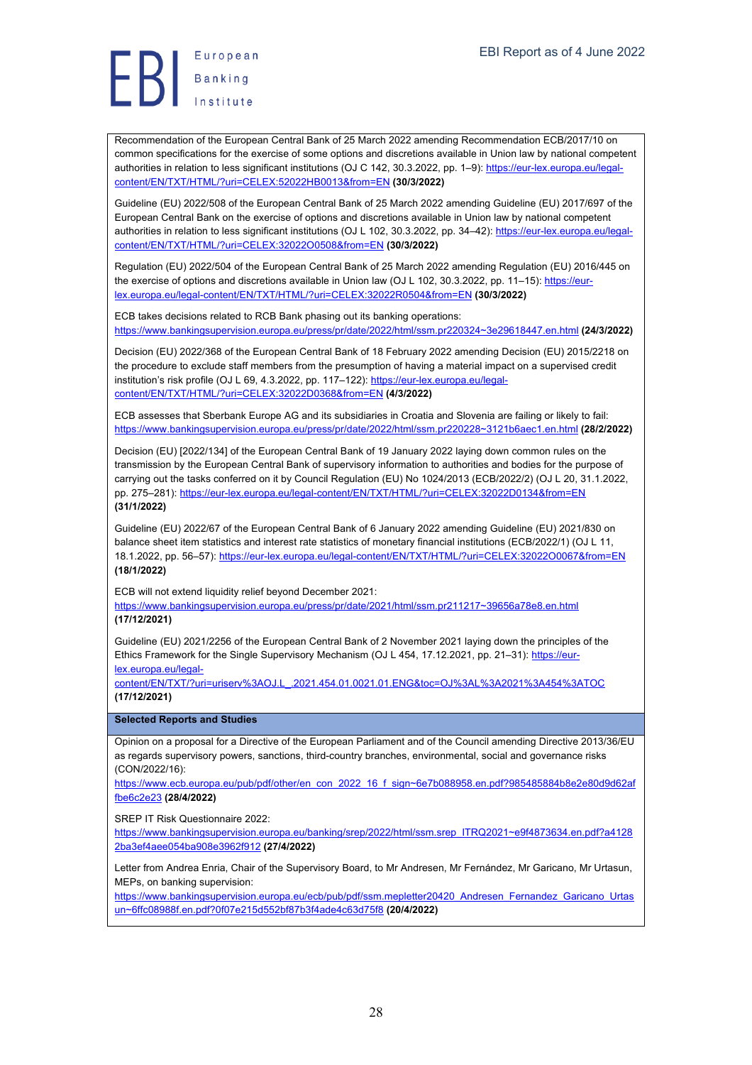Recommendation of the European Central Bank of 25 March 2022 amending Recommendation ECB/2017/10 on common specifications for the exercise of some options and discretions available in Union law by national competent authorities in relation to less significant institutions (OJ C 142, 30.3.2022, pp. 1–9): https://eur-lex.europa.eu/legal-content/EN/TXT/HTML/?uri=CELEX:52022HB0013&from=EN **(30/3/2022)**

Guideline (EU) 2022/508 of the European Central Bank of 25 March 2022 amending Guideline (EU) 2017/697 of the European Central Bank on the exercise of options and discretions available in Union law by national competent authorities in relation to less significant institutions (OJ L 102, 30.3.2022, pp. 34–42): https://eur-lex.europa.eu/legal-content/EN/TXT/HTML/?uri=CELEX:32022O0508&from=EN **(30/3/2022)**

Regulation (EU) 2022/504 of the European Central Bank of 25 March 2022 amending Regulation (EU) 2016/445 on the exercise of options and discretions available in Union law (OJ L 102, 30.3.2022, pp. 11–15): https://eur-lex.europa.eu/legal-content/EN/TXT/HTML/?uri=CELEX:32022R0504&from=EN **(30/3/2022)**

ECB takes decisions related to RCB Bank phasing out its banking operations: https://www.bankingsupervision.europa.eu/press/pr/date/2022/html/ssm.pr220324~3e29618447.en.html **(24/3/2022)**

Decision (EU) 2022/368 of the European Central Bank of 18 February 2022 amending Decision (EU) 2015/2218 on the procedure to exclude staff members from the presumption of having a material impact on a supervised credit institution's risk profile (OJ L 69, 4.3.2022, pp. 117–122): https://eur-lex.europa.eu/legal-content/EN/TXT/HTML/?uri=CELEX:32022D0368&from=EN **(4/3/2022)**

ECB assesses that Sberbank Europe AG and its subsidiaries in Croatia and Slovenia are failing or likely to fail: https://www.bankingsupervision.europa.eu/press/pr/date/2022/html/ssm.pr220228~3121b6aec1.en.html **(28/2/2022)**

Decision (EU) [2022/134] of the European Central Bank of 19 January 2022 laying down common rules on the transmission by the European Central Bank of supervisory information to authorities and bodies for the purpose of carrying out the tasks conferred on it by Council Regulation (EU) No 1024/2013 (ECB/2022/2) (OJ L 20, 31.1.2022, pp. 275–281): https://eur-lex.europa.eu/legal-content/EN/TXT/HTML/?uri=CELEX:32022D0134&from=EN **(31/1/2022)**

Guideline (EU) 2022/67 of the European Central Bank of 6 January 2022 amending Guideline (EU) 2021/830 on balance sheet item statistics and interest rate statistics of monetary financial institutions (ECB/2022/1) (OJ L 11, 18.1.2022, pp. 56–57): https://eur-lex.europa.eu/legal-content/EN/TXT/HTML/?uri=CELEX:32022O0067&from=EN **(18/1/2022)**

ECB will not extend liquidity relief beyond December 2021: https://www.bankingsupervision.europa.eu/press/pr/date/2021/html/ssm.pr211217~39656a78e8.en.html **(17/12/2021)**

Guideline (EU) 2021/2256 of the European Central Bank of 2 November 2021 laying down the principles of the Ethics Framework for the Single Supervisory Mechanism (OJ L 454, 17.12.2021, pp. 21–31): https://eur-lex.europa.eu/legal-content/EN/TXT/?uri=uriserv%3AOJ.L_.2021.454.01.0021.01.ENG&toc=OJ%3AL%3A2021%3A454%3ATOC **(17/12/2021)**

**Selected Reports and Studies**

Opinion on a proposal for a Directive of the European Parliament and of the Council amending Directive 2013/36/EU as regards supervisory powers, sanctions, third-country branches, environmental, social and governance risks (CON/2022/16): https://www.ecb.europa.eu/pub/pdf/other/en_con_2022_16_f_sign~6e7b088958.en.pdf?985485884b8e2e80d9d62affbe6c2e23 **(28/4/2022)**

SREP IT Risk Questionnaire 2022: https://www.bankingsupervision.europa.eu/banking/srep/2022/html/ssm.srep_ITRQ2021~e9f4873634.en.pdf?a41282ba3ef4aee054ba908e3962f912 **(27/4/2022)**

Letter from Andrea Enria, Chair of the Supervisory Board, to Mr Andresen, Mr Fernández, Mr Garicano, Mr Urtasun, MEPs, on banking supervision: https://www.bankingsupervision.europa.eu/ecb/pub/pdf/ssm.mepletter20420_Andresen_Fernandez_Garicano_Urtasun~6ffc08988f.en.pdf?0f07e215d552bf87b3f4ade4c63d75f8 **(20/4/2022)**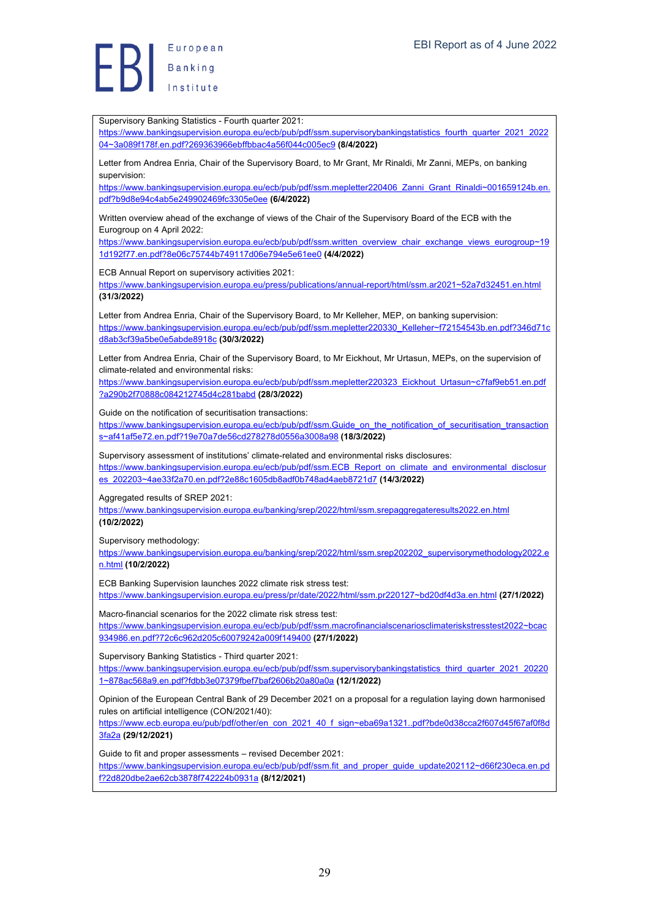Supervisory Banking Statistics - Fourth quarter 2021:
https://www.bankingsupervision.europa.eu/ecb/pub/pdf/ssm.supervisorybankingstatistics_fourth_quarter_2021_202204~3a089f178f.en.pdf?269363966ebffbbac4a56f044c005ec9 **(8/4/2022)**

Letter from Andrea Enria, Chair of the Supervisory Board, to Mr Grant, Mr Rinaldi, Mr Zanni, MEPs, on banking supervision:
https://www.bankingsupervision.europa.eu/ecb/pub/pdf/ssm.mepletter220406_Zanni_Grant_Rinaldi~001659124b.en.pdf?b9d8e94c4ab5e249902469fc3305e0ee **(6/4/2022)**

Written overview ahead of the exchange of views of the Chair of the Supervisory Board of the ECB with the Eurogroup on 4 April 2022:
https://www.bankingsupervision.europa.eu/ecb/pub/pdf/ssm.written_overview_chair_exchange_views_eurogroup~191d192f77.en.pdf?8e06c75744b749117d06e794e5e61ee0 **(4/4/2022)**

ECB Annual Report on supervisory activities 2021:
https://www.bankingsupervision.europa.eu/press/publications/annual-report/html/ssm.ar2021~52a7d32451.en.html **(31/3/2022)**

Letter from Andrea Enria, Chair of the Supervisory Board, to Mr Kelleher, MEP, on banking supervision:
https://www.bankingsupervision.europa.eu/ecb/pub/pdf/ssm.mepletter220330_Kelleher~f72154543b.en.pdf?346d71cd8ab3cf39a5be0e5abde8918c **(30/3/2022)**

Letter from Andrea Enria, Chair of the Supervisory Board, to Mr Eickhout, Mr Urtasun, MEPs, on the supervision of climate-related and environmental risks:
https://www.bankingsupervision.europa.eu/ecb/pub/pdf/ssm.mepletter220323_Eickhout_Urtasun~c7faf9eb51.en.pdf?a290b2f70888c084212745d4c281babd **(28/3/2022)**

Guide on the notification of securitisation transactions:
https://www.bankingsupervision.europa.eu/ecb/pub/pdf/ssm.Guide_on_the_notification_of_securitisation_transactions~af41af5e72.en.pdf?19e70a7de56cd278278d0556a3008a98 **(18/3/2022)**

Supervisory assessment of institutions' climate-related and environmental risks disclosures:
https://www.bankingsupervision.europa.eu/ecb/pub/pdf/ssm.ECB_Report_on_climate_and_environmental_disclosures_202203~4ae33f2a70.en.pdf?2e88c1605db8adf0b748ad4aeb8721d7 **(14/3/2022)**

Aggregated results of SREP 2021:
https://www.bankingsupervision.europa.eu/banking/srep/2022/html/ssm.srepaggregateresults2022.en.html **(10/2/2022)**

Supervisory methodology:
https://www.bankingsupervision.europa.eu/banking/srep/2022/html/ssm.srep202202_supervisorymethodology2022.en.html **(10/2/2022)**

ECB Banking Supervision launches 2022 climate risk stress test:
https://www.bankingsupervision.europa.eu/press/pr/date/2022/html/ssm.pr220127~bd20df4d3a.en.html **(27/1/2022)**

Macro-financial scenarios for the 2022 climate risk stress test:
https://www.bankingsupervision.europa.eu/ecb/pub/pdf/ssm.macrofinancialscenariosclimateriskstresstest2022~bcac934986.en.pdf?72c6c962d205c60079242a009f149400 **(27/1/2022)**

Supervisory Banking Statistics - Third quarter 2021:
https://www.bankingsupervision.europa.eu/ecb/pub/pdf/ssm.supervisorybankingstatistics_third_quarter_2021_202201~878ac568a9.en.pdf?fdbb3e07379fbef7baf2606b20a80a0a **(12/1/2022)**

Opinion of the European Central Bank of 29 December 2021 on a proposal for a regulation laying down harmonised rules on artificial intelligence (CON/2021/40):
https://www.ecb.europa.eu/pub/pdf/other/en_con_2021_40_f_sign~eba69a1321..pdf?bde0d38cca2f607d45f67af0f8d3fa2a **(29/12/2021)**

Guide to fit and proper assessments – revised December 2021:
https://www.bankingsupervision.europa.eu/ecb/pub/pdf/ssm.fit_and_proper_guide_update202112~d66f230eca.en.pdf?2d820dbe2ae62cb3878f742224b0931a **(8/12/2021)**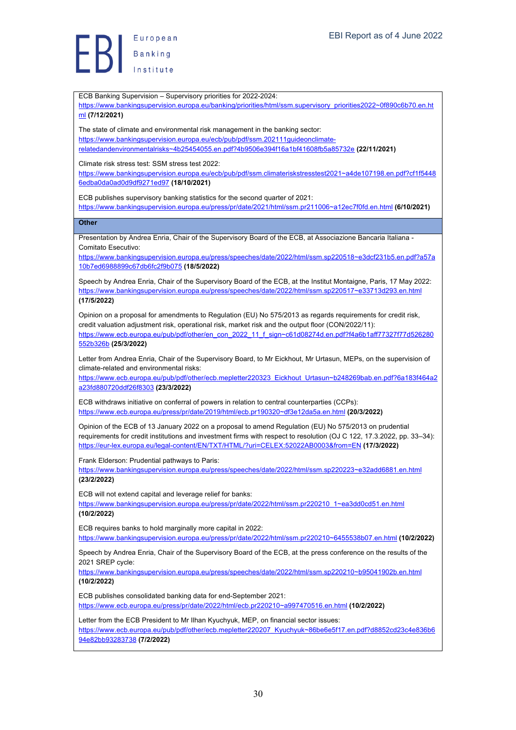ECB Banking Supervision – Supervisory priorities for 2022-2024:
https://www.bankingsupervision.europa.eu/banking/priorities/html/ssm.supervisory_priorities2022~0f890c6b70.en.html **(7/12/2021)**

The state of climate and environmental risk management in the banking sector:
https://www.bankingsupervision.europa.eu/ecb/pub/pdf/ssm.202111guideonclimate-relatedandenvironmentalrisks~4b25454055.en.pdf?4b9506e394f16a1bf41608fb5a85732e **(22/11/2021)**

Climate risk stress test: SSM stress test 2022:
https://www.bankingsupervision.europa.eu/ecb/pub/pdf/ssm.climateriskstresstest2021~a4de107198.en.pdf?cf1f54486edba0da0ad0d9df9271ed97 **(18/10/2021)**

ECB publishes supervisory banking statistics for the second quarter of 2021:
https://www.bankingsupervision.europa.eu/press/pr/date/2021/html/ssm.pr211006~a12ec7f0fd.en.html **(6/10/2021)**

**Other**

Presentation by Andrea Enria, Chair of the Supervisory Board of the ECB, at Associazione Bancaria Italiana - Comitato Esecutivo:
https://www.bankingsupervision.europa.eu/press/speeches/date/2022/html/ssm.sp220518~e3dcf231b5.en.pdf?a57a10b7ed6988899c67db6fc2f9b075 **(18/5/2022)**

Speech by Andrea Enria, Chair of the Supervisory Board of the ECB, at the Institut Montaigne, Paris, 17 May 2022:
https://www.bankingsupervision.europa.eu/press/speeches/date/2022/html/ssm.sp220517~e33713d293.en.html **(17/5/2022)**

Opinion on a proposal for amendments to Regulation (EU) No 575/2013 as regards requirements for credit risk, credit valuation adjustment risk, operational risk, market risk and the output floor (CON/2022/11):
https://www.ecb.europa.eu/pub/pdf/other/en_con_2022_11_f_sign~c61d08274d.en.pdf?f4a6b1aff77327f77d526280552b326b **(25/3/2022)**

Letter from Andrea Enria, Chair of the Supervisory Board, to Mr Eickhout, Mr Urtasun, MEPs, on the supervision of climate-related and environmental risks:
https://www.ecb.europa.eu/pub/pdf/other/ecb.mepletter220323_Eickhout_Urtasun~b248269bab.en.pdf?6a183f464a2a23fd880720ddf26f8303 **(23/3/2022)**

ECB withdraws initiative on conferral of powers in relation to central counterparties (CCPs):
https://www.ecb.europa.eu/press/pr/date/2019/html/ecb.pr190320~df3e12da5a.en.html **(20/3/2022)**

Opinion of the ECB of 13 January 2022 on a proposal to amend Regulation (EU) No 575/2013 on prudential requirements for credit institutions and investment firms with respect to resolution (OJ C 122, 17.3.2022, pp. 33–34):
https://eur-lex.europa.eu/legal-content/EN/TXT/HTML/?uri=CELEX:52022AB0003&from=EN **(17/3/2022)**

Frank Elderson: Prudential pathways to Paris:
https://www.bankingsupervision.europa.eu/press/speeches/date/2022/html/ssm.sp220223~e32add6881.en.html **(23/2/2022)**

ECB will not extend capital and leverage relief for banks:
https://www.bankingsupervision.europa.eu/press/pr/date/2022/html/ssm.pr220210_1~ea3dd0cd51.en.html **(10/2/2022)**

ECB requires banks to hold marginally more capital in 2022:
https://www.bankingsupervision.europa.eu/press/pr/date/2022/html/ssm.pr220210~6455538b07.en.html **(10/2/2022)**

Speech by Andrea Enria, Chair of the Supervisory Board of the ECB, at the press conference on the results of the 2021 SREP cycle:
https://www.bankingsupervision.europa.eu/press/speeches/date/2022/html/ssm.sp220210~b95041902b.en.html **(10/2/2022)**

ECB publishes consolidated banking data for end-September 2021:
https://www.ecb.europa.eu/press/pr/date/2022/html/ecb.pr220210~a997470516.en.html **(10/2/2022)**

Letter from the ECB President to Mr Ilhan Kyuchyuk, MEP, on financial sector issues:
https://www.ecb.europa.eu/pub/pdf/other/ecb.mepletter220207_Kyuchyuk~86be6e5f17.en.pdf?d8852cd23c4e836b694e82bb93283738 **(7/2/2022)**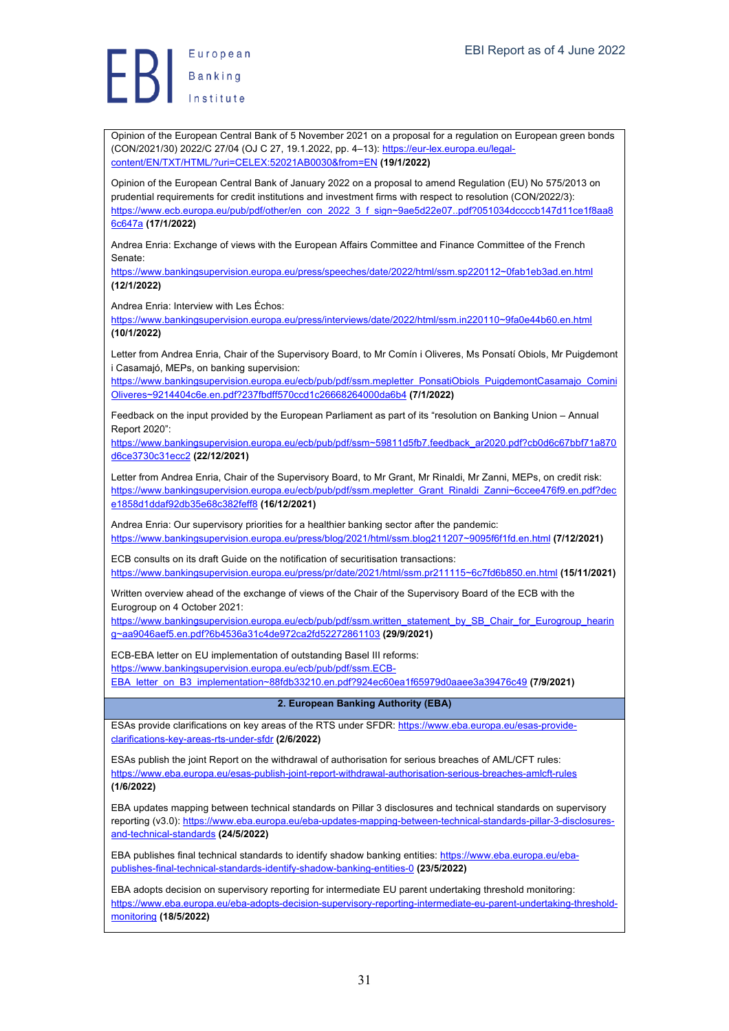Opinion of the European Central Bank of 5 November 2021 on a proposal for a regulation on European green bonds (CON/2021/30) 2022/C 27/04 (OJ C 27, 19.1.2022, pp. 4–13): https://eur-lex.europa.eu/legal-content/EN/TXT/HTML/?uri=CELEX:52021AB0030&from=EN **(19/1/2022)**

Opinion of the European Central Bank of January 2022 on a proposal to amend Regulation (EU) No 575/2013 on prudential requirements for credit institutions and investment firms with respect to resolution (CON/2022/3): https://www.ecb.europa.eu/pub/pdf/other/en_con_2022_3_f_sign~9ae5d22e07..pdf?051034dccccb147d11ce1f8aa86c647a **(17/1/2022)**

Andrea Enria: Exchange of views with the European Affairs Committee and Finance Committee of the French Senate: https://www.bankingsupervision.europa.eu/press/speeches/date/2022/html/ssm.sp220112~0fab1eb3ad.en.html **(12/1/2022)**

Andrea Enria: Interview with Les Échos: https://www.bankingsupervision.europa.eu/press/interviews/date/2022/html/ssm.in220110~9fa0e44b60.en.html **(10/1/2022)**

Letter from Andrea Enria, Chair of the Supervisory Board, to Mr Comín i Oliveres, Ms Ponsatí Obiols, Mr Puigdemont i Casamajó, MEPs, on banking supervision: https://www.bankingsupervision.europa.eu/ecb/pub/pdf/ssm.mepletter_PonsatiObiols_PuigdemontCasamajo_CominiOliveres~9214404c6e.en.pdf?237fbdff570ccd1c26668264000da6b4 **(7/1/2022)**

Feedback on the input provided by the European Parliament as part of its "resolution on Banking Union – Annual Report 2020": https://www.bankingsupervision.europa.eu/ecb/pub/pdf/ssm~59811d5fb7.feedback_ar2020.pdf?cb0d6c67bbf71a870d6ce3730c31ecc2 **(22/12/2021)**

Letter from Andrea Enria, Chair of the Supervisory Board, to Mr Grant, Mr Rinaldi, Mr Zanni, MEPs, on credit risk: https://www.bankingsupervision.europa.eu/ecb/pub/pdf/ssm.mepletter_Grant_Rinaldi_Zanni~6ccee476f9.en.pdf?dece1858d1ddaf92db35e68c382feff8 **(16/12/2021)**

Andrea Enria: Our supervisory priorities for a healthier banking sector after the pandemic: https://www.bankingsupervision.europa.eu/press/blog/2021/html/ssm.blog211207~9095f6f1fd.en.html **(7/12/2021)**

ECB consults on its draft Guide on the notification of securitisation transactions: https://www.bankingsupervision.europa.eu/press/pr/date/2021/html/ssm.pr211115~6c7fd6b850.en.html **(15/11/2021)**

Written overview ahead of the exchange of views of the Chair of the Supervisory Board of the ECB with the Eurogroup on 4 October 2021: https://www.bankingsupervision.europa.eu/ecb/pub/pdf/ssm.written_statement_by_SB_Chair_for_Eurogroup_hearing~aa9046aef5.en.pdf?6b4536a31c4de972ca2fd52272861103 **(29/9/2021)**

ECB-EBA letter on EU implementation of outstanding Basel III reforms: https://www.bankingsupervision.europa.eu/ecb/pub/pdf/ssm.ECB-EBA_letter_on_B3_implementation~88fdb33210.en.pdf?924ec60ea1f65979d0aaee3a39476c49 **(7/9/2021)**

## 2. European Banking Authority (EBA)

ESAs provide clarifications on key areas of the RTS under SFDR: https://www.eba.europa.eu/esas-provide-clarifications-key-areas-rts-under-sfdr **(2/6/2022)**

ESAs publish the joint Report on the withdrawal of authorisation for serious breaches of AML/CFT rules: https://www.eba.europa.eu/esas-publish-joint-report-withdrawal-authorisation-serious-breaches-amlcft-rules **(1/6/2022)**

EBA updates mapping between technical standards on Pillar 3 disclosures and technical standards on supervisory reporting (v3.0): https://www.eba.europa.eu/eba-updates-mapping-between-technical-standards-pillar-3-disclosures-and-technical-standards **(24/5/2022)**

EBA publishes final technical standards to identify shadow banking entities: https://www.eba.europa.eu/eba-publishes-final-technical-standards-identify-shadow-banking-entities-0 **(23/5/2022)**

EBA adopts decision on supervisory reporting for intermediate EU parent undertaking threshold monitoring: https://www.eba.europa.eu/eba-adopts-decision-supervisory-reporting-intermediate-eu-parent-undertaking-threshold-monitoring **(18/5/2022)**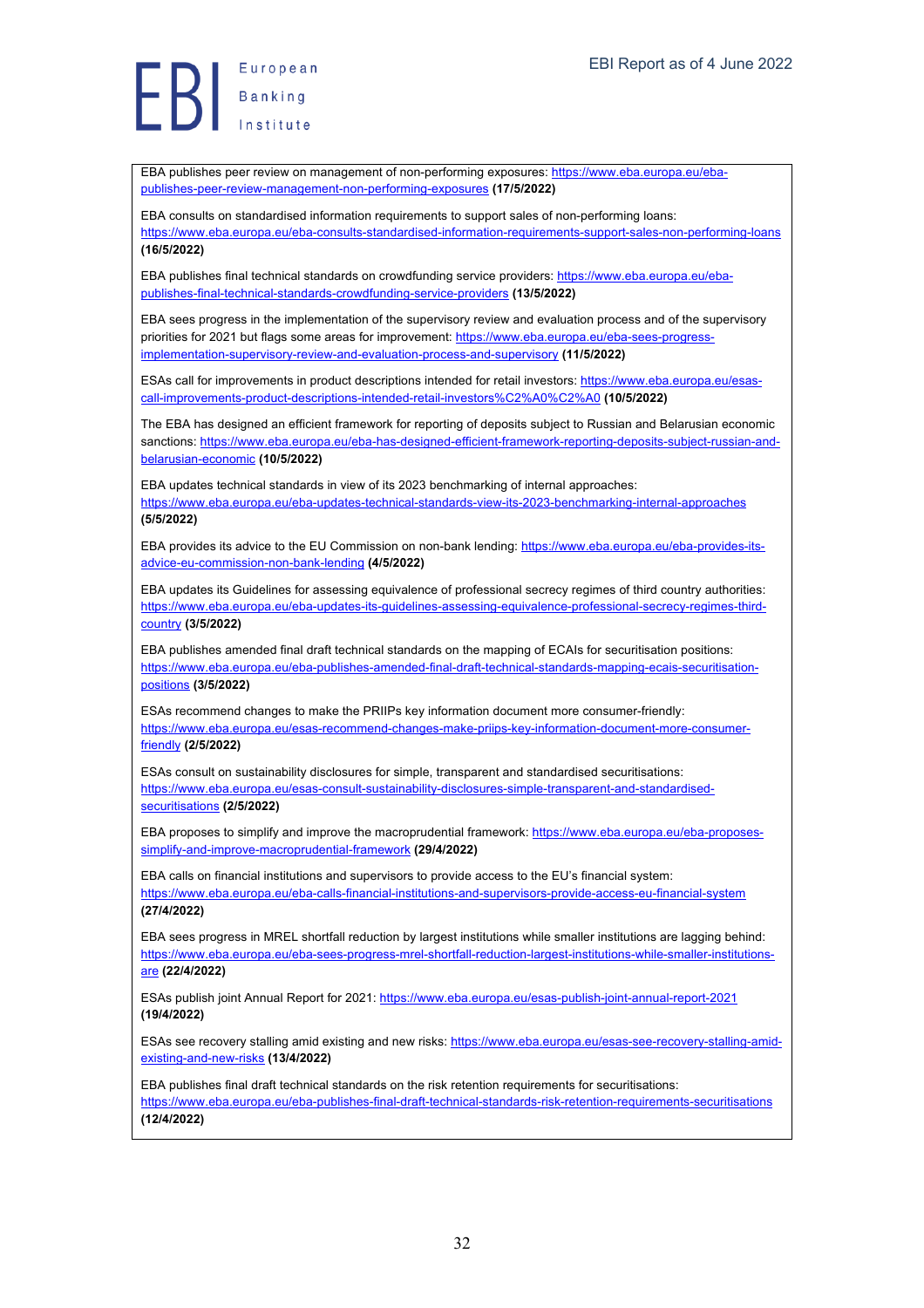EBA publishes peer review on management of non-performing exposures: https://www.eba.europa.eu/eba-publishes-peer-review-management-non-performing-exposures **(17/5/2022)**

EBA consults on standardised information requirements to support sales of non-performing loans: https://www.eba.europa.eu/eba-consults-standardised-information-requirements-support-sales-non-performing-loans **(16/5/2022)**

EBA publishes final technical standards on crowdfunding service providers: https://www.eba.europa.eu/eba-publishes-final-technical-standards-crowdfunding-service-providers **(13/5/2022)**

EBA sees progress in the implementation of the supervisory review and evaluation process and of the supervisory priorities for 2021 but flags some areas for improvement: https://www.eba.europa.eu/eba-sees-progress-implementation-supervisory-review-and-evaluation-process-and-supervisory **(11/5/2022)**

ESAs call for improvements in product descriptions intended for retail investors: https://www.eba.europa.eu/esas-call-improvements-product-descriptions-intended-retail-investors%C2%A0%C2%A0 **(10/5/2022)**

The EBA has designed an efficient framework for reporting of deposits subject to Russian and Belarusian economic sanctions: https://www.eba.europa.eu/eba-has-designed-efficient-framework-reporting-deposits-subject-russian-and-belarusian-economic **(10/5/2022)**

EBA updates technical standards in view of its 2023 benchmarking of internal approaches: https://www.eba.europa.eu/eba-updates-technical-standards-view-its-2023-benchmarking-internal-approaches **(5/5/2022)**

EBA provides its advice to the EU Commission on non-bank lending: https://www.eba.europa.eu/eba-provides-its-advice-eu-commission-non-bank-lending **(4/5/2022)**

EBA updates its Guidelines for assessing equivalence of professional secrecy regimes of third country authorities: https://www.eba.europa.eu/eba-updates-its-guidelines-assessing-equivalence-professional-secrecy-regimes-third-country **(3/5/2022)**

EBA publishes amended final draft technical standards on the mapping of ECAIs for securitisation positions: https://www.eba.europa.eu/eba-publishes-amended-final-draft-technical-standards-mapping-ecais-securitisation-positions **(3/5/2022)**

ESAs recommend changes to make the PRIIPs key information document more consumer-friendly: https://www.eba.europa.eu/esas-recommend-changes-make-priips-key-information-document-more-consumer-friendly **(2/5/2022)**

ESAs consult on sustainability disclosures for simple, transparent and standardised securitisations: https://www.eba.europa.eu/esas-consult-sustainability-disclosures-simple-transparent-and-standardised-securitisations **(2/5/2022)**

EBA proposes to simplify and improve the macroprudential framework: https://www.eba.europa.eu/eba-proposes-simplify-and-improve-macroprudential-framework **(29/4/2022)**

EBA calls on financial institutions and supervisors to provide access to the EU's financial system: https://www.eba.europa.eu/eba-calls-financial-institutions-and-supervisors-provide-access-eu-financial-system **(27/4/2022)**

EBA sees progress in MREL shortfall reduction by largest institutions while smaller institutions are lagging behind: https://www.eba.europa.eu/eba-sees-progress-mrel-shortfall-reduction-largest-institutions-while-smaller-institutions-are **(22/4/2022)**

ESAs publish joint Annual Report for 2021: https://www.eba.europa.eu/esas-publish-joint-annual-report-2021 **(19/4/2022)**

ESAs see recovery stalling amid existing and new risks: https://www.eba.europa.eu/esas-see-recovery-stalling-amid-existing-and-new-risks **(13/4/2022)**

EBA publishes final draft technical standards on the risk retention requirements for securitisations: https://www.eba.europa.eu/eba-publishes-final-draft-technical-standards-risk-retention-requirements-securitisations **(12/4/2022)**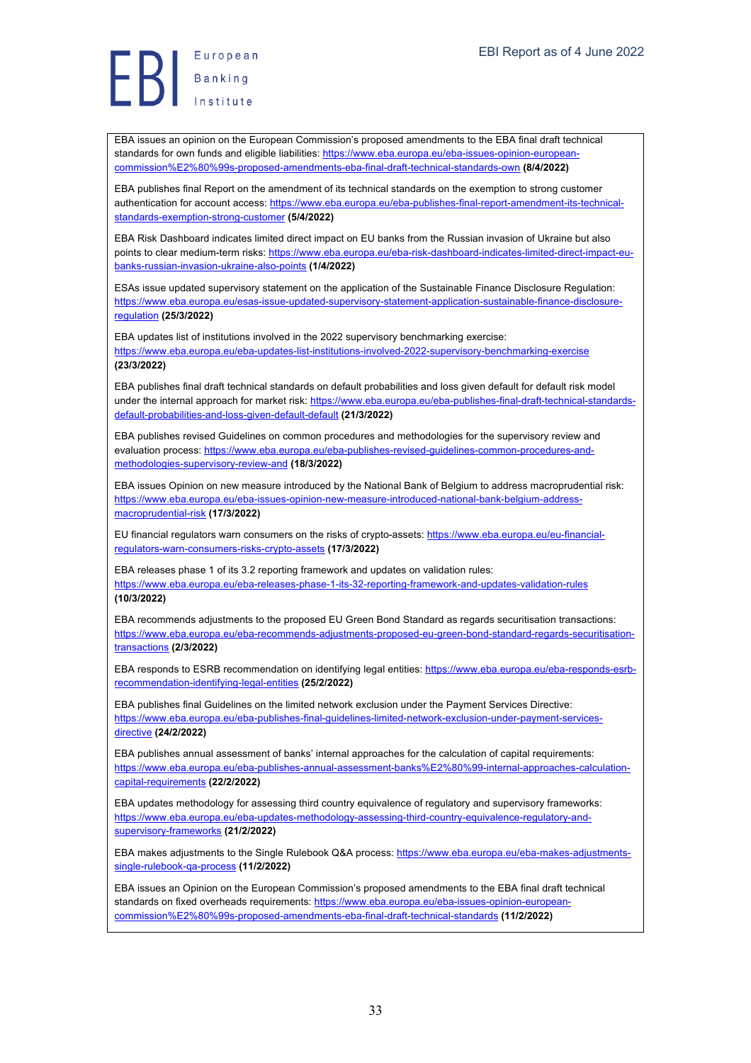EBA issues an opinion on the European Commission's proposed amendments to the EBA final draft technical standards for own funds and eligible liabilities: https://www.eba.europa.eu/eba-issues-opinion-european-commission%E2%80%99s-proposed-amendments-eba-final-draft-technical-standards-own **(8/4/2022)**

EBA publishes final Report on the amendment of its technical standards on the exemption to strong customer authentication for account access: https://www.eba.europa.eu/eba-publishes-final-report-amendment-its-technical-standards-exemption-strong-customer **(5/4/2022)**

EBA Risk Dashboard indicates limited direct impact on EU banks from the Russian invasion of Ukraine but also points to clear medium-term risks: https://www.eba.europa.eu/eba-risk-dashboard-indicates-limited-direct-impact-eu-banks-russian-invasion-ukraine-also-points **(1/4/2022)**

ESAs issue updated supervisory statement on the application of the Sustainable Finance Disclosure Regulation: https://www.eba.europa.eu/esas-issue-updated-supervisory-statement-application-sustainable-finance-disclosure-regulation **(25/3/2022)**

EBA updates list of institutions involved in the 2022 supervisory benchmarking exercise: https://www.eba.europa.eu/eba-updates-list-institutions-involved-2022-supervisory-benchmarking-exercise **(23/3/2022)**

EBA publishes final draft technical standards on default probabilities and loss given default for default risk model under the internal approach for market risk: https://www.eba.europa.eu/eba-publishes-final-draft-technical-standards-default-probabilities-and-loss-given-default-default **(21/3/2022)**

EBA publishes revised Guidelines on common procedures and methodologies for the supervisory review and evaluation process: https://www.eba.europa.eu/eba-publishes-revised-guidelines-common-procedures-and-methodologies-supervisory-review-and **(18/3/2022)**

EBA issues Opinion on new measure introduced by the National Bank of Belgium to address macroprudential risk: https://www.eba.europa.eu/eba-issues-opinion-new-measure-introduced-national-bank-belgium-address-macroprudential-risk **(17/3/2022)**

EU financial regulators warn consumers on the risks of crypto-assets: https://www.eba.europa.eu/eu-financial-regulators-warn-consumers-risks-crypto-assets **(17/3/2022)**

EBA releases phase 1 of its 3.2 reporting framework and updates on validation rules: https://www.eba.europa.eu/eba-releases-phase-1-its-32-reporting-framework-and-updates-validation-rules **(10/3/2022)**

EBA recommends adjustments to the proposed EU Green Bond Standard as regards securitisation transactions: https://www.eba.europa.eu/eba-recommends-adjustments-proposed-eu-green-bond-standard-regards-securitisation-transactions **(2/3/2022)**

EBA responds to ESRB recommendation on identifying legal entities: https://www.eba.europa.eu/eba-responds-esrb-recommendation-identifying-legal-entities **(25/2/2022)**

EBA publishes final Guidelines on the limited network exclusion under the Payment Services Directive: https://www.eba.europa.eu/eba-publishes-final-guidelines-limited-network-exclusion-under-payment-services-directive **(24/2/2022)**

EBA publishes annual assessment of banks' internal approaches for the calculation of capital requirements: https://www.eba.europa.eu/eba-publishes-annual-assessment-banks%E2%80%99-internal-approaches-calculation-capital-requirements **(22/2/2022)**

EBA updates methodology for assessing third country equivalence of regulatory and supervisory frameworks: https://www.eba.europa.eu/eba-updates-methodology-assessing-third-country-equivalence-regulatory-and-supervisory-frameworks **(21/2/2022)**

EBA makes adjustments to the Single Rulebook Q&A process: https://www.eba.europa.eu/eba-makes-adjustments-single-rulebook-qa-process **(11/2/2022)**

EBA issues an Opinion on the European Commission's proposed amendments to the EBA final draft technical standards on fixed overheads requirements: https://www.eba.europa.eu/eba-issues-opinion-european-commission%E2%80%99s-proposed-amendments-eba-final-draft-technical-standards **(11/2/2022)**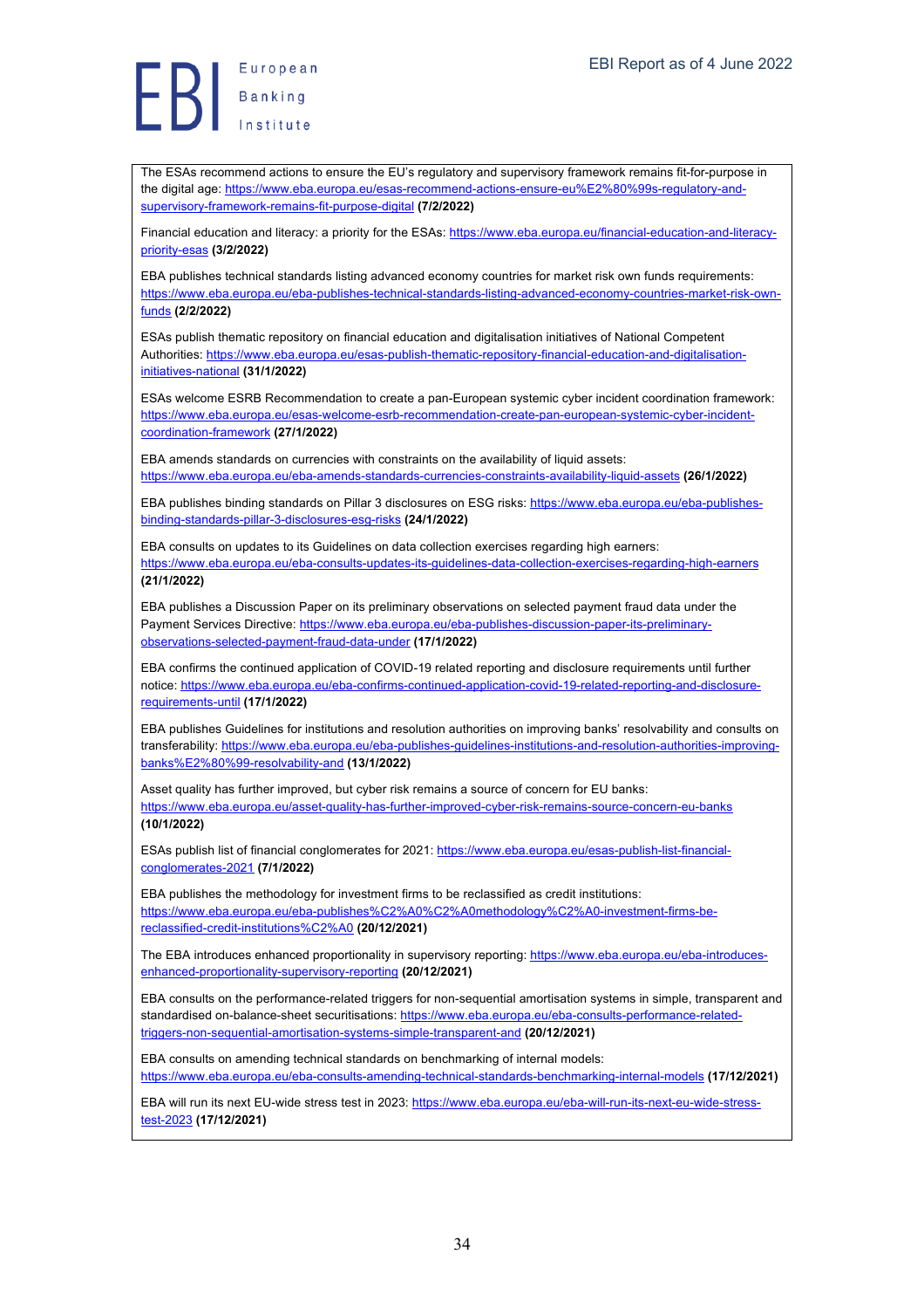The ESAs recommend actions to ensure the EU's regulatory and supervisory framework remains fit-for-purpose in the digital age: https://www.eba.europa.eu/esas-recommend-actions-ensure-eu%E2%80%99s-regulatory-and-supervisory-framework-remains-fit-purpose-digital **(7/2/2022)**

Financial education and literacy: a priority for the ESAs: https://www.eba.europa.eu/financial-education-and-literacy-priority-esas **(3/2/2022)**

EBA publishes technical standards listing advanced economy countries for market risk own funds requirements: https://www.eba.europa.eu/eba-publishes-technical-standards-listing-advanced-economy-countries-market-risk-own-funds **(2/2/2022)**

ESAs publish thematic repository on financial education and digitalisation initiatives of National Competent Authorities: https://www.eba.europa.eu/esas-publish-thematic-repository-financial-education-and-digitalisation-initiatives-national **(31/1/2022)**

ESAs welcome ESRB Recommendation to create a pan-European systemic cyber incident coordination framework: https://www.eba.europa.eu/esas-welcome-esrb-recommendation-create-pan-european-systemic-cyber-incident-coordination-framework **(27/1/2022)**

EBA amends standards on currencies with constraints on the availability of liquid assets: https://www.eba.europa.eu/eba-amends-standards-currencies-constraints-availability-liquid-assets **(26/1/2022)**

EBA publishes binding standards on Pillar 3 disclosures on ESG risks: https://www.eba.europa.eu/eba-publishes-binding-standards-pillar-3-disclosures-esg-risks **(24/1/2022)**

EBA consults on updates to its Guidelines on data collection exercises regarding high earners: https://www.eba.europa.eu/eba-consults-updates-its-guidelines-data-collection-exercises-regarding-high-earners **(21/1/2022)**

EBA publishes a Discussion Paper on its preliminary observations on selected payment fraud data under the Payment Services Directive: https://www.eba.europa.eu/eba-publishes-discussion-paper-its-preliminary-observations-selected-payment-fraud-data-under **(17/1/2022)**

EBA confirms the continued application of COVID-19 related reporting and disclosure requirements until further notice: https://www.eba.europa.eu/eba-confirms-continued-application-covid-19-related-reporting-and-disclosure-requirements-until **(17/1/2022)**

EBA publishes Guidelines for institutions and resolution authorities on improving banks' resolvability and consults on transferability: https://www.eba.europa.eu/eba-publishes-guidelines-institutions-and-resolution-authorities-improving-banks%E2%80%99-resolvability-and **(13/1/2022)**

Asset quality has further improved, but cyber risk remains a source of concern for EU banks: https://www.eba.europa.eu/asset-quality-has-further-improved-cyber-risk-remains-source-concern-eu-banks **(10/1/2022)**

ESAs publish list of financial conglomerates for 2021: https://www.eba.europa.eu/esas-publish-list-financial-conglomerates-2021 **(7/1/2022)**

EBA publishes the methodology for investment firms to be reclassified as credit institutions: https://www.eba.europa.eu/eba-publishes%C2%A0%C2%A0methodology%C2%A0-investment-firms-be-reclassified-credit-institutions%C2%A0 **(20/12/2021)**

The EBA introduces enhanced proportionality in supervisory reporting: https://www.eba.europa.eu/eba-introduces-enhanced-proportionality-supervisory-reporting **(20/12/2021)**

EBA consults on the performance-related triggers for non-sequential amortisation systems in simple, transparent and standardised on-balance-sheet securitisations: https://www.eba.europa.eu/eba-consults-performance-related-triggers-non-sequential-amortisation-systems-simple-transparent-and **(20/12/2021)**

EBA consults on amending technical standards on benchmarking of internal models: https://www.eba.europa.eu/eba-consults-amending-technical-standards-benchmarking-internal-models **(17/12/2021)**

EBA will run its next EU-wide stress test in 2023: https://www.eba.europa.eu/eba-will-run-its-next-eu-wide-stress-test-2023 **(17/12/2021)**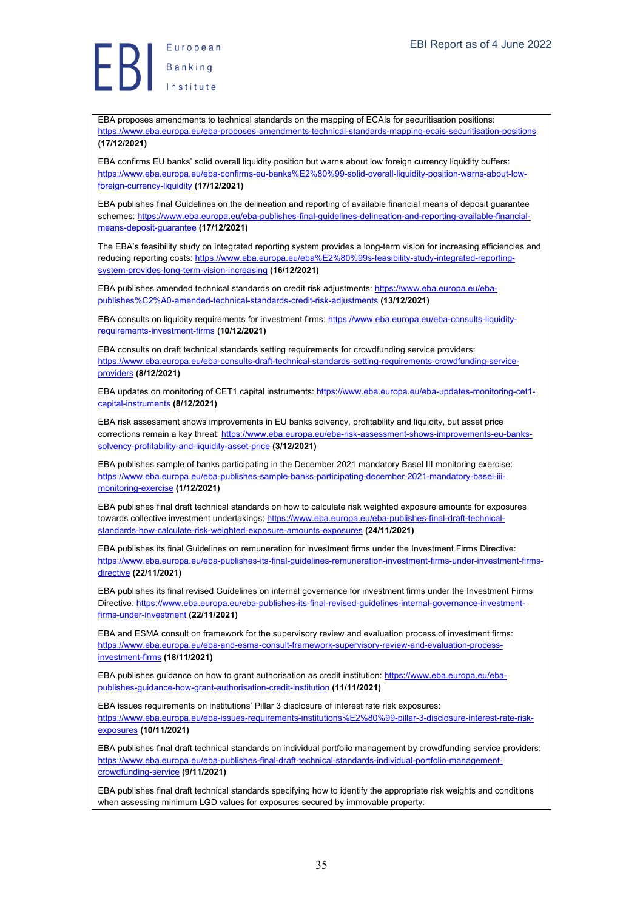EBA proposes amendments to technical standards on the mapping of ECAIs for securitisation positions: https://www.eba.europa.eu/eba-proposes-amendments-technical-standards-mapping-ecais-securitisation-positions **(17/12/2021)**

EBA confirms EU banks' solid overall liquidity position but warns about low foreign currency liquidity buffers: https://www.eba.europa.eu/eba-confirms-eu-banks%E2%80%99-solid-overall-liquidity-position-warns-about-low-foreign-currency-liquidity **(17/12/2021)**

EBA publishes final Guidelines on the delineation and reporting of available financial means of deposit guarantee schemes: https://www.eba.europa.eu/eba-publishes-final-guidelines-delineation-and-reporting-available-financial-means-deposit-guarantee **(17/12/2021)**

The EBA's feasibility study on integrated reporting system provides a long-term vision for increasing efficiencies and reducing reporting costs: https://www.eba.europa.eu/eba%E2%80%99s-feasibility-study-integrated-reporting-system-provides-long-term-vision-increasing **(16/12/2021)**

EBA publishes amended technical standards on credit risk adjustments: https://www.eba.europa.eu/eba-publishes%C2%A0-amended-technical-standards-credit-risk-adjustments **(13/12/2021)**

EBA consults on liquidity requirements for investment firms: https://www.eba.europa.eu/eba-consults-liquidity-requirements-investment-firms **(10/12/2021)**

EBA consults on draft technical standards setting requirements for crowdfunding service providers: https://www.eba.europa.eu/eba-consults-draft-technical-standards-setting-requirements-crowdfunding-service-providers **(8/12/2021)**

EBA updates on monitoring of CET1 capital instruments: https://www.eba.europa.eu/eba-updates-monitoring-cet1-capital-instruments **(8/12/2021)**

EBA risk assessment shows improvements in EU banks solvency, profitability and liquidity, but asset price corrections remain a key threat: https://www.eba.europa.eu/eba-risk-assessment-shows-improvements-eu-banks-solvency-profitability-and-liquidity-asset-price **(3/12/2021)**

EBA publishes sample of banks participating in the December 2021 mandatory Basel III monitoring exercise: https://www.eba.europa.eu/eba-publishes-sample-banks-participating-december-2021-mandatory-basel-iii-monitoring-exercise **(1/12/2021)**

EBA publishes final draft technical standards on how to calculate risk weighted exposure amounts for exposures towards collective investment undertakings: https://www.eba.europa.eu/eba-publishes-final-draft-technical-standards-how-calculate-risk-weighted-exposure-amounts-exposures **(24/11/2021)**

EBA publishes its final Guidelines on remuneration for investment firms under the Investment Firms Directive: https://www.eba.europa.eu/eba-publishes-its-final-guidelines-remuneration-investment-firms-under-investment-firms-directive **(22/11/2021)**

EBA publishes its final revised Guidelines on internal governance for investment firms under the Investment Firms Directive: https://www.eba.europa.eu/eba-publishes-its-final-revised-guidelines-internal-governance-investment-firms-under-investment **(22/11/2021)**

EBA and ESMA consult on framework for the supervisory review and evaluation process of investment firms: https://www.eba.europa.eu/eba-and-esma-consult-framework-supervisory-review-and-evaluation-process-investment-firms **(18/11/2021)**

EBA publishes guidance on how to grant authorisation as credit institution: https://www.eba.europa.eu/eba-publishes-guidance-how-grant-authorisation-credit-institution **(11/11/2021)**

EBA issues requirements on institutions' Pillar 3 disclosure of interest rate risk exposures: https://www.eba.europa.eu/eba-issues-requirements-institutions%E2%80%99-pillar-3-disclosure-interest-rate-risk-exposures **(10/11/2021)**

EBA publishes final draft technical standards on individual portfolio management by crowdfunding service providers: https://www.eba.europa.eu/eba-publishes-final-draft-technical-standards-individual-portfolio-management-crowdfunding-service **(9/11/2021)**

EBA publishes final draft technical standards specifying how to identify the appropriate risk weights and conditions when assessing minimum LGD values for exposures secured by immovable property: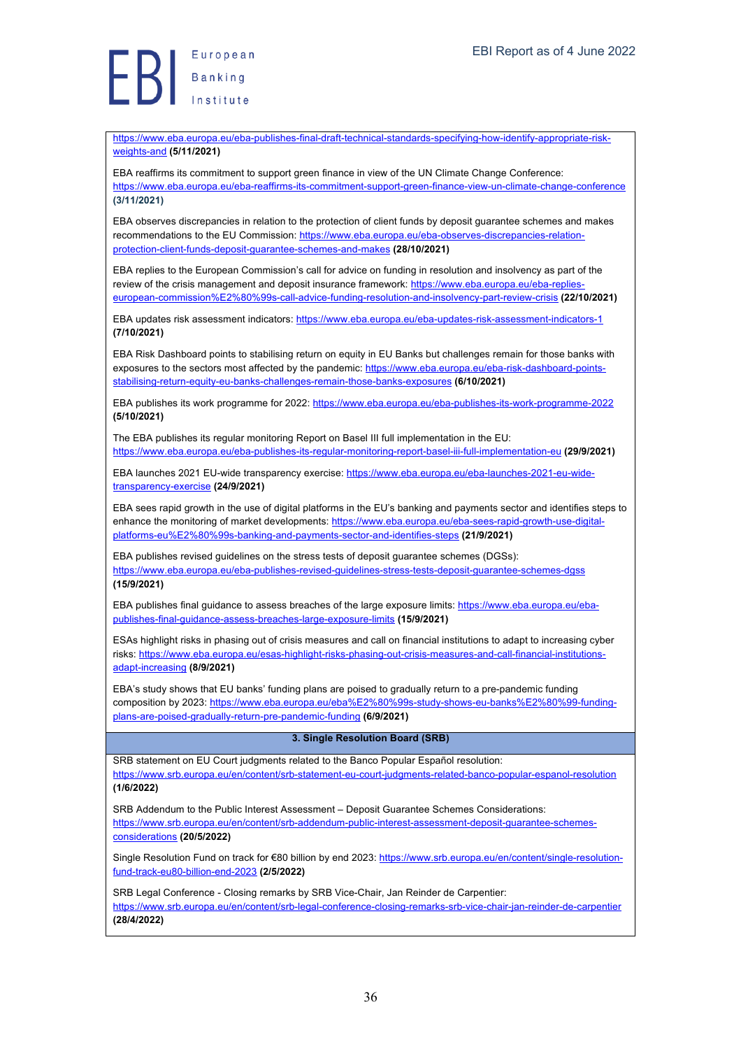https://www.eba.europa.eu/eba-publishes-final-draft-technical-standards-specifying-how-identify-appropriate-risk-weights-and **(5/11/2021)**

EBA reaffirms its commitment to support green finance in view of the UN Climate Change Conference: https://www.eba.europa.eu/eba-reaffirms-its-commitment-support-green-finance-view-un-climate-change-conference **(3/11/2021)**

EBA observes discrepancies in relation to the protection of client funds by deposit guarantee schemes and makes recommendations to the EU Commission: https://www.eba.europa.eu/eba-observes-discrepancies-relation-protection-client-funds-deposit-guarantee-schemes-and-makes **(28/10/2021)**

EBA replies to the European Commission's call for advice on funding in resolution and insolvency as part of the review of the crisis management and deposit insurance framework: https://www.eba.europa.eu/eba-replies-european-commission%E2%80%99s-call-advice-funding-resolution-and-insolvency-part-review-crisis **(22/10/2021)**

EBA updates risk assessment indicators: https://www.eba.europa.eu/eba-updates-risk-assessment-indicators-1 **(7/10/2021)**

EBA Risk Dashboard points to stabilising return on equity in EU Banks but challenges remain for those banks with exposures to the sectors most affected by the pandemic: https://www.eba.europa.eu/eba-risk-dashboard-points-stabilising-return-equity-eu-banks-challenges-remain-those-banks-exposures **(6/10/2021)**

EBA publishes its work programme for 2022: https://www.eba.europa.eu/eba-publishes-its-work-programme-2022 **(5/10/2021)**

The EBA publishes its regular monitoring Report on Basel III full implementation in the EU: https://www.eba.europa.eu/eba-publishes-its-regular-monitoring-report-basel-iii-full-implementation-eu **(29/9/2021)**

EBA launches 2021 EU-wide transparency exercise: https://www.eba.europa.eu/eba-launches-2021-eu-wide-transparency-exercise **(24/9/2021)**

EBA sees rapid growth in the use of digital platforms in the EU's banking and payments sector and identifies steps to enhance the monitoring of market developments: https://www.eba.europa.eu/eba-sees-rapid-growth-use-digital-platforms-eu%E2%80%99s-banking-and-payments-sector-and-identifies-steps **(21/9/2021)**

EBA publishes revised guidelines on the stress tests of deposit guarantee schemes (DGSs): https://www.eba.europa.eu/eba-publishes-revised-guidelines-stress-tests-deposit-guarantee-schemes-dgss **(15/9/2021)**

EBA publishes final guidance to assess breaches of the large exposure limits: https://www.eba.europa.eu/eba-publishes-final-guidance-assess-breaches-large-exposure-limits **(15/9/2021)**

ESAs highlight risks in phasing out of crisis measures and call on financial institutions to adapt to increasing cyber risks: https://www.eba.europa.eu/esas-highlight-risks-phasing-out-crisis-measures-and-call-financial-institutions-adapt-increasing **(8/9/2021)**

EBA's study shows that EU banks' funding plans are poised to gradually return to a pre-pandemic funding composition by 2023: https://www.eba.europa.eu/eba%E2%80%99s-study-shows-eu-banks%E2%80%99-funding-plans-are-poised-gradually-return-pre-pandemic-funding **(6/9/2021)**

## 3. Single Resolution Board (SRB)

SRB statement on EU Court judgments related to the Banco Popular Español resolution: https://www.srb.europa.eu/en/content/srb-statement-eu-court-judgments-related-banco-popular-espanol-resolution **(1/6/2022)**

SRB Addendum to the Public Interest Assessment – Deposit Guarantee Schemes Considerations: https://www.srb.europa.eu/en/content/srb-addendum-public-interest-assessment-deposit-guarantee-schemes-considerations **(20/5/2022)**

Single Resolution Fund on track for €80 billion by end 2023: https://www.srb.europa.eu/en/content/single-resolution-fund-track-eu80-billion-end-2023 **(2/5/2022)**

SRB Legal Conference - Closing remarks by SRB Vice-Chair, Jan Reinder de Carpentier: https://www.srb.europa.eu/en/content/srb-legal-conference-closing-remarks-srb-vice-chair-jan-reinder-de-carpentier **(28/4/2022)**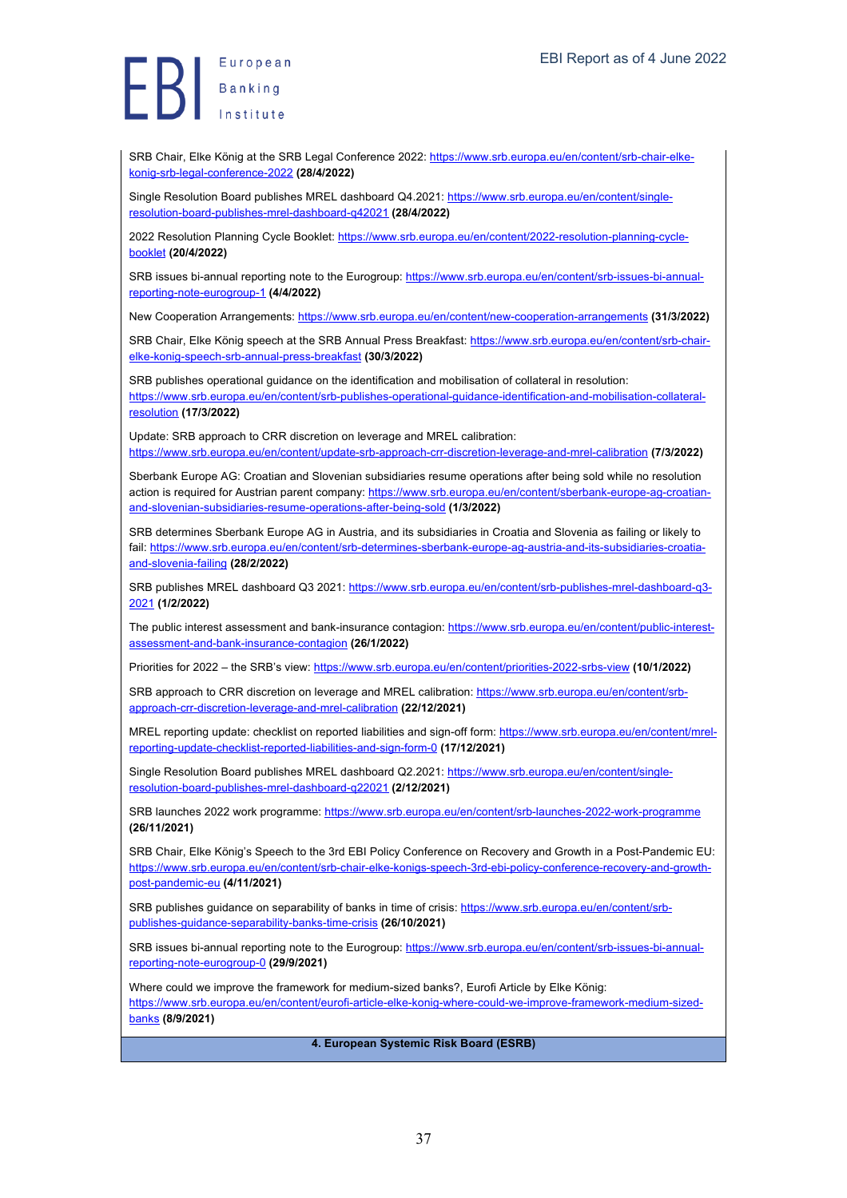SRB Chair, Elke König at the SRB Legal Conference 2022: https://www.srb.europa.eu/en/content/srb-chair-elke-konig-srb-legal-conference-2022 **(28/4/2022)**

Single Resolution Board publishes MREL dashboard Q4.2021: https://www.srb.europa.eu/en/content/single-resolution-board-publishes-mrel-dashboard-q42021 **(28/4/2022)**

2022 Resolution Planning Cycle Booklet: https://www.srb.europa.eu/en/content/2022-resolution-planning-cycle-booklet **(20/4/2022)**

SRB issues bi-annual reporting note to the Eurogroup: https://www.srb.europa.eu/en/content/srb-issues-bi-annual-reporting-note-eurogroup-1 **(4/4/2022)**

New Cooperation Arrangements: https://www.srb.europa.eu/en/content/new-cooperation-arrangements **(31/3/2022)**

SRB Chair, Elke König speech at the SRB Annual Press Breakfast: https://www.srb.europa.eu/en/content/srb-chair-elke-konig-speech-srb-annual-press-breakfast **(30/3/2022)**

SRB publishes operational guidance on the identification and mobilisation of collateral in resolution: https://www.srb.europa.eu/en/content/srb-publishes-operational-guidance-identification-and-mobilisation-collateral-resolution **(17/3/2022)**

Update: SRB approach to CRR discretion on leverage and MREL calibration: https://www.srb.europa.eu/en/content/update-srb-approach-crr-discretion-leverage-and-mrel-calibration **(7/3/2022)**

Sberbank Europe AG: Croatian and Slovenian subsidiaries resume operations after being sold while no resolution action is required for Austrian parent company: https://www.srb.europa.eu/en/content/sberbank-europe-ag-croatian-and-slovenian-subsidiaries-resume-operations-after-being-sold **(1/3/2022)**

SRB determines Sberbank Europe AG in Austria, and its subsidiaries in Croatia and Slovenia as failing or likely to fail: https://www.srb.europa.eu/en/content/srb-determines-sberbank-europe-ag-austria-and-its-subsidiaries-croatia-and-slovenia-failing **(28/2/2022)**

SRB publishes MREL dashboard Q3 2021: https://www.srb.europa.eu/en/content/srb-publishes-mrel-dashboard-q3-2021 **(1/2/2022)**

The public interest assessment and bank-insurance contagion: https://www.srb.europa.eu/en/content/public-interest-assessment-and-bank-insurance-contagion **(26/1/2022)**

Priorities for 2022 – the SRB's view: https://www.srb.europa.eu/en/content/priorities-2022-srbs-view **(10/1/2022)**

SRB approach to CRR discretion on leverage and MREL calibration: https://www.srb.europa.eu/en/content/srb-approach-crr-discretion-leverage-and-mrel-calibration **(22/12/2021)**

MREL reporting update: checklist on reported liabilities and sign-off form: https://www.srb.europa.eu/en/content/mrel-reporting-update-checklist-reported-liabilities-and-sign-form-0 **(17/12/2021)**

Single Resolution Board publishes MREL dashboard Q2.2021: https://www.srb.europa.eu/en/content/single-resolution-board-publishes-mrel-dashboard-q22021 **(2/12/2021)**

SRB launches 2022 work programme: https://www.srb.europa.eu/en/content/srb-launches-2022-work-programme **(26/11/2021)**

SRB Chair, Elke König's Speech to the 3rd EBI Policy Conference on Recovery and Growth in a Post-Pandemic EU: https://www.srb.europa.eu/en/content/srb-chair-elke-konigs-speech-3rd-ebi-policy-conference-recovery-and-growth-post-pandemic-eu **(4/11/2021)**

SRB publishes guidance on separability of banks in time of crisis: https://www.srb.europa.eu/en/content/srb-publishes-guidance-separability-banks-time-crisis **(26/10/2021)**

SRB issues bi-annual reporting note to the Eurogroup: https://www.srb.europa.eu/en/content/srb-issues-bi-annual-reporting-note-eurogroup-0 **(29/9/2021)**

Where could we improve the framework for medium-sized banks?, Eurofi Article by Elke König: https://www.srb.europa.eu/en/content/eurofi-article-elke-konig-where-could-we-improve-framework-medium-sized-banks **(8/9/2021)**

## 4. European Systemic Risk Board (ESRB)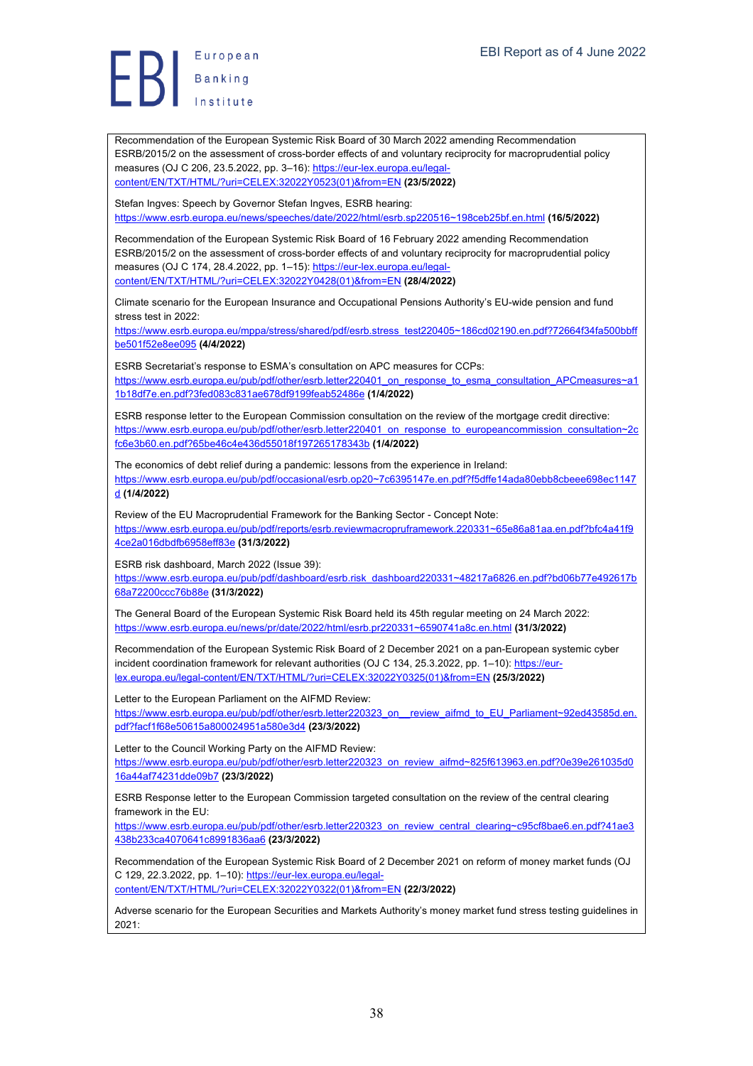Recommendation of the European Systemic Risk Board of 30 March 2022 amending Recommendation ESRB/2015/2 on the assessment of cross-border effects of and voluntary reciprocity for macroprudential policy measures (OJ C 206, 23.5.2022, pp. 3–16): https://eur-lex.europa.eu/legal-content/EN/TXT/HTML/?uri=CELEX:32022Y0523(01)&from=EN **(23/5/2022)**

Stefan Ingves: Speech by Governor Stefan Ingves, ESRB hearing: https://www.esrb.europa.eu/news/speeches/date/2022/html/esrb.sp220516~198ceb25bf.en.html **(16/5/2022)**

Recommendation of the European Systemic Risk Board of 16 February 2022 amending Recommendation ESRB/2015/2 on the assessment of cross-border effects of and voluntary reciprocity for macroprudential policy measures (OJ C 174, 28.4.2022, pp. 1–15): https://eur-lex.europa.eu/legal-content/EN/TXT/HTML/?uri=CELEX:32022Y0428(01)&from=EN **(28/4/2022)**

Climate scenario for the European Insurance and Occupational Pensions Authority's EU-wide pension and fund stress test in 2022: https://www.esrb.europa.eu/mppa/stress/shared/pdf/esrb.stress_test220405~186cd02190.en.pdf?72664f34fa500bbffbe501f52e8ee095 **(4/4/2022)**

ESRB Secretariat's response to ESMA's consultation on APC measures for CCPs: https://www.esrb.europa.eu/pub/pdf/other/esrb.letter220401_on_response_to_esma_consultation_APCmeasures~a11b18df7e.en.pdf?3fed083c831ae678df9199feab52486e **(1/4/2022)**

ESRB response letter to the European Commission consultation on the review of the mortgage credit directive: https://www.esrb.europa.eu/pub/pdf/other/esrb.letter220401_on_response_to_europeancommission_consultation~2cfc6e3b60.en.pdf?65be46c4e436d55018f197265178343b **(1/4/2022)**

The economics of debt relief during a pandemic: lessons from the experience in Ireland: https://www.esrb.europa.eu/pub/pdf/occasional/esrb.op20~7c6395147e.en.pdf?f5dffe14ada80ebb8cbeee698ec1147d **(1/4/2022)**

Review of the EU Macroprudential Framework for the Banking Sector - Concept Note: https://www.esrb.europa.eu/pub/pdf/reports/esrb.reviewmacropruframework.220331~65e86a81aa.en.pdf?bfc4a41f94ce2a016dbdfb6958eff83e **(31/3/2022)**

ESRB risk dashboard, March 2022 (Issue 39): https://www.esrb.europa.eu/pub/pdf/dashboard/esrb.risk_dashboard220331~48217a6826.en.pdf?bd06b77e492617b68a72200ccc76b88e **(31/3/2022)**

The General Board of the European Systemic Risk Board held its 45th regular meeting on 24 March 2022: https://www.esrb.europa.eu/news/pr/date/2022/html/esrb.pr220331~6590741a8c.en.html **(31/3/2022)**

Recommendation of the European Systemic Risk Board of 2 December 2021 on a pan-European systemic cyber incident coordination framework for relevant authorities (OJ C 134, 25.3.2022, pp. 1–10): https://eur-lex.europa.eu/legal-content/EN/TXT/HTML/?uri=CELEX:32022Y0325(01)&from=EN **(25/3/2022)**

Letter to the European Parliament on the AIFMD Review: https://www.esrb.europa.eu/pub/pdf/other/esrb.letter220323_on__review_aifmd_to_EU_Parliament~92ed43585d.en.pdf?facf1f68e50615a800024951a580e3d4 **(23/3/2022)**

Letter to the Council Working Party on the AIFMD Review: https://www.esrb.europa.eu/pub/pdf/other/esrb.letter220323_on_review_aifmd~825f613963.en.pdf?0e39e261035d016a44af74231dde09b7 **(23/3/2022)**

ESRB Response letter to the European Commission targeted consultation on the review of the central clearing framework in the EU: https://www.esrb.europa.eu/pub/pdf/other/esrb.letter220323_on_review_central_clearing~c95cf8bae6.en.pdf?41ae3438b233ca4070641c8991836aa6 **(23/3/2022)**

Recommendation of the European Systemic Risk Board of 2 December 2021 on reform of money market funds (OJ C 129, 22.3.2022, pp. 1–10): https://eur-lex.europa.eu/legal-content/EN/TXT/HTML/?uri=CELEX:32022Y0322(01)&from=EN **(22/3/2022)**

Adverse scenario for the European Securities and Markets Authority's money market fund stress testing guidelines in 2021: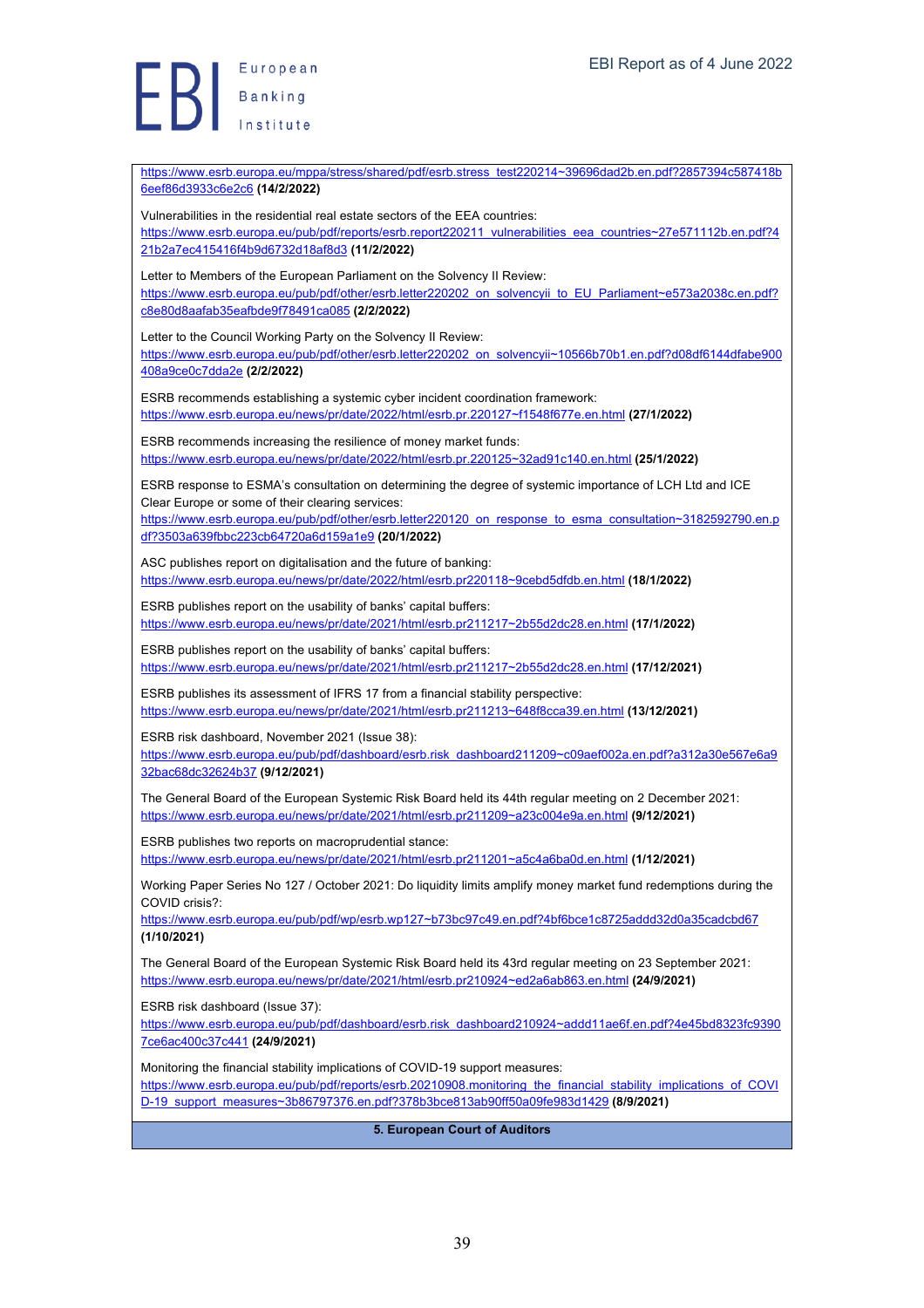https://www.esrb.europa.eu/mppa/stress/shared/pdf/esrb.stress_test220214~39696dad2b.en.pdf?2857394c587418b6eef86d3933c6e2c6 **(14/2/2022)**

Vulnerabilities in the residential real estate sectors of the EEA countries:
https://www.esrb.europa.eu/pub/pdf/reports/esrb.report220211_vulnerabilities_eea_countries~27e571112b.en.pdf?421b2a7ec415416f4b9d6732d18af8d3 **(11/2/2022)**

Letter to Members of the European Parliament on the Solvency II Review:
https://www.esrb.europa.eu/pub/pdf/other/esrb.letter220202_on_solvencyii_to_EU_Parliament~e573a2038c.en.pdf?c8e80d8aafab35eafbde9f78491ca085 **(2/2/2022)**

Letter to the Council Working Party on the Solvency II Review:
https://www.esrb.europa.eu/pub/pdf/other/esrb.letter220202_on_solvencyii~10566b70b1.en.pdf?d08df6144dfabe900408a9ce0c7dda2e **(2/2/2022)**

ESRB recommends establishing a systemic cyber incident coordination framework:
https://www.esrb.europa.eu/news/pr/date/2022/html/esrb.pr.220127~f1548f677e.en.html **(27/1/2022)**

ESRB recommends increasing the resilience of money market funds:
https://www.esrb.europa.eu/news/pr/date/2022/html/esrb.pr.220125~32ad91c140.en.html **(25/1/2022)**

ESRB response to ESMA's consultation on determining the degree of systemic importance of LCH Ltd and ICE Clear Europe or some of their clearing services:
https://www.esrb.europa.eu/pub/pdf/other/esrb.letter220120_on_response_to_esma_consultation~3182592790.en.pdf?3503a639fbbc223cb64720a6d159a1e9 **(20/1/2022)**

ASC publishes report on digitalisation and the future of banking:
https://www.esrb.europa.eu/news/pr/date/2022/html/esrb.pr220118~9cebd5dfdb.en.html **(18/1/2022)**

ESRB publishes report on the usability of banks' capital buffers:
https://www.esrb.europa.eu/news/pr/date/2021/html/esrb.pr211217~2b55d2dc28.en.html **(17/1/2022)**

ESRB publishes report on the usability of banks' capital buffers:
https://www.esrb.europa.eu/news/pr/date/2021/html/esrb.pr211217~2b55d2dc28.en.html **(17/12/2021)**

ESRB publishes its assessment of IFRS 17 from a financial stability perspective:
https://www.esrb.europa.eu/news/pr/date/2021/html/esrb.pr211213~648f8cca39.en.html **(13/12/2021)**

ESRB risk dashboard, November 2021 (Issue 38):
https://www.esrb.europa.eu/pub/pdf/dashboard/esrb.risk_dashboard211209~c09aef002a.en.pdf?a312a30e567e6a932bac68dc32624b37 **(9/12/2021)**

The General Board of the European Systemic Risk Board held its 44th regular meeting on 2 December 2021:
https://www.esrb.europa.eu/news/pr/date/2021/html/esrb.pr211209~a23c004e9a.en.html **(9/12/2021)**

ESRB publishes two reports on macroprudential stance:
https://www.esrb.europa.eu/news/pr/date/2021/html/esrb.pr211201~a5c4a6ba0d.en.html **(1/12/2021)**

Working Paper Series No 127 / October 2021: Do liquidity limits amplify money market fund redemptions during the COVID crisis?:
https://www.esrb.europa.eu/pub/pdf/wp/esrb.wp127~b73bc97c49.en.pdf?4bf6bce1c8725addd32d0a35cadcbd67 **(1/10/2021)**

The General Board of the European Systemic Risk Board held its 43rd regular meeting on 23 September 2021:
https://www.esrb.europa.eu/news/pr/date/2021/html/esrb.pr210924~ed2a6ab863.en.html **(24/9/2021)**

ESRB risk dashboard (Issue 37):
https://www.esrb.europa.eu/pub/pdf/dashboard/esrb.risk_dashboard210924~addd11ae6f.en.pdf?4e45bd8323fc93907ce6ac400c37c441 **(24/9/2021)**

Monitoring the financial stability implications of COVID-19 support measures:
https://www.esrb.europa.eu/pub/pdf/reports/esrb.20210908.monitoring_the_financial_stability_implications_of_COVID-19_support_measures~3b86797376.en.pdf?378b3bce813ab90ff50a09fe983d1429 **(8/9/2021)**

**5. European Court of Auditors**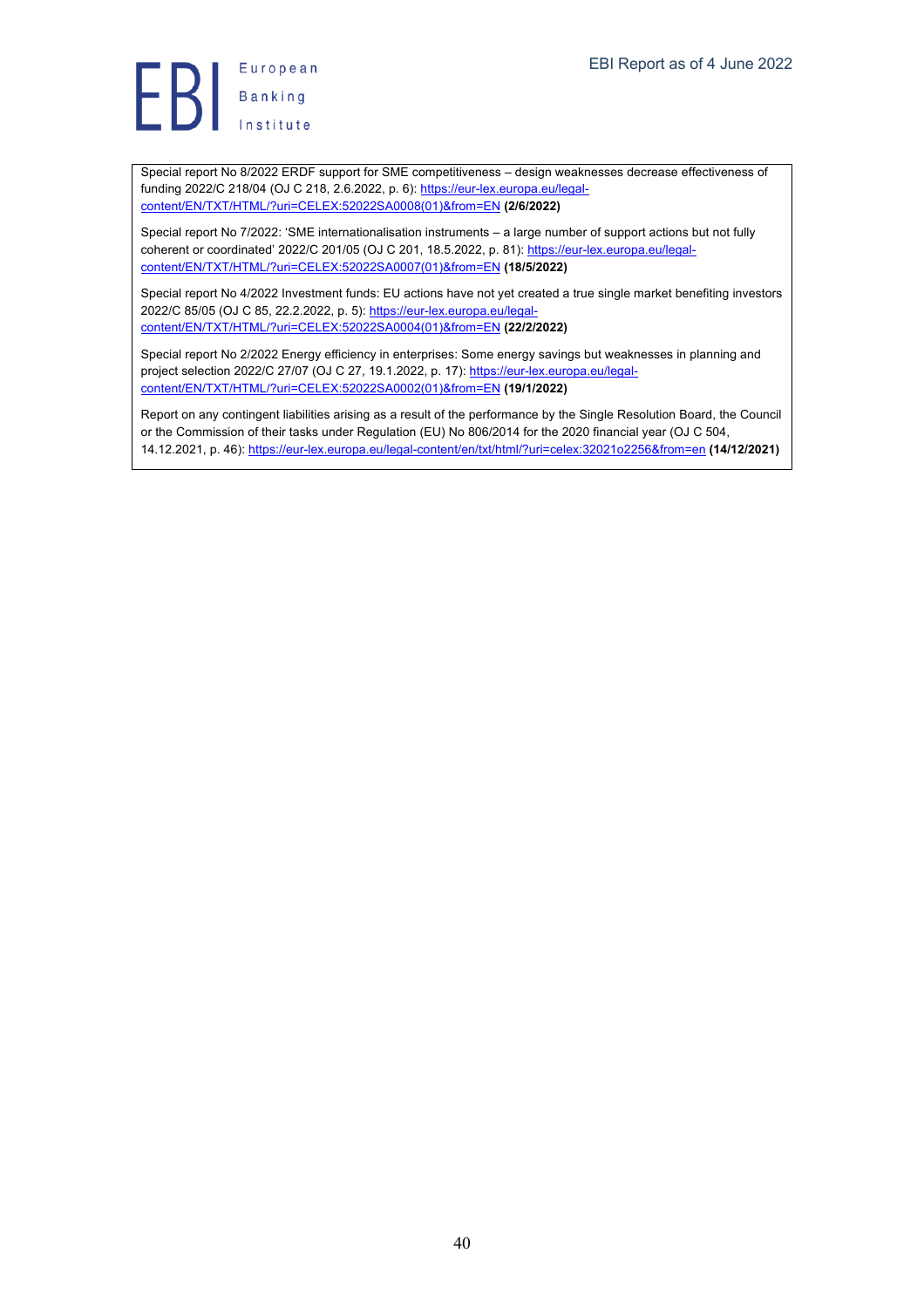Special report No 8/2022 ERDF support for SME competitiveness – design weaknesses decrease effectiveness of funding 2022/C 218/04 (OJ C 218, 2.6.2022, p. 6): https://eur-lex.europa.eu/legal-content/EN/TXT/HTML/?uri=CELEX:52022SA0008(01)&from=EN **(2/6/2022)**

Special report No 7/2022: 'SME internationalisation instruments – a large number of support actions but not fully coherent or coordinated' 2022/C 201/05 (OJ C 201, 18.5.2022, p. 81): https://eur-lex.europa.eu/legal-content/EN/TXT/HTML/?uri=CELEX:52022SA0007(01)&from=EN **(18/5/2022)**

Special report No 4/2022 Investment funds: EU actions have not yet created a true single market benefiting investors 2022/C 85/05 (OJ C 85, 22.2.2022, p. 5): https://eur-lex.europa.eu/legal-content/EN/TXT/HTML/?uri=CELEX:52022SA0004(01)&from=EN **(22/2/2022)**

Special report No 2/2022 Energy efficiency in enterprises: Some energy savings but weaknesses in planning and project selection 2022/C 27/07 (OJ C 27, 19.1.2022, p. 17): https://eur-lex.europa.eu/legal-content/EN/TXT/HTML/?uri=CELEX:52022SA0002(01)&from=EN **(19/1/2022)**

Report on any contingent liabilities arising as a result of the performance by the Single Resolution Board, the Council or the Commission of their tasks under Regulation (EU) No 806/2014 for the 2020 financial year (OJ C 504, 14.12.2021, p. 46): https://eur-lex.europa.eu/legal-content/en/txt/html/?uri=celex:32021o2256&from=en **(14/12/2021)**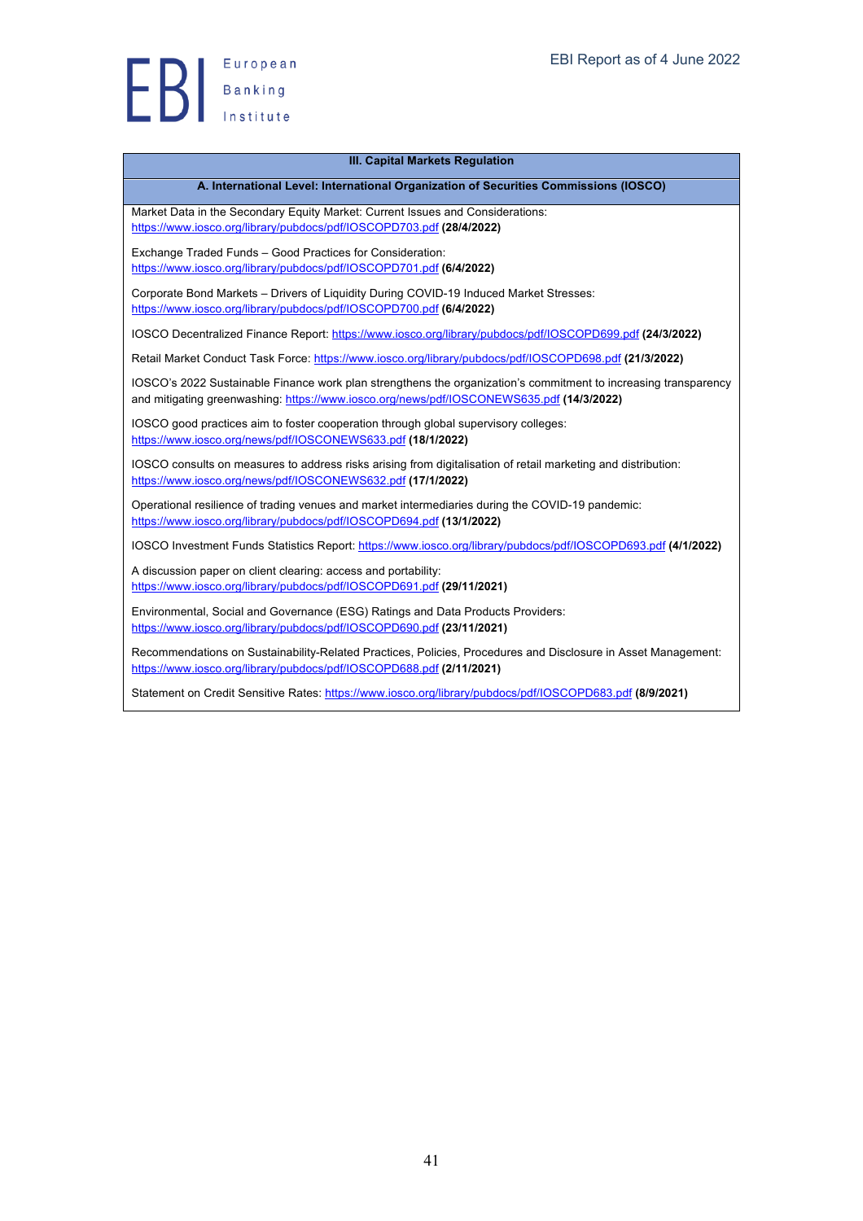| III. Capital Markets Regulation |
|---|
| **A. International Level: International Organization of Securities Commissions (IOSCO)** |
| Market Data in the Secondary Equity Market: Current Issues and Considerations: https://www.iosco.org/library/pubdocs/pdf/IOSCOPD703.pdf **(28/4/2022)** |
| Exchange Traded Funds – Good Practices for Consideration: https://www.iosco.org/library/pubdocs/pdf/IOSCOPD701.pdf **(6/4/2022)** |
| Corporate Bond Markets – Drivers of Liquidity During COVID-19 Induced Market Stresses: https://www.iosco.org/library/pubdocs/pdf/IOSCOPD700.pdf **(6/4/2022)** |
| IOSCO Decentralized Finance Report: https://www.iosco.org/library/pubdocs/pdf/IOSCOPD699.pdf **(24/3/2022)** |
| Retail Market Conduct Task Force: https://www.iosco.org/library/pubdocs/pdf/IOSCOPD698.pdf **(21/3/2022)** |
| IOSCO's 2022 Sustainable Finance work plan strengthens the organization's commitment to increasing transparency and mitigating greenwashing: https://www.iosco.org/news/pdf/IOSCONEWS635.pdf **(14/3/2022)** |
| IOSCO good practices aim to foster cooperation through global supervisory colleges: https://www.iosco.org/news/pdf/IOSCONEWS633.pdf **(18/1/2022)** |
| IOSCO consults on measures to address risks arising from digitalisation of retail marketing and distribution: https://www.iosco.org/news/pdf/IOSCONEWS632.pdf **(17/1/2022)** |
| Operational resilience of trading venues and market intermediaries during the COVID-19 pandemic: https://www.iosco.org/library/pubdocs/pdf/IOSCOPD694.pdf **(13/1/2022)** |
| IOSCO Investment Funds Statistics Report: https://www.iosco.org/library/pubdocs/pdf/IOSCOPD693.pdf **(4/1/2022)** |
| A discussion paper on client clearing: access and portability: https://www.iosco.org/library/pubdocs/pdf/IOSCOPD691.pdf **(29/11/2021)** |
| Environmental, Social and Governance (ESG) Ratings and Data Products Providers: https://www.iosco.org/library/pubdocs/pdf/IOSCOPD690.pdf **(23/11/2021)** |
| Recommendations on Sustainability-Related Practices, Policies, Procedures and Disclosure in Asset Management: https://www.iosco.org/library/pubdocs/pdf/IOSCOPD688.pdf **(2/11/2021)** |
| Statement on Credit Sensitive Rates: https://www.iosco.org/library/pubdocs/pdf/IOSCOPD683.pdf **(8/9/2021)** |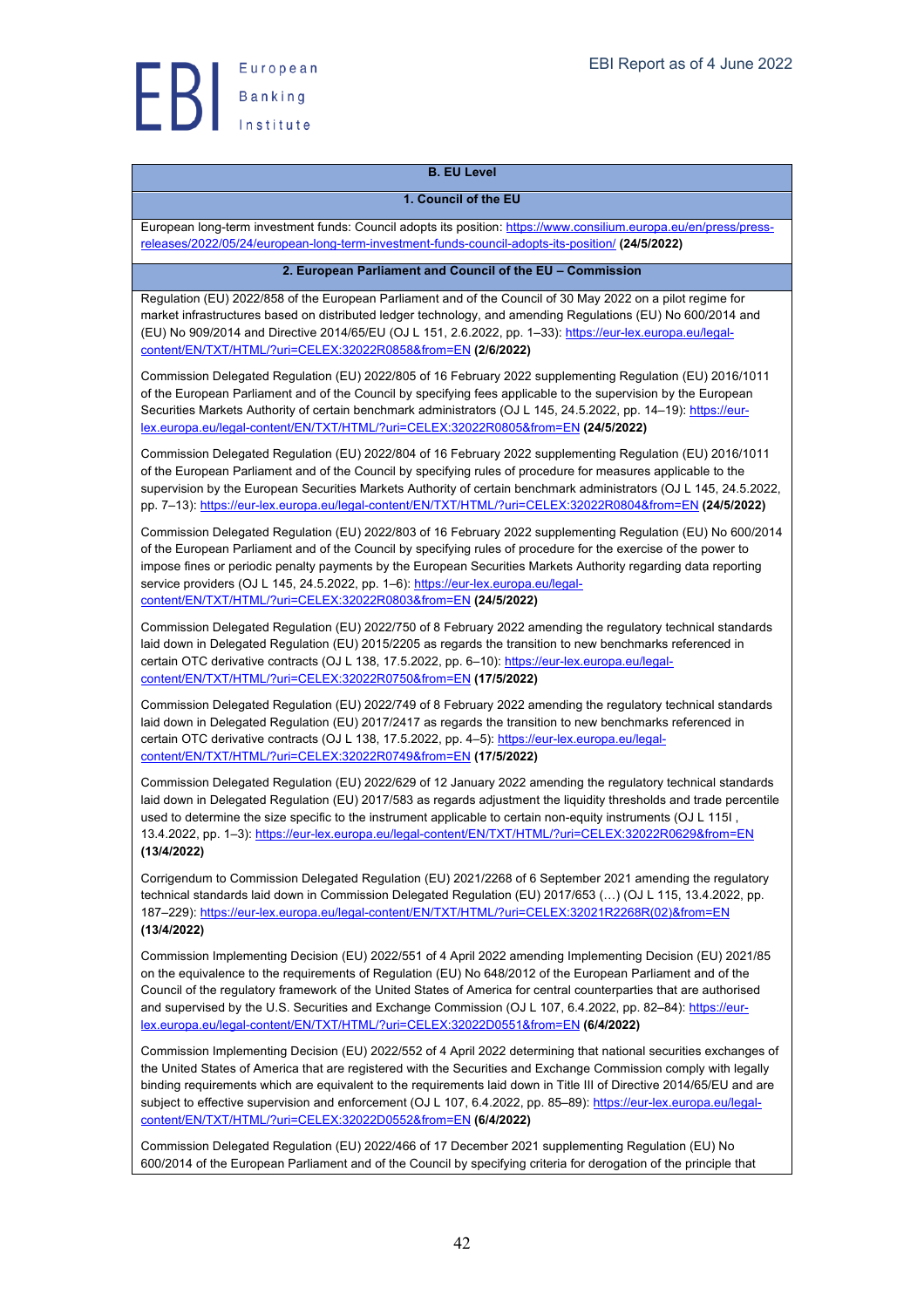**B. EU Level**

**1. Council of the EU**

European long-term investment funds: Council adopts its position: https://www.consilium.europa.eu/en/press/press-releases/2022/05/24/european-long-term-investment-funds-council-adopts-its-position/ **(24/5/2022)**

**2. European Parliament and Council of the EU – Commission**

Regulation (EU) 2022/858 of the European Parliament and of the Council of 30 May 2022 on a pilot regime for market infrastructures based on distributed ledger technology, and amending Regulations (EU) No 600/2014 and (EU) No 909/2014 and Directive 2014/65/EU (OJ L 151, 2.6.2022, pp. 1–33): https://eur-lex.europa.eu/legal-content/EN/TXT/HTML/?uri=CELEX:32022R0858&from=EN **(2/6/2022)**

Commission Delegated Regulation (EU) 2022/805 of 16 February 2022 supplementing Regulation (EU) 2016/1011 of the European Parliament and of the Council by specifying fees applicable to the supervision by the European Securities Markets Authority of certain benchmark administrators (OJ L 145, 24.5.2022, pp. 14–19): https://eur-lex.europa.eu/legal-content/EN/TXT/HTML/?uri=CELEX:32022R0805&from=EN **(24/5/2022)**

Commission Delegated Regulation (EU) 2022/804 of 16 February 2022 supplementing Regulation (EU) 2016/1011 of the European Parliament and of the Council by specifying rules of procedure for measures applicable to the supervision by the European Securities Markets Authority of certain benchmark administrators (OJ L 145, 24.5.2022, pp. 7–13): https://eur-lex.europa.eu/legal-content/EN/TXT/HTML/?uri=CELEX:32022R0804&from=EN **(24/5/2022)**

Commission Delegated Regulation (EU) 2022/803 of 16 February 2022 supplementing Regulation (EU) No 600/2014 of the European Parliament and of the Council by specifying rules of procedure for the exercise of the power to impose fines or periodic penalty payments by the European Securities Markets Authority regarding data reporting service providers (OJ L 145, 24.5.2022, pp. 1–6): https://eur-lex.europa.eu/legal-content/EN/TXT/HTML/?uri=CELEX:32022R0803&from=EN **(24/5/2022)**

Commission Delegated Regulation (EU) 2022/750 of 8 February 2022 amending the regulatory technical standards laid down in Delegated Regulation (EU) 2015/2205 as regards the transition to new benchmarks referenced in certain OTC derivative contracts (OJ L 138, 17.5.2022, pp. 6–10): https://eur-lex.europa.eu/legal-content/EN/TXT/HTML/?uri=CELEX:32022R0750&from=EN **(17/5/2022)**

Commission Delegated Regulation (EU) 2022/749 of 8 February 2022 amending the regulatory technical standards laid down in Delegated Regulation (EU) 2017/2417 as regards the transition to new benchmarks referenced in certain OTC derivative contracts (OJ L 138, 17.5.2022, pp. 4–5): https://eur-lex.europa.eu/legal-content/EN/TXT/HTML/?uri=CELEX:32022R0749&from=EN **(17/5/2022)**

Commission Delegated Regulation (EU) 2022/629 of 12 January 2022 amending the regulatory technical standards laid down in Delegated Regulation (EU) 2017/583 as regards adjustment the liquidity thresholds and trade percentile used to determine the size specific to the instrument applicable to certain non-equity instruments (OJ L 115I , 13.4.2022, pp. 1–3): https://eur-lex.europa.eu/legal-content/EN/TXT/HTML/?uri=CELEX:32022R0629&from=EN **(13/4/2022)**

Corrigendum to Commission Delegated Regulation (EU) 2021/2268 of 6 September 2021 amending the regulatory technical standards laid down in Commission Delegated Regulation (EU) 2017/653 (…) (OJ L 115, 13.4.2022, pp. 187–229): https://eur-lex.europa.eu/legal-content/EN/TXT/HTML/?uri=CELEX:32021R2268R(02)&from=EN **(13/4/2022)**

Commission Implementing Decision (EU) 2022/551 of 4 April 2022 amending Implementing Decision (EU) 2021/85 on the equivalence to the requirements of Regulation (EU) No 648/2012 of the European Parliament and of the Council of the regulatory framework of the United States of America for central counterparties that are authorised and supervised by the U.S. Securities and Exchange Commission (OJ L 107, 6.4.2022, pp. 82–84): https://eur-lex.europa.eu/legal-content/EN/TXT/HTML/?uri=CELEX:32022D0551&from=EN **(6/4/2022)**

Commission Implementing Decision (EU) 2022/552 of 4 April 2022 determining that national securities exchanges of the United States of America that are registered with the Securities and Exchange Commission comply with legally binding requirements which are equivalent to the requirements laid down in Title III of Directive 2014/65/EU and are subject to effective supervision and enforcement (OJ L 107, 6.4.2022, pp. 85–89): https://eur-lex.europa.eu/legal-content/EN/TXT/HTML/?uri=CELEX:32022D0552&from=EN **(6/4/2022)**

Commission Delegated Regulation (EU) 2022/466 of 17 December 2021 supplementing Regulation (EU) No 600/2014 of the European Parliament and of the Council by specifying criteria for derogation of the principle that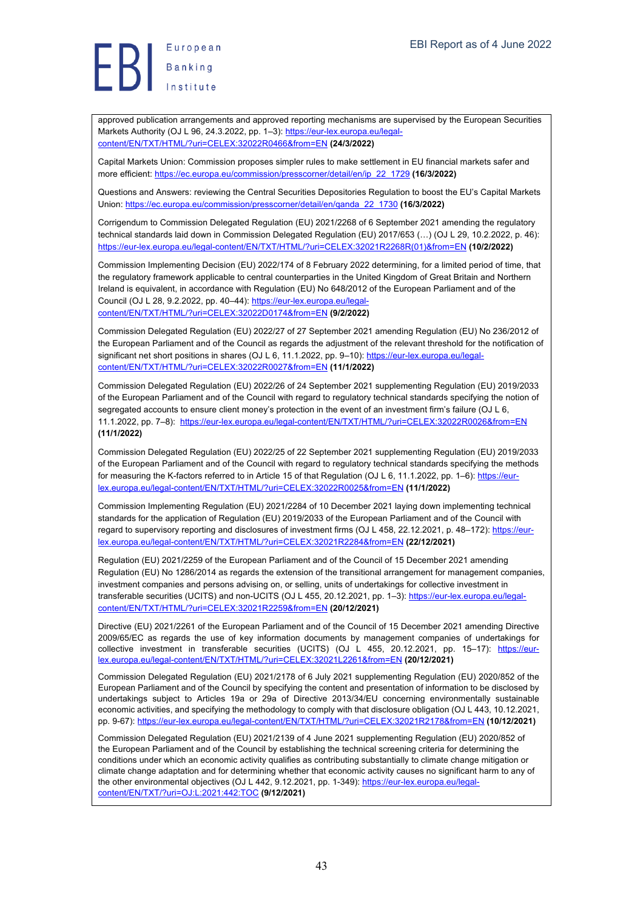approved publication arrangements and approved reporting mechanisms are supervised by the European Securities Markets Authority (OJ L 96, 24.3.2022, pp. 1–3): https://eur-lex.europa.eu/legal-content/EN/TXT/HTML/?uri=CELEX:32022R0466&from=EN **(24/3/2022)**

Capital Markets Union: Commission proposes simpler rules to make settlement in EU financial markets safer and more efficient: https://ec.europa.eu/commission/presscorner/detail/en/ip_22_1729 **(16/3/2022)**

Questions and Answers: reviewing the Central Securities Depositories Regulation to boost the EU's Capital Markets Union: https://ec.europa.eu/commission/presscorner/detail/en/qanda_22_1730 **(16/3/2022)**

Corrigendum to Commission Delegated Regulation (EU) 2021/2268 of 6 September 2021 amending the regulatory technical standards laid down in Commission Delegated Regulation (EU) 2017/653 (…) (OJ L 29, 10.2.2022, p. 46): https://eur-lex.europa.eu/legal-content/EN/TXT/HTML/?uri=CELEX:32021R2268R(01)&from=EN **(10/2/2022)**

Commission Implementing Decision (EU) 2022/174 of 8 February 2022 determining, for a limited period of time, that the regulatory framework applicable to central counterparties in the United Kingdom of Great Britain and Northern Ireland is equivalent, in accordance with Regulation (EU) No 648/2012 of the European Parliament and of the Council (OJ L 28, 9.2.2022, pp. 40–44): https://eur-lex.europa.eu/legal-content/EN/TXT/HTML/?uri=CELEX:32022D0174&from=EN **(9/2/2022)**

Commission Delegated Regulation (EU) 2022/27 of 27 September 2021 amending Regulation (EU) No 236/2012 of the European Parliament and of the Council as regards the adjustment of the relevant threshold for the notification of significant net short positions in shares (OJ L 6, 11.1.2022, pp. 9–10): https://eur-lex.europa.eu/legal-content/EN/TXT/HTML/?uri=CELEX:32022R0027&from=EN **(11/1/2022)**

Commission Delegated Regulation (EU) 2022/26 of 24 September 2021 supplementing Regulation (EU) 2019/2033 of the European Parliament and of the Council with regard to regulatory technical standards specifying the notion of segregated accounts to ensure client money's protection in the event of an investment firm's failure (OJ L 6, 11.1.2022, pp. 7–8): https://eur-lex.europa.eu/legal-content/EN/TXT/HTML/?uri=CELEX:32022R0026&from=EN **(11/1/2022)**

Commission Delegated Regulation (EU) 2022/25 of 22 September 2021 supplementing Regulation (EU) 2019/2033 of the European Parliament and of the Council with regard to regulatory technical standards specifying the methods for measuring the K-factors referred to in Article 15 of that Regulation (OJ L 6, 11.1.2022, pp. 1–6): https://eur-lex.europa.eu/legal-content/EN/TXT/HTML/?uri=CELEX:32022R0025&from=EN **(11/1/2022)**

Commission Implementing Regulation (EU) 2021/2284 of 10 December 2021 laying down implementing technical standards for the application of Regulation (EU) 2019/2033 of the European Parliament and of the Council with regard to supervisory reporting and disclosures of investment firms (OJ L 458, 22.12.2021, p. 48–172): https://eur-lex.europa.eu/legal-content/EN/TXT/HTML/?uri=CELEX:32021R2284&from=EN **(22/12/2021)**

Regulation (EU) 2021/2259 of the European Parliament and of the Council of 15 December 2021 amending Regulation (EU) No 1286/2014 as regards the extension of the transitional arrangement for management companies, investment companies and persons advising on, or selling, units of undertakings for collective investment in transferable securities (UCITS) and non-UCITS (OJ L 455, 20.12.2021, pp. 1–3): https://eur-lex.europa.eu/legal-content/EN/TXT/HTML/?uri=CELEX:32021R2259&from=EN **(20/12/2021)**

Directive (EU) 2021/2261 of the European Parliament and of the Council of 15 December 2021 amending Directive 2009/65/EC as regards the use of key information documents by management companies of undertakings for collective investment in transferable securities (UCITS) (OJ L 455, 20.12.2021, pp. 15–17): https://eur-lex.europa.eu/legal-content/EN/TXT/HTML/?uri=CELEX:32021L2261&from=EN **(20/12/2021)**

Commission Delegated Regulation (EU) 2021/2178 of 6 July 2021 supplementing Regulation (EU) 2020/852 of the European Parliament and of the Council by specifying the content and presentation of information to be disclosed by undertakings subject to Articles 19a or 29a of Directive 2013/34/EU concerning environmentally sustainable economic activities, and specifying the methodology to comply with that disclosure obligation (OJ L 443, 10.12.2021, pp. 9-67): https://eur-lex.europa.eu/legal-content/EN/TXT/HTML/?uri=CELEX:32021R2178&from=EN **(10/12/2021)**

Commission Delegated Regulation (EU) 2021/2139 of 4 June 2021 supplementing Regulation (EU) 2020/852 of the European Parliament and of the Council by establishing the technical screening criteria for determining the conditions under which an economic activity qualifies as contributing substantially to climate change mitigation or climate change adaptation and for determining whether that economic activity causes no significant harm to any of the other environmental objectives (OJ L 442, 9.12.2021, pp. 1-349): https://eur-lex.europa.eu/legal-content/EN/TXT/?uri=OJ:L:2021:442:TOC **(9/12/2021)**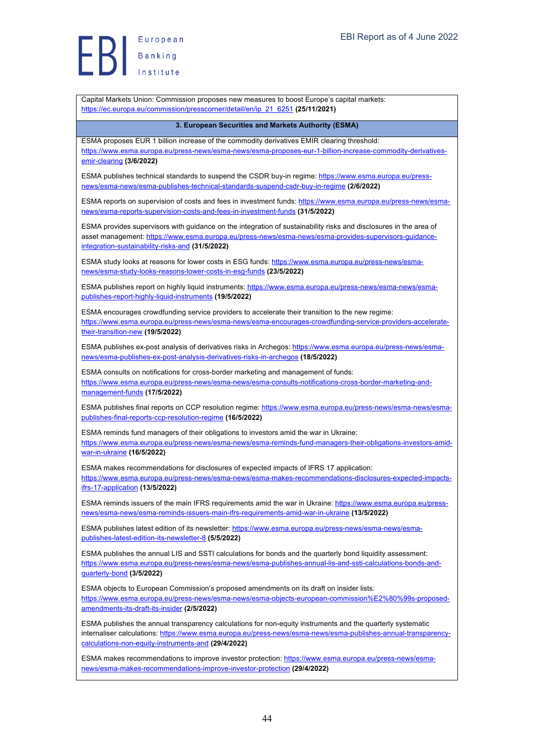Capital Markets Union: Commission proposes new measures to boost Europe's capital markets: https://ec.europa.eu/commission/presscorner/detail/en/ip_21_6251 **(25/11/2021)**

### 3. European Securities and Markets Authority (ESMA)

ESMA proposes EUR 1 billion increase of the commodity derivatives EMIR clearing threshold: https://www.esma.europa.eu/press-news/esma-news/esma-proposes-eur-1-billion-increase-commodity-derivatives-emir-clearing **(3/6/2022)**

ESMA publishes technical standards to suspend the CSDR buy-in regime: https://www.esma.europa.eu/press-news/esma-news/esma-publishes-technical-standards-suspend-csdr-buy-in-regime **(2/6/2022)**

ESMA reports on supervision of costs and fees in investment funds: https://www.esma.europa.eu/press-news/esma-news/esma-reports-supervision-costs-and-fees-in-investment-funds **(31/5/2022)**

ESMA provides supervisors with guidance on the integration of sustainability risks and disclosures in the area of asset management: https://www.esma.europa.eu/press-news/esma-news/esma-provides-supervisors-guidance-integration-sustainability-risks-and **(31/5/2022)**

ESMA study looks at reasons for lower costs in ESG funds: https://www.esma.europa.eu/press-news/esma-news/esma-study-looks-reasons-lower-costs-in-esg-funds **(23/5/2022)**

ESMA publishes report on highly liquid instruments: https://www.esma.europa.eu/press-news/esma-news/esma-publishes-report-highly-liquid-instruments **(19/5/2022)**

ESMA encourages crowdfunding service providers to accelerate their transition to the new regime: https://www.esma.europa.eu/press-news/esma-news/esma-encourages-crowdfunding-service-providers-accelerate-their-transition-new **(19/5/2022)**

ESMA publishes ex-post analysis of derivatives risks in Archegos: https://www.esma.europa.eu/press-news/esma-news/esma-publishes-ex-post-analysis-derivatives-risks-in-archegos **(18/5/2022)**

ESMA consults on notifications for cross-border marketing and management of funds: https://www.esma.europa.eu/press-news/esma-news/esma-consults-notifications-cross-border-marketing-and-management-funds **(17/5/2022)**

ESMA publishes final reports on CCP resolution regime: https://www.esma.europa.eu/press-news/esma-news/esma-publishes-final-reports-ccp-resolution-regime **(16/5/2022)**

ESMA reminds fund managers of their obligations to investors amid the war in Ukraine: https://www.esma.europa.eu/press-news/esma-news/esma-reminds-fund-managers-their-obligations-investors-amid-war-in-ukraine **(16/5/2022)**

ESMA makes recommendations for disclosures of expected impacts of IFRS 17 application: https://www.esma.europa.eu/press-news/esma-news/esma-makes-recommendations-disclosures-expected-impacts-ifrs-17-application **(13/5/2022)**

ESMA reminds issuers of the main IFRS requirements amid the war in Ukraine: https://www.esma.europa.eu/press-news/esma-news/esma-reminds-issuers-main-ifrs-requirements-amid-war-in-ukraine **(13/5/2022)**

ESMA publishes latest edition of its newsletter: https://www.esma.europa.eu/press-news/esma-news/esma-publishes-latest-edition-its-newsletter-8 **(5/5/2022)**

ESMA publishes the annual LIS and SSTI calculations for bonds and the quarterly bond liquidity assessment: https://www.esma.europa.eu/press-news/esma-news/esma-publishes-annual-lis-and-ssti-calculations-bonds-and-quarterly-bond **(3/5/2022)**

ESMA objects to European Commission's proposed amendments on its draft on insider lists: https://www.esma.europa.eu/press-news/esma-news/esma-objects-european-commission%E2%80%99s-proposed-amendments-its-draft-its-insider **(2/5/2022)**

ESMA publishes the annual transparency calculations for non-equity instruments and the quarterly systematic internaliser calculations: https://www.esma.europa.eu/press-news/esma-news/esma-publishes-annual-transparency-calculations-non-equity-instruments-and **(29/4/2022)**

ESMA makes recommendations to improve investor protection: https://www.esma.europa.eu/press-news/esma-news/esma-makes-recommendations-improve-investor-protection **(29/4/2022)**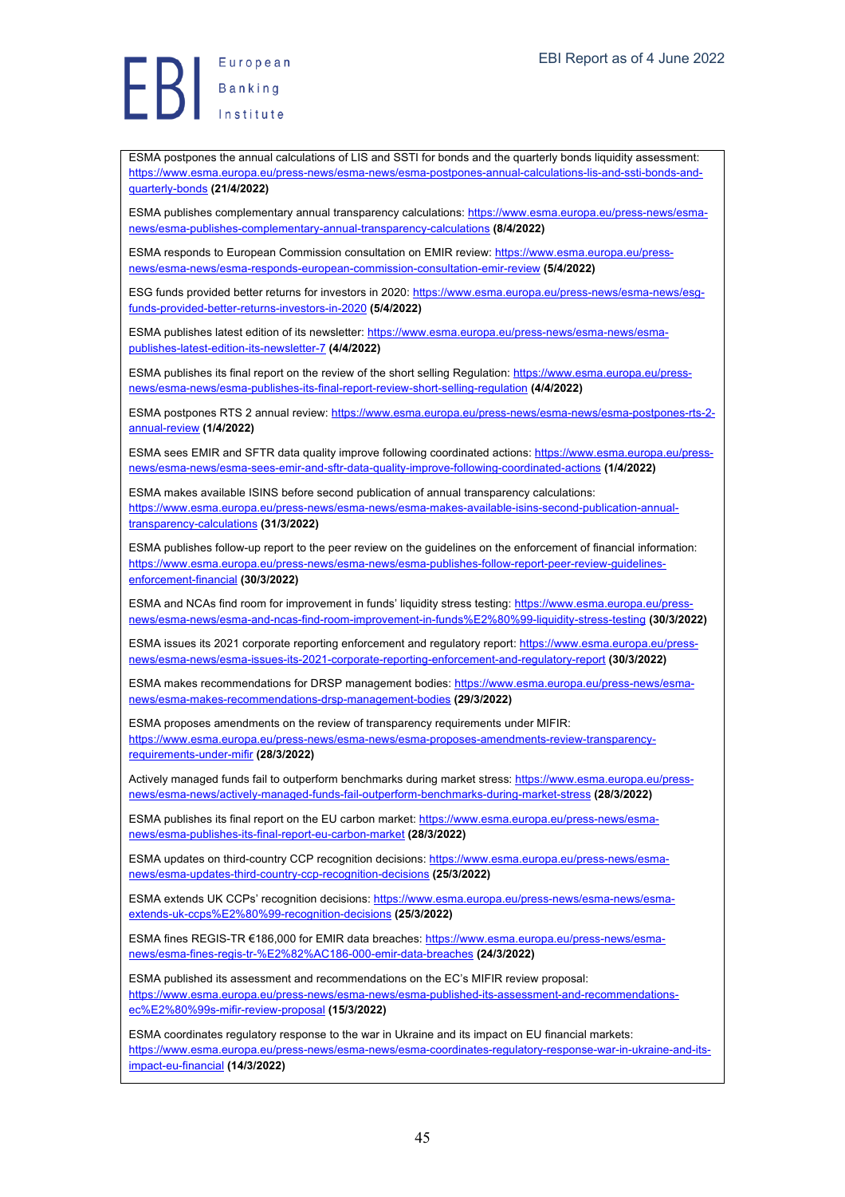ESMA postpones the annual calculations of LIS and SSTI for bonds and the quarterly bonds liquidity assessment: https://www.esma.europa.eu/press-news/esma-news/esma-postpones-annual-calculations-lis-and-ssti-bonds-and-quarterly-bonds **(21/4/2022)**

ESMA publishes complementary annual transparency calculations: https://www.esma.europa.eu/press-news/esma-news/esma-publishes-complementary-annual-transparency-calculations **(8/4/2022)**

ESMA responds to European Commission consultation on EMIR review: https://www.esma.europa.eu/press-news/esma-news/esma-responds-european-commission-consultation-emir-review **(5/4/2022)**

ESG funds provided better returns for investors in 2020: https://www.esma.europa.eu/press-news/esma-news/esg-funds-provided-better-returns-investors-in-2020 **(5/4/2022)**

ESMA publishes latest edition of its newsletter: https://www.esma.europa.eu/press-news/esma-news/esma-publishes-latest-edition-its-newsletter-7 **(4/4/2022)**

ESMA publishes its final report on the review of the short selling Regulation: https://www.esma.europa.eu/press-news/esma-news/esma-publishes-its-final-report-review-short-selling-regulation **(4/4/2022)**

ESMA postpones RTS 2 annual review: https://www.esma.europa.eu/press-news/esma-news/esma-postpones-rts-2-annual-review **(1/4/2022)**

ESMA sees EMIR and SFTR data quality improve following coordinated actions: https://www.esma.europa.eu/press-news/esma-news/esma-sees-emir-and-sftr-data-quality-improve-following-coordinated-actions **(1/4/2022)**

ESMA makes available ISINS before second publication of annual transparency calculations: https://www.esma.europa.eu/press-news/esma-news/esma-makes-available-isins-second-publication-annual-transparency-calculations **(31/3/2022)**

ESMA publishes follow-up report to the peer review on the guidelines on the enforcement of financial information: https://www.esma.europa.eu/press-news/esma-news/esma-publishes-follow-report-peer-review-guidelines-enforcement-financial **(30/3/2022)**

ESMA and NCAs find room for improvement in funds' liquidity stress testing: https://www.esma.europa.eu/press-news/esma-news/esma-and-ncas-find-room-improvement-in-funds%E2%80%99-liquidity-stress-testing **(30/3/2022)**

ESMA issues its 2021 corporate reporting enforcement and regulatory report: https://www.esma.europa.eu/press-news/esma-news/esma-issues-its-2021-corporate-reporting-enforcement-and-regulatory-report **(30/3/2022)**

ESMA makes recommendations for DRSP management bodies: https://www.esma.europa.eu/press-news/esma-news/esma-makes-recommendations-drsp-management-bodies **(29/3/2022)**

ESMA proposes amendments on the review of transparency requirements under MIFIR: https://www.esma.europa.eu/press-news/esma-news/esma-proposes-amendments-review-transparency-requirements-under-mifir **(28/3/2022)**

Actively managed funds fail to outperform benchmarks during market stress: https://www.esma.europa.eu/press-news/esma-news/actively-managed-funds-fail-outperform-benchmarks-during-market-stress **(28/3/2022)**

ESMA publishes its final report on the EU carbon market: https://www.esma.europa.eu/press-news/esma-news/esma-publishes-its-final-report-eu-carbon-market **(28/3/2022)**

ESMA updates on third-country CCP recognition decisions: https://www.esma.europa.eu/press-news/esma-news/esma-updates-third-country-ccp-recognition-decisions **(25/3/2022)**

ESMA extends UK CCPs' recognition decisions: https://www.esma.europa.eu/press-news/esma-news/esma-extends-uk-ccps%E2%80%99-recognition-decisions **(25/3/2022)**

ESMA fines REGIS-TR €186,000 for EMIR data breaches: https://www.esma.europa.eu/press-news/esma-news/esma-fines-regis-tr-%E2%82%AC186-000-emir-data-breaches **(24/3/2022)**

ESMA published its assessment and recommendations on the EC's MIFIR review proposal: https://www.esma.europa.eu/press-news/esma-news/esma-published-its-assessment-and-recommendations-ec%E2%80%99s-mifir-review-proposal **(15/3/2022)**

ESMA coordinates regulatory response to the war in Ukraine and its impact on EU financial markets: https://www.esma.europa.eu/press-news/esma-news/esma-coordinates-regulatory-response-war-in-ukraine-and-its-impact-eu-financial **(14/3/2022)**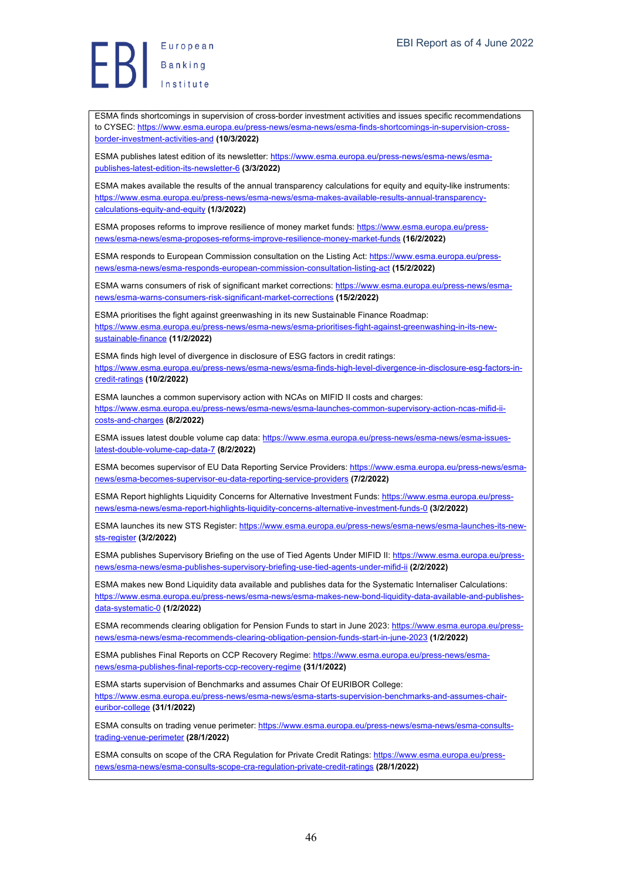ESMA finds shortcomings in supervision of cross-border investment activities and issues specific recommendations to CYSEC: https://www.esma.europa.eu/press-news/esma-news/esma-finds-shortcomings-in-supervision-cross-border-investment-activities-and **(10/3/2022)**

ESMA publishes latest edition of its newsletter: https://www.esma.europa.eu/press-news/esma-news/esma-publishes-latest-edition-its-newsletter-6 **(3/3/2022)**

ESMA makes available the results of the annual transparency calculations for equity and equity-like instruments: https://www.esma.europa.eu/press-news/esma-news/esma-makes-available-results-annual-transparency-calculations-equity-and-equity **(1/3/2022)**

ESMA proposes reforms to improve resilience of money market funds: https://www.esma.europa.eu/press-news/esma-news/esma-proposes-reforms-improve-resilience-money-market-funds **(16/2/2022)**

ESMA responds to European Commission consultation on the Listing Act: https://www.esma.europa.eu/press-news/esma-news/esma-responds-european-commission-consultation-listing-act **(15/2/2022)**

ESMA warns consumers of risk of significant market corrections: https://www.esma.europa.eu/press-news/esma-news/esma-warns-consumers-risk-significant-market-corrections **(15/2/2022)**

ESMA prioritises the fight against greenwashing in its new Sustainable Finance Roadmap: https://www.esma.europa.eu/press-news/esma-news/esma-prioritises-fight-against-greenwashing-in-its-new-sustainable-finance **(11/2/2022)**

ESMA finds high level of divergence in disclosure of ESG factors in credit ratings: https://www.esma.europa.eu/press-news/esma-news/esma-finds-high-level-divergence-in-disclosure-esg-factors-in-credit-ratings **(10/2/2022)**

ESMA launches a common supervisory action with NCAs on MIFID II costs and charges: https://www.esma.europa.eu/press-news/esma-news/esma-launches-common-supervisory-action-ncas-mifid-ii-costs-and-charges **(8/2/2022)**

ESMA issues latest double volume cap data: https://www.esma.europa.eu/press-news/esma-news/esma-issues-latest-double-volume-cap-data-7 **(8/2/2022)**

ESMA becomes supervisor of EU Data Reporting Service Providers: https://www.esma.europa.eu/press-news/esma-news/esma-becomes-supervisor-eu-data-reporting-service-providers **(7/2/2022)**

ESMA Report highlights Liquidity Concerns for Alternative Investment Funds: https://www.esma.europa.eu/press-news/esma-news/esma-report-highlights-liquidity-concerns-alternative-investment-funds-0 **(3/2/2022)**

ESMA launches its new STS Register: https://www.esma.europa.eu/press-news/esma-news/esma-launches-its-new-sts-register **(3/2/2022)**

ESMA publishes Supervisory Briefing on the use of Tied Agents Under MIFID II: https://www.esma.europa.eu/press-news/esma-news/esma-publishes-supervisory-briefing-use-tied-agents-under-mifid-ii **(2/2/2022)**

ESMA makes new Bond Liquidity data available and publishes data for the Systematic Internaliser Calculations: https://www.esma.europa.eu/press-news/esma-news/esma-makes-new-bond-liquidity-data-available-and-publishes-data-systematic-0 **(1/2/2022)**

ESMA recommends clearing obligation for Pension Funds to start in June 2023: https://www.esma.europa.eu/press-news/esma-news/esma-recommends-clearing-obligation-pension-funds-start-in-june-2023 **(1/2/2022)**

ESMA publishes Final Reports on CCP Recovery Regime: https://www.esma.europa.eu/press-news/esma-news/esma-publishes-final-reports-ccp-recovery-regime **(31/1/2022)**

ESMA starts supervision of Benchmarks and assumes Chair Of EURIBOR College: https://www.esma.europa.eu/press-news/esma-news/esma-starts-supervision-benchmarks-and-assumes-chair-euribor-college **(31/1/2022)**

ESMA consults on trading venue perimeter: https://www.esma.europa.eu/press-news/esma-news/esma-consults-trading-venue-perimeter **(28/1/2022)**

ESMA consults on scope of the CRA Regulation for Private Credit Ratings: https://www.esma.europa.eu/press-news/esma-news/esma-consults-scope-cra-regulation-private-credit-ratings **(28/1/2022)**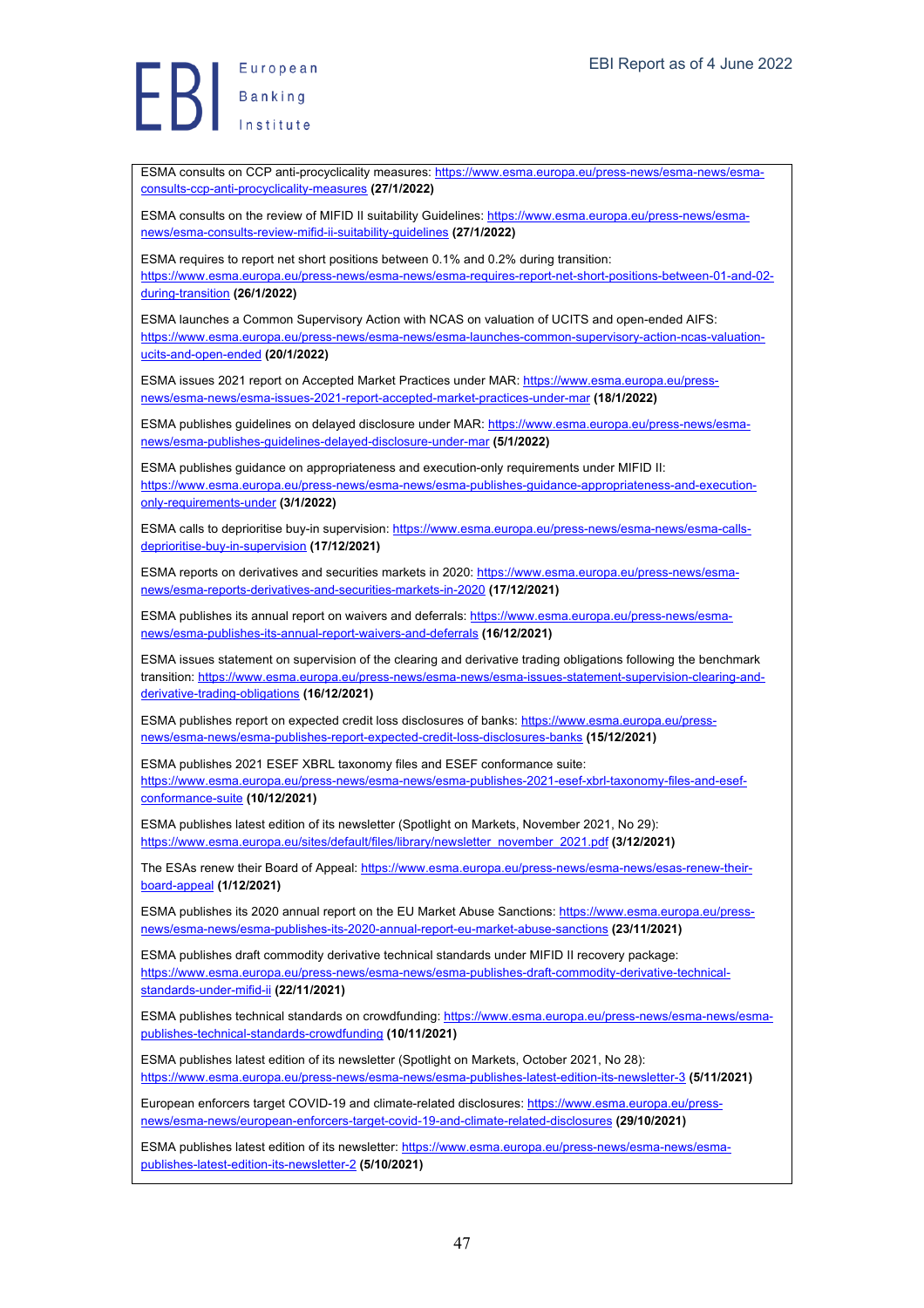ESMA consults on CCP anti-procyclicality measures: https://www.esma.europa.eu/press-news/esma-news/esma-consults-ccp-anti-procyclicality-measures **(27/1/2022)**

ESMA consults on the review of MIFID II suitability Guidelines: https://www.esma.europa.eu/press-news/esma-news/esma-consults-review-mifid-ii-suitability-guidelines **(27/1/2022)**

ESMA requires to report net short positions between 0.1% and 0.2% during transition: https://www.esma.europa.eu/press-news/esma-news/esma-requires-report-net-short-positions-between-01-and-02-during-transition **(26/1/2022)**

ESMA launches a Common Supervisory Action with NCAS on valuation of UCITS and open-ended AIFS: https://www.esma.europa.eu/press-news/esma-news/esma-launches-common-supervisory-action-ncas-valuation-ucits-and-open-ended **(20/1/2022)**

ESMA issues 2021 report on Accepted Market Practices under MAR: https://www.esma.europa.eu/press-news/esma-news/esma-issues-2021-report-accepted-market-practices-under-mar **(18/1/2022)**

ESMA publishes guidelines on delayed disclosure under MAR: https://www.esma.europa.eu/press-news/esma-news/esma-publishes-guidelines-delayed-disclosure-under-mar **(5/1/2022)**

ESMA publishes guidance on appropriateness and execution-only requirements under MIFID II: https://www.esma.europa.eu/press-news/esma-news/esma-publishes-guidance-appropriateness-and-execution-only-requirements-under **(3/1/2022)**

ESMA calls to deprioritise buy-in supervision: https://www.esma.europa.eu/press-news/esma-news/esma-calls-deprioritise-buy-in-supervision **(17/12/2021)**

ESMA reports on derivatives and securities markets in 2020: https://www.esma.europa.eu/press-news/esma-news/esma-reports-derivatives-and-securities-markets-in-2020 **(17/12/2021)**

ESMA publishes its annual report on waivers and deferrals: https://www.esma.europa.eu/press-news/esma-news/esma-publishes-its-annual-report-waivers-and-deferrals **(16/12/2021)**

ESMA issues statement on supervision of the clearing and derivative trading obligations following the benchmark transition: https://www.esma.europa.eu/press-news/esma-news/esma-issues-statement-supervision-clearing-and-derivative-trading-obligations **(16/12/2021)**

ESMA publishes report on expected credit loss disclosures of banks: https://www.esma.europa.eu/press-news/esma-news/esma-publishes-report-expected-credit-loss-disclosures-banks **(15/12/2021)**

ESMA publishes 2021 ESEF XBRL taxonomy files and ESEF conformance suite: https://www.esma.europa.eu/press-news/esma-news/esma-publishes-2021-esef-xbrl-taxonomy-files-and-esef-conformance-suite **(10/12/2021)**

ESMA publishes latest edition of its newsletter (Spotlight on Markets, November 2021, No 29): https://www.esma.europa.eu/sites/default/files/library/newsletter_november_2021.pdf **(3/12/2021)**

The ESAs renew their Board of Appeal: https://www.esma.europa.eu/press-news/esma-news/esas-renew-their-board-appeal **(1/12/2021)**

ESMA publishes its 2020 annual report on the EU Market Abuse Sanctions: https://www.esma.europa.eu/press-news/esma-news/esma-publishes-its-2020-annual-report-eu-market-abuse-sanctions **(23/11/2021)**

ESMA publishes draft commodity derivative technical standards under MIFID II recovery package: https://www.esma.europa.eu/press-news/esma-news/esma-publishes-draft-commodity-derivative-technical-standards-under-mifid-ii **(22/11/2021)**

ESMA publishes technical standards on crowdfunding: https://www.esma.europa.eu/press-news/esma-news/esma-publishes-technical-standards-crowdfunding **(10/11/2021)**

ESMA publishes latest edition of its newsletter (Spotlight on Markets, October 2021, No 28): https://www.esma.europa.eu/press-news/esma-news/esma-publishes-latest-edition-its-newsletter-3 **(5/11/2021)**

European enforcers target COVID-19 and climate-related disclosures: https://www.esma.europa.eu/press-news/esma-news/european-enforcers-target-covid-19-and-climate-related-disclosures **(29/10/2021)**

ESMA publishes latest edition of its newsletter: https://www.esma.europa.eu/press-news/esma-news/esma-publishes-latest-edition-its-newsletter-2 **(5/10/2021)**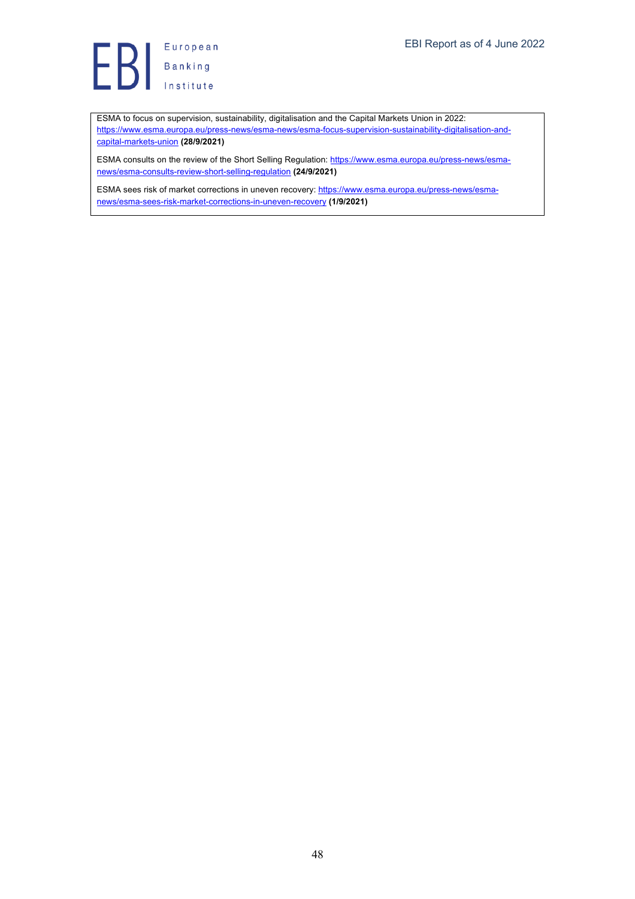ESMA to focus on supervision, sustainability, digitalisation and the Capital Markets Union in 2022: https://www.esma.europa.eu/press-news/esma-news/esma-focus-supervision-sustainability-digitalisation-and-capital-markets-union **(28/9/2021)**

ESMA consults on the review of the Short Selling Regulation: https://www.esma.europa.eu/press-news/esma-news/esma-consults-review-short-selling-regulation **(24/9/2021)**

ESMA sees risk of market corrections in uneven recovery: https://www.esma.europa.eu/press-news/esma-news/esma-sees-risk-market-corrections-in-uneven-recovery **(1/9/2021)**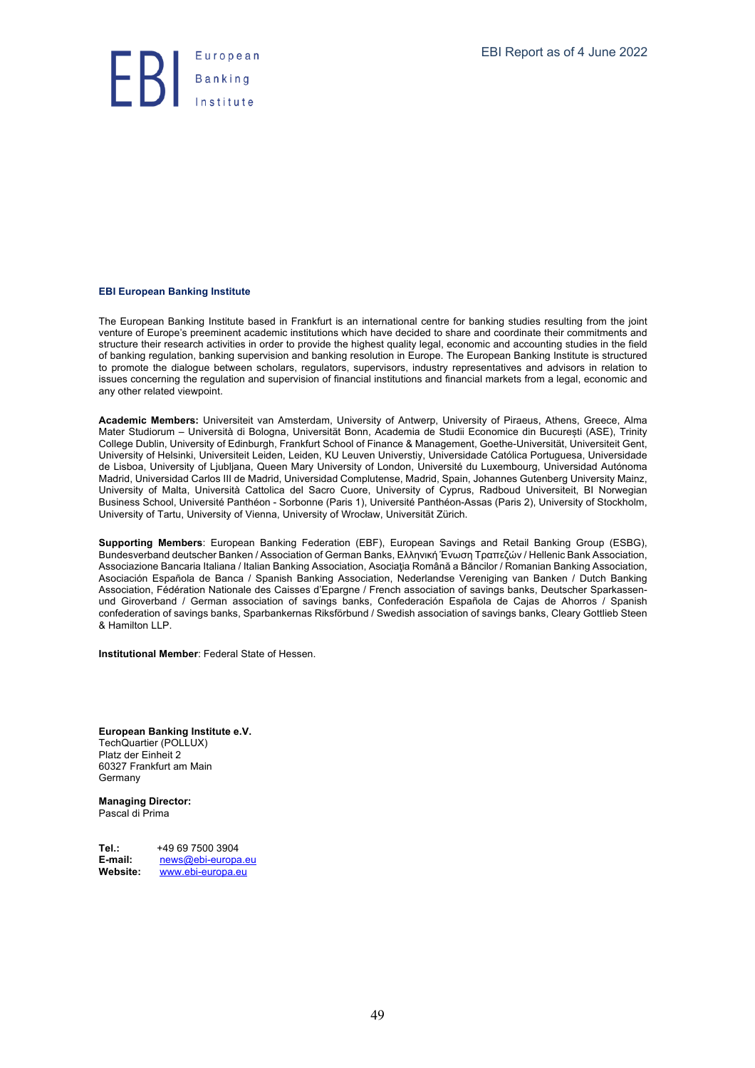EBI European Banking Institute

EBI Report as of 4 June 2022

**EBI European Banking Institute**

The European Banking Institute based in Frankfurt is an international centre for banking studies resulting from the joint venture of Europe's preeminent academic institutions which have decided to share and coordinate their commitments and structure their research activities in order to provide the highest quality legal, economic and accounting studies in the field of banking regulation, banking supervision and banking resolution in Europe. The European Banking Institute is structured to promote the dialogue between scholars, regulators, supervisors, industry representatives and advisors in relation to issues concerning the regulation and supervision of financial institutions and financial markets from a legal, economic and any other related viewpoint.

**Academic Members:** Universiteit van Amsterdam, University of Antwerp, University of Piraeus, Athens, Greece, Alma Mater Studiorum – Università di Bologna, Universität Bonn, Academia de Studii Economice din București (ASE), Trinity College Dublin, University of Edinburgh, Frankfurt School of Finance & Management, Goethe-Universität, Universiteit Gent, University of Helsinki, Universiteit Leiden, Leiden, KU Leuven Universtiy, Universidade Católica Portuguesa, Universidade de Lisboa, University of Ljubljana, Queen Mary University of London, Université du Luxembourg, Universidad Autónoma Madrid, Universidad Carlos III de Madrid, Universidad Complutense, Madrid, Spain, Johannes Gutenberg University Mainz, University of Malta, Università Cattolica del Sacro Cuore, University of Cyprus, Radboud Universiteit, BI Norwegian Business School, Université Panthéon - Sorbonne (Paris 1), Université Panthéon-Assas (Paris 2), University of Stockholm, University of Tartu, University of Vienna, University of Wrocław, Universität Zürich.

**Supporting Members**: European Banking Federation (EBF), European Savings and Retail Banking Group (ESBG), Bundesverband deutscher Banken / Association of German Banks, Ελληνική Ένωση Τραπεζών / Hellenic Bank Association, Associazione Bancaria Italiana / Italian Banking Association, Asociaţia Română a Băncilor / Romanian Banking Association, Asociación Española de Banca / Spanish Banking Association, Nederlandse Vereniging van Banken / Dutch Banking Association, Fédération Nationale des Caisses d'Epargne / French association of savings banks, Deutscher Sparkassen- und Giroverband / German association of savings banks, Confederación Española de Cajas de Ahorros / Spanish confederation of savings banks, Sparbankernas Riksförbund / Swedish association of savings banks, Cleary Gottlieb Steen & Hamilton LLP.

**Institutional Member**: Federal State of Hessen.

**European Banking Institute e.V.**
TechQuartier (POLLUX)
Platz der Einheit 2
60327 Frankfurt am Main
Germany

**Managing Director:**
Pascal di Prima

**Tel.:** +49 69 7500 3904
**E-mail:** news@ebi-europa.eu
**Website:** www.ebi-europa.eu